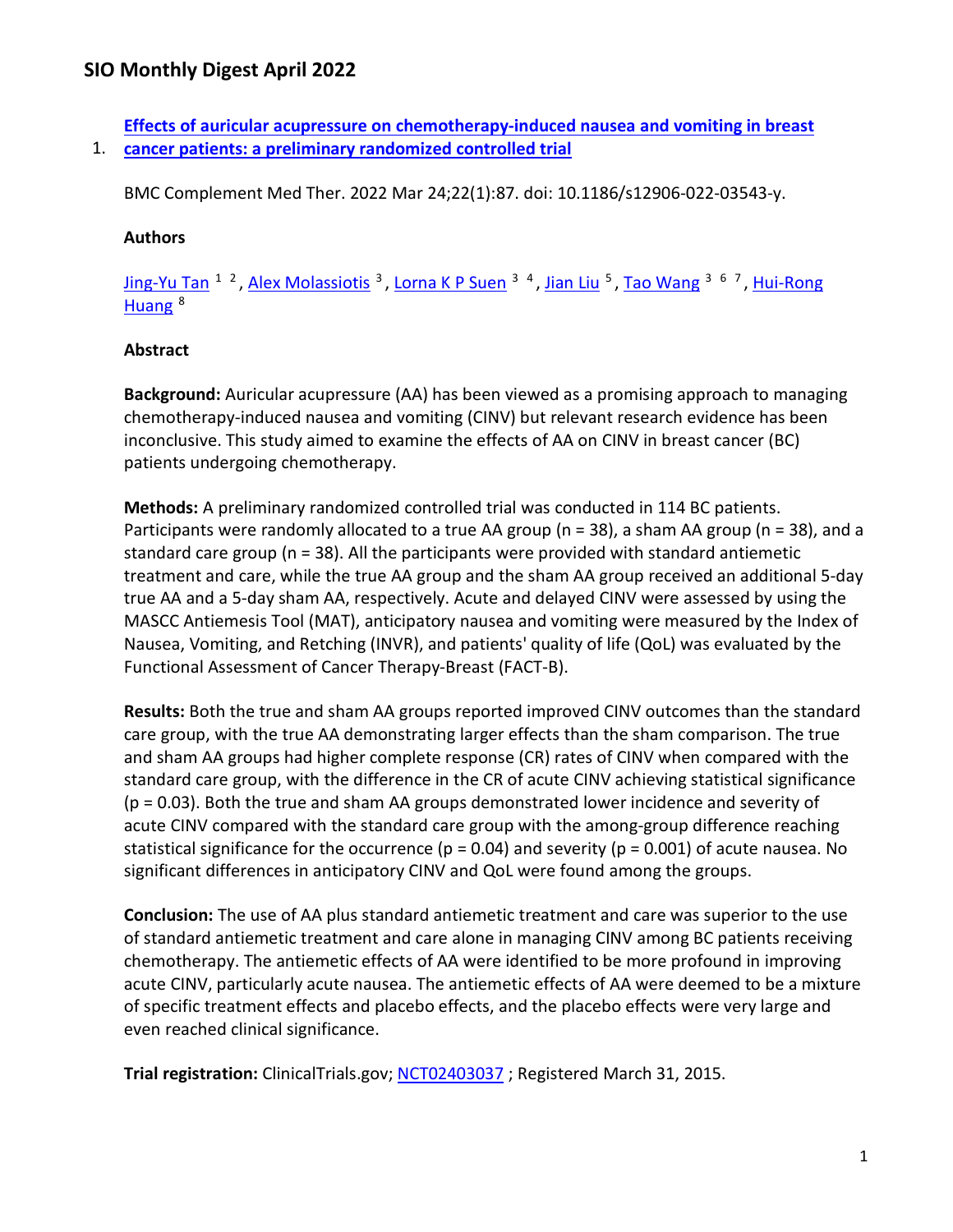# SIO Monthly Digest April 2022

1. **Effects of auricular acupressure on chemotherapy-induced nausea and vomiting in breast cancer patients: a preliminary randomized controlled trial**

BMC Complement Med Ther. 2022 Mar 24;22(1):87. doi: 10.1186/s12906-022-03543-y.

**Authors**

Jing-Yu Tan [1,2], Alex Molassiotis [3], Lorna K P Suen [3,4], Jian Liu [5], Tao Wang [3,6,7], Hui-Rong Huang [8]

**Abstract**

**Background:** Auricular acupressure (AA) has been viewed as a promising approach to managing chemotherapy-induced nausea and vomiting (CINV) but relevant research evidence has been inconclusive. This study aimed to examine the effects of AA on CINV in breast cancer (BC) patients undergoing chemotherapy.

**Methods:** A preliminary randomized controlled trial was conducted in 114 BC patients. Participants were randomly allocated to a true AA group (n = 38), a sham AA group (n = 38), and a standard care group (n = 38). All the participants were provided with standard antiemetic treatment and care, while the true AA group and the sham AA group received an additional 5-day true AA and a 5-day sham AA, respectively. Acute and delayed CINV were assessed by using the MASCC Antiemesis Tool (MAT), anticipatory nausea and vomiting were measured by the Index of Nausea, Vomiting, and Retching (INVR), and patients' quality of life (QoL) was evaluated by the Functional Assessment of Cancer Therapy-Breast (FACT-B).

**Results:** Both the true and sham AA groups reported improved CINV outcomes than the standard care group, with the true AA demonstrating larger effects than the sham comparison. The true and sham AA groups had higher complete response (CR) rates of CINV when compared with the standard care group, with the difference in the CR of acute CINV achieving statistical significance ($p = 0.03$). Both the true and sham AA groups demonstrated lower incidence and severity of acute CINV compared with the standard care group with the among-group difference reaching statistical significance for the occurrence ($p = 0.04$) and severity ($p = 0.001$) of acute nausea. No significant differences in anticipatory CINV and QoL were found among the groups.

**Conclusion:** The use of AA plus standard antiemetic treatment and care was superior to the use of standard antiemetic treatment and care alone in managing CINV among BC patients receiving chemotherapy. The antiemetic effects of AA were identified to be more profound in improving acute CINV, particularly acute nausea. The antiemetic effects of AA were deemed to be a mixture of specific treatment effects and placebo effects, and the placebo effects were very large and even reached clinical significance.

**Trial registration:** ClinicalTrials.gov; NCT02403037 ; Registered March 31, 2015.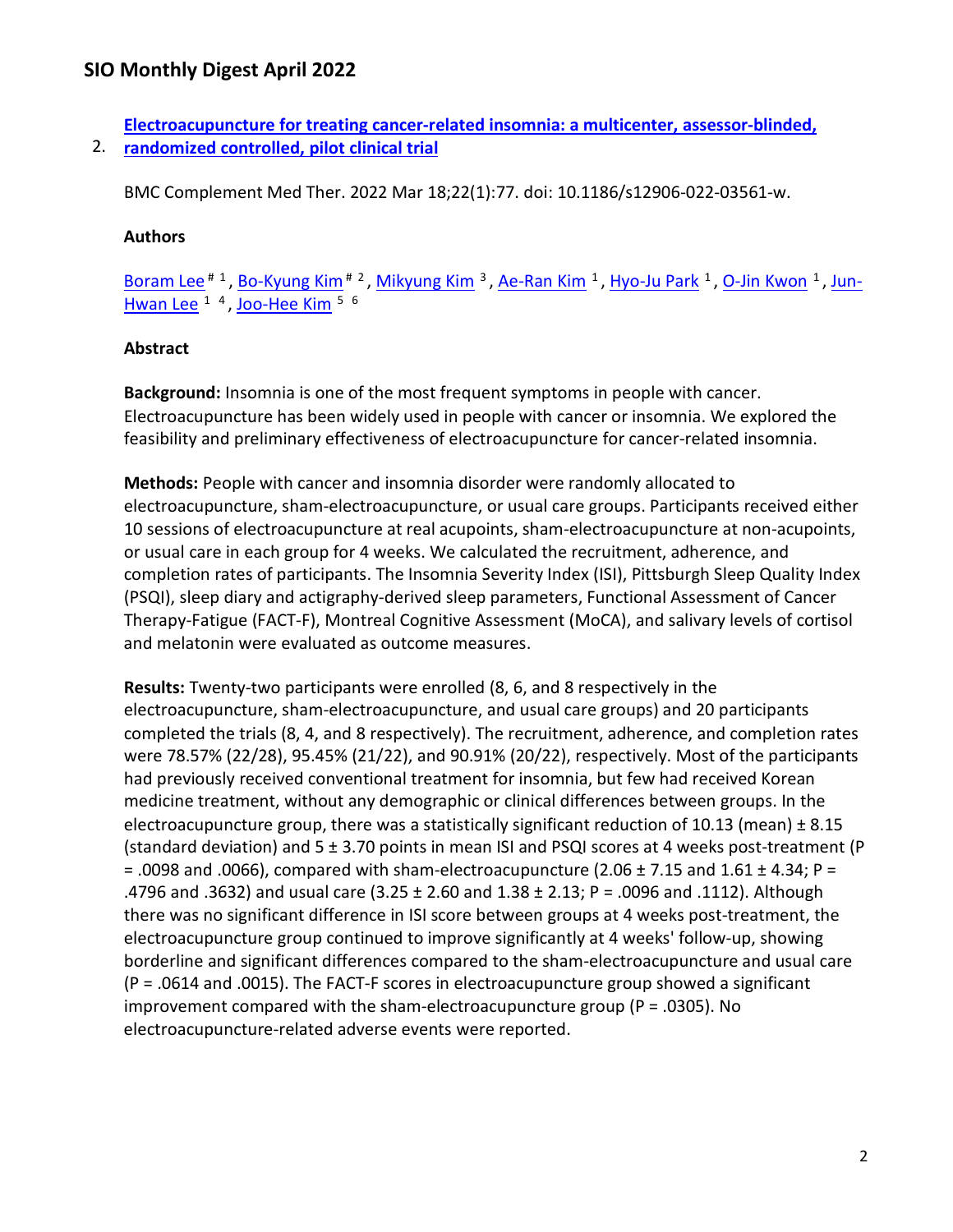2. **Electroacupuncture for treating cancer-related insomnia: a multicenter, assessor-blinded, randomized controlled, pilot clinical trial**

BMC Complement Med Ther. 2022 Mar 18;22(1):77. doi: 10.1186/s12906-022-03561-w.

**Authors**

Boram Lee [#, 1], Bo-Kyung Kim [#, 2], Mikyung Kim [3], Ae-Ran Kim [1], Hyo-Ju Park [1], O-Jin Kwon [1], Jun-Hwan Lee [1, 4], Joo-Hee Kim [5, 6]

**Abstract**

**Background:** Insomnia is one of the most frequent symptoms in people with cancer. Electroacupuncture has been widely used in people with cancer or insomnia. We explored the feasibility and preliminary effectiveness of electroacupuncture for cancer-related insomnia.

**Methods:** People with cancer and insomnia disorder were randomly allocated to electroacupuncture, sham-electroacupuncture, or usual care groups. Participants received either 10 sessions of electroacupuncture at real acupoints, sham-electroacupuncture at non-acupoints, or usual care in each group for 4 weeks. We calculated the recruitment, adherence, and completion rates of participants. The Insomnia Severity Index (ISI), Pittsburgh Sleep Quality Index (PSQI), sleep diary and actigraphy-derived sleep parameters, Functional Assessment of Cancer Therapy-Fatigue (FACT-F), Montreal Cognitive Assessment (MoCA), and salivary levels of cortisol and melatonin were evaluated as outcome measures.

**Results:** Twenty-two participants were enrolled (8, 6, and 8 respectively in the electroacupuncture, sham-electroacupuncture, and usual care groups) and 20 participants completed the trials (8, 4, and 8 respectively). The recruitment, adherence, and completion rates were 78.57% (22/28), 95.45% (21/22), and 90.91% (20/22), respectively. Most of the participants had previously received conventional treatment for insomnia, but few had received Korean medicine treatment, without any demographic or clinical differences between groups. In the electroacupuncture group, there was a statistically significant reduction of 10.13 (mean) ± 8.15 (standard deviation) and 5 ± 3.70 points in mean ISI and PSQI scores at 4 weeks post-treatment ($P = .0098$ and .0066), compared with sham-electroacupuncture (2.06 ± 7.15 and 1.61 ± 4.34; $P = .4796$ and .3632) and usual care (3.25 ± 2.60 and 1.38 ± 2.13; $P = .0096$ and .1112). Although there was no significant difference in ISI score between groups at 4 weeks post-treatment, the electroacupuncture group continued to improve significantly at 4 weeks' follow-up, showing borderline and significant differences compared to the sham-electroacupuncture and usual care ($P = .0614$ and .0015). The FACT-F scores in electroacupuncture group showed a significant improvement compared with the sham-electroacupuncture group ($P = .0305$). No electroacupuncture-related adverse events were reported.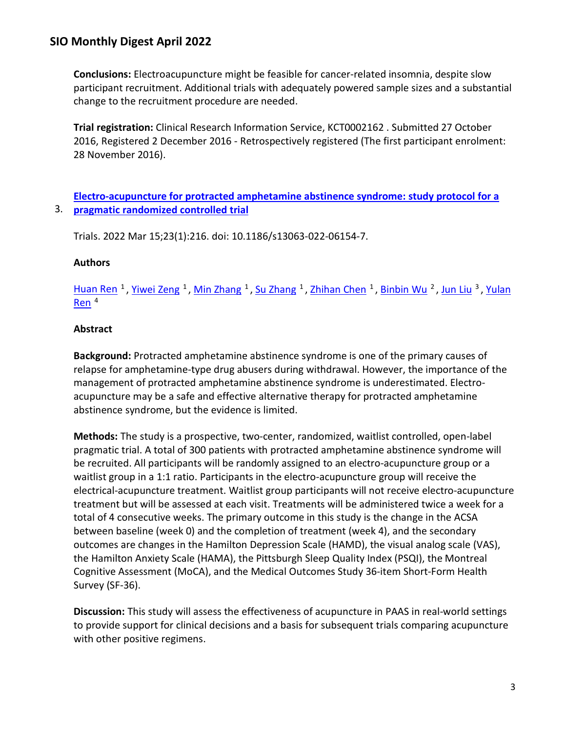**Conclusions:** Electroacupuncture might be feasible for cancer-related insomnia, despite slow participant recruitment. Additional trials with adequately powered sample sizes and a substantial change to the recruitment procedure are needed.

**Trial registration:** Clinical Research Information Service, KCT0002162 . Submitted 27 October 2016, Registered 2 December 2016 - Retrospectively registered (The first participant enrolment: 28 November 2016).

3. **Electro-acupuncture for protracted amphetamine abstinence syndrome: study protocol for a pragmatic randomized controlled trial**

Trials. 2022 Mar 15;23(1):216. doi: 10.1186/s13063-022-06154-7.

**Authors**

Huan Ren [1] , Yiwei Zeng [1] , Min Zhang [1] , Su Zhang [1] , Zhihan Chen [1] , Binbin Wu [2] , Jun Liu [3] , Yulan Ren [4]

**Abstract**

**Background:** Protracted amphetamine abstinence syndrome is one of the primary causes of relapse for amphetamine-type drug abusers during withdrawal. However, the importance of the management of protracted amphetamine abstinence syndrome is underestimated. Electro-acupuncture may be a safe and effective alternative therapy for protracted amphetamine abstinence syndrome, but the evidence is limited.

**Methods:** The study is a prospective, two-center, randomized, waitlist controlled, open-label pragmatic trial. A total of 300 patients with protracted amphetamine abstinence syndrome will be recruited. All participants will be randomly assigned to an electro-acupuncture group or a waitlist group in a 1:1 ratio. Participants in the electro-acupuncture group will receive the electrical-acupuncture treatment. Waitlist group participants will not receive electro-acupuncture treatment but will be assessed at each visit. Treatments will be administered twice a week for a total of 4 consecutive weeks. The primary outcome in this study is the change in the ACSA between baseline (week 0) and the completion of treatment (week 4), and the secondary outcomes are changes in the Hamilton Depression Scale (HAMD), the visual analog scale (VAS), the Hamilton Anxiety Scale (HAMA), the Pittsburgh Sleep Quality Index (PSQI), the Montreal Cognitive Assessment (MoCA), and the Medical Outcomes Study 36-item Short-Form Health Survey (SF-36).

**Discussion:** This study will assess the effectiveness of acupuncture in PAAS in real-world settings to provide support for clinical decisions and a basis for subsequent trials comparing acupuncture with other positive regimens.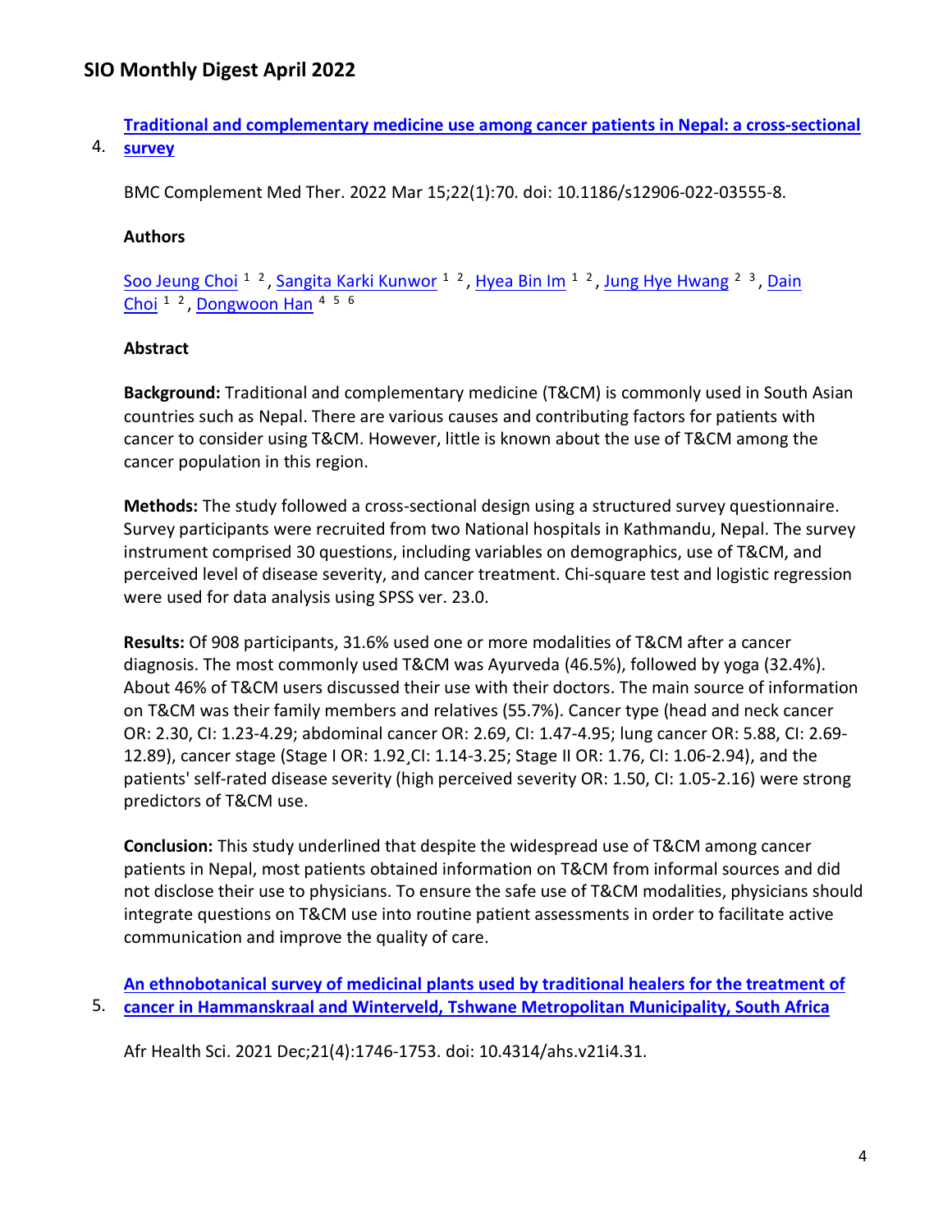4. **[Traditional and complementary medicine use among cancer patients in Nepal: a cross-sectional survey]()**

BMC Complement Med Ther. 2022 Mar 15;22(1):70. doi: 10.1186/s12906-022-03555-8.

**Authors**

Soo Jeung Choi [1, 2], Sangita Karki Kunwor [1, 2], Hyea Bin Im [1, 2], Jung Hye Hwang [2, 3], Dain Choi [1, 2], Dongwoon Han [4, 5, 6]

**Abstract**

**Background:** Traditional and complementary medicine (T&CM) is commonly used in South Asian countries such as Nepal. There are various causes and contributing factors for patients with cancer to consider using T&CM. However, little is known about the use of T&CM among the cancer population in this region.

**Methods:** The study followed a cross-sectional design using a structured survey questionnaire. Survey participants were recruited from two National hospitals in Kathmandu, Nepal. The survey instrument comprised 30 questions, including variables on demographics, use of T&CM, and perceived level of disease severity, and cancer treatment. Chi-square test and logistic regression were used for data analysis using SPSS ver. 23.0.

**Results:** Of 908 participants, 31.6% used one or more modalities of T&CM after a cancer diagnosis. The most commonly used T&CM was Ayurveda (46.5%), followed by yoga (32.4%). About 46% of T&CM users discussed their use with their doctors. The main source of information on T&CM was their family members and relatives (55.7%). Cancer type (head and neck cancer OR: 2.30, CI: 1.23-4.29; abdominal cancer OR: 2.69, CI: 1.47-4.95; lung cancer OR: 5.88, CI: 2.69-12.89), cancer stage (Stage I OR: 1.92¸CI: 1.14-3.25; Stage II OR: 1.76, CI: 1.06-2.94), and the patients' self-rated disease severity (high perceived severity OR: 1.50, CI: 1.05-2.16) were strong predictors of T&CM use.

**Conclusion:** This study underlined that despite the widespread use of T&CM among cancer patients in Nepal, most patients obtained information on T&CM from informal sources and did not disclose their use to physicians. To ensure the safe use of T&CM modalities, physicians should integrate questions on T&CM use into routine patient assessments in order to facilitate active communication and improve the quality of care.

5. **[An ethnobotanical survey of medicinal plants used by traditional healers for the treatment of cancer in Hammanskraal and Winterveld, Tshwane Metropolitan Municipality, South Africa]()**

Afr Health Sci. 2021 Dec;21(4):1746-1753. doi: 10.4314/ahs.v21i4.31.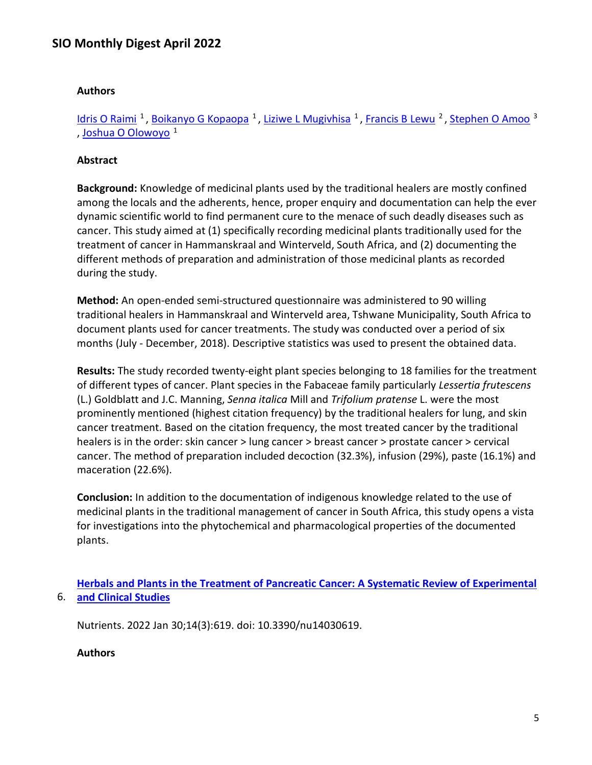**Authors**

[Idris O Raimi](#) [1], [Boikanyo G Kopaopa](#) [1], [Liziwe L Mugivhisa](#) [1], [Francis B Lewu](#) [2], [Stephen O Amoo](#) [3], [Joshua O Olowoyo](#) [1]

**Abstract**

**Background:** Knowledge of medicinal plants used by the traditional healers are mostly confined among the locals and the adherents, hence, proper enquiry and documentation can help the ever dynamic scientific world to find permanent cure to the menace of such deadly diseases such as cancer. This study aimed at (1) specifically recording medicinal plants traditionally used for the treatment of cancer in Hammanskraal and Winterveld, South Africa, and (2) documenting the different methods of preparation and administration of those medicinal plants as recorded during the study.

**Method:** An open-ended semi-structured questionnaire was administered to 90 willing traditional healers in Hammanskraal and Winterveld area, Tshwane Municipality, South Africa to document plants used for cancer treatments. The study was conducted over a period of six months (July - December, 2018). Descriptive statistics was used to present the obtained data.

**Results:** The study recorded twenty-eight plant species belonging to 18 families for the treatment of different types of cancer. Plant species in the Fabaceae family particularly *Lessertia frutescens* (L.) Goldblatt and J.C. Manning, *Senna italica* Mill and *Trifolium pratense* L. were the most prominently mentioned (highest citation frequency) by the traditional healers for lung, and skin cancer treatment. Based on the citation frequency, the most treated cancer by the traditional healers is in the order: skin cancer > lung cancer > breast cancer > prostate cancer > cervical cancer. The method of preparation included decoction (32.3%), infusion (29%), paste (16.1%) and maceration (22.6%).

**Conclusion:** In addition to the documentation of indigenous knowledge related to the use of medicinal plants in the traditional management of cancer in South Africa, this study opens a vista for investigations into the phytochemical and pharmacological properties of the documented plants.

6. **[Herbals and Plants in the Treatment of Pancreatic Cancer: A Systematic Review of Experimental and Clinical Studies](#)**

Nutrients. 2022 Jan 30;14(3):619. doi: 10.3390/nu14030619.

**Authors**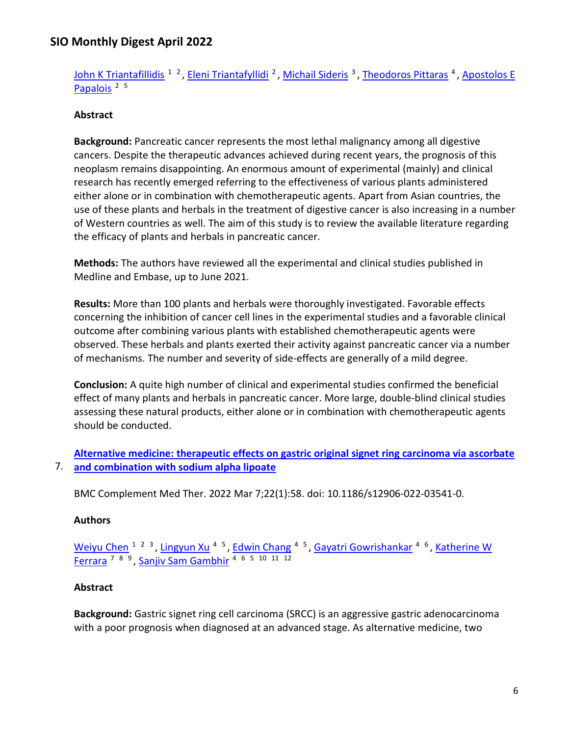John K Triantafillidis [1, 2], Eleni Triantafyllidi [2], Michail Sideris [3], Theodoros Pittaras [4], Apostolos E Papalois [2, 5]

**Abstract**

**Background:** Pancreatic cancer represents the most lethal malignancy among all digestive cancers. Despite the therapeutic advances achieved during recent years, the prognosis of this neoplasm remains disappointing. An enormous amount of experimental (mainly) and clinical research has recently emerged referring to the effectiveness of various plants administered either alone or in combination with chemotherapeutic agents. Apart from Asian countries, the use of these plants and herbals in the treatment of digestive cancer is also increasing in a number of Western countries as well. The aim of this study is to review the available literature regarding the efficacy of plants and herbals in pancreatic cancer.

**Methods:** The authors have reviewed all the experimental and clinical studies published in Medline and Embase, up to June 2021.

**Results:** More than 100 plants and herbals were thoroughly investigated. Favorable effects concerning the inhibition of cancer cell lines in the experimental studies and a favorable clinical outcome after combining various plants with established chemotherapeutic agents were observed. These herbals and plants exerted their activity against pancreatic cancer via a number of mechanisms. The number and severity of side-effects are generally of a mild degree.

**Conclusion:** A quite high number of clinical and experimental studies confirmed the beneficial effect of many plants and herbals in pancreatic cancer. More large, double-blind clinical studies assessing these natural products, either alone or in combination with chemotherapeutic agents should be conducted.

7. **Alternative medicine: therapeutic effects on gastric original signet ring carcinoma via ascorbate and combination with sodium alpha lipoate**

BMC Complement Med Ther. 2022 Mar 7;22(1):58. doi: 10.1186/s12906-022-03541-0.

**Authors**

Weiyu Chen [1, 2, 3], Lingyun Xu [4, 5], Edwin Chang [4, 5], Gayatri Gowrishankar [4, 6], Katherine W Ferrara [7, 8, 9], Sanjiv Sam Gambhir [4, 6, 5, 10, 11, 12]

**Abstract**

**Background:** Gastric signet ring cell carcinoma (SRCC) is an aggressive gastric adenocarcinoma with a poor prognosis when diagnosed at an advanced stage. As alternative medicine, two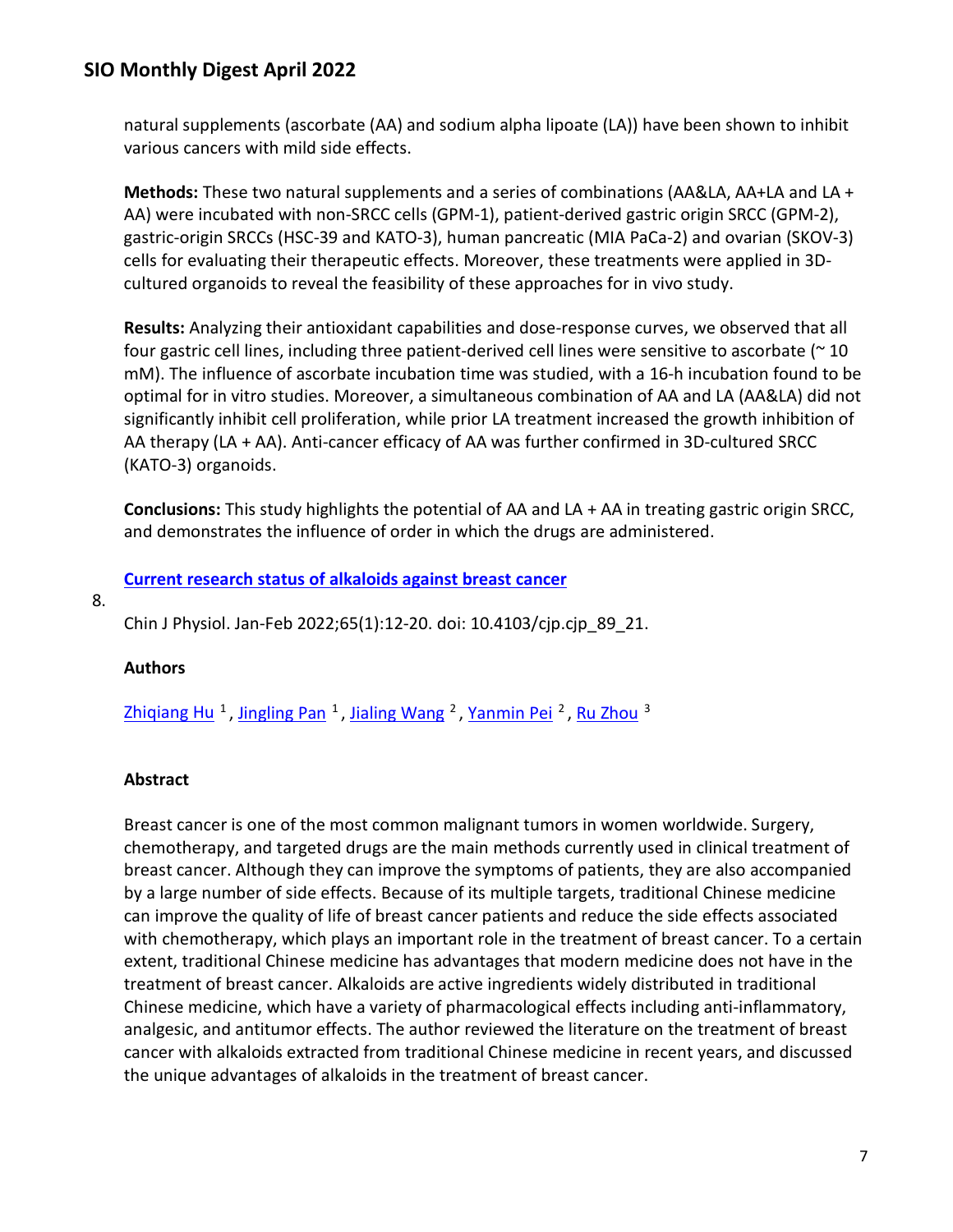natural supplements (ascorbate (AA) and sodium alpha lipoate (LA)) have been shown to inhibit various cancers with mild side effects.

**Methods:** These two natural supplements and a series of combinations (AA&LA, AA+LA and LA + AA) were incubated with non-SRCC cells (GPM-1), patient-derived gastric origin SRCC (GPM-2), gastric-origin SRCCs (HSC-39 and KATO-3), human pancreatic (MIA PaCa-2) and ovarian (SKOV-3) cells for evaluating their therapeutic effects. Moreover, these treatments were applied in 3D-cultured organoids to reveal the feasibility of these approaches for in vivo study.

**Results:** Analyzing their antioxidant capabilities and dose-response curves, we observed that all four gastric cell lines, including three patient-derived cell lines were sensitive to ascorbate (~ 10 mM). The influence of ascorbate incubation time was studied, with a 16-h incubation found to be optimal for in vitro studies. Moreover, a simultaneous combination of AA and LA (AA&LA) did not significantly inhibit cell proliferation, while prior LA treatment increased the growth inhibition of AA therapy (LA + AA). Anti-cancer efficacy of AA was further confirmed in 3D-cultured SRCC (KATO-3) organoids.

**Conclusions:** This study highlights the potential of AA and LA + AA in treating gastric origin SRCC, and demonstrates the influence of order in which the drugs are administered.

8. **Current research status of alkaloids against breast cancer**

Chin J Physiol. Jan-Feb 2022;65(1):12-20. doi: 10.4103/cjp.cjp_89_21.

**Authors**

Zhiqiang Hu [1], Jingling Pan [1], Jialing Wang [2], Yanmin Pei [2], Ru Zhou [3]

**Abstract**

Breast cancer is one of the most common malignant tumors in women worldwide. Surgery, chemotherapy, and targeted drugs are the main methods currently used in clinical treatment of breast cancer. Although they can improve the symptoms of patients, they are also accompanied by a large number of side effects. Because of its multiple targets, traditional Chinese medicine can improve the quality of life of breast cancer patients and reduce the side effects associated with chemotherapy, which plays an important role in the treatment of breast cancer. To a certain extent, traditional Chinese medicine has advantages that modern medicine does not have in the treatment of breast cancer. Alkaloids are active ingredients widely distributed in traditional Chinese medicine, which have a variety of pharmacological effects including anti-inflammatory, analgesic, and antitumor effects. The author reviewed the literature on the treatment of breast cancer with alkaloids extracted from traditional Chinese medicine in recent years, and discussed the unique advantages of alkaloids in the treatment of breast cancer.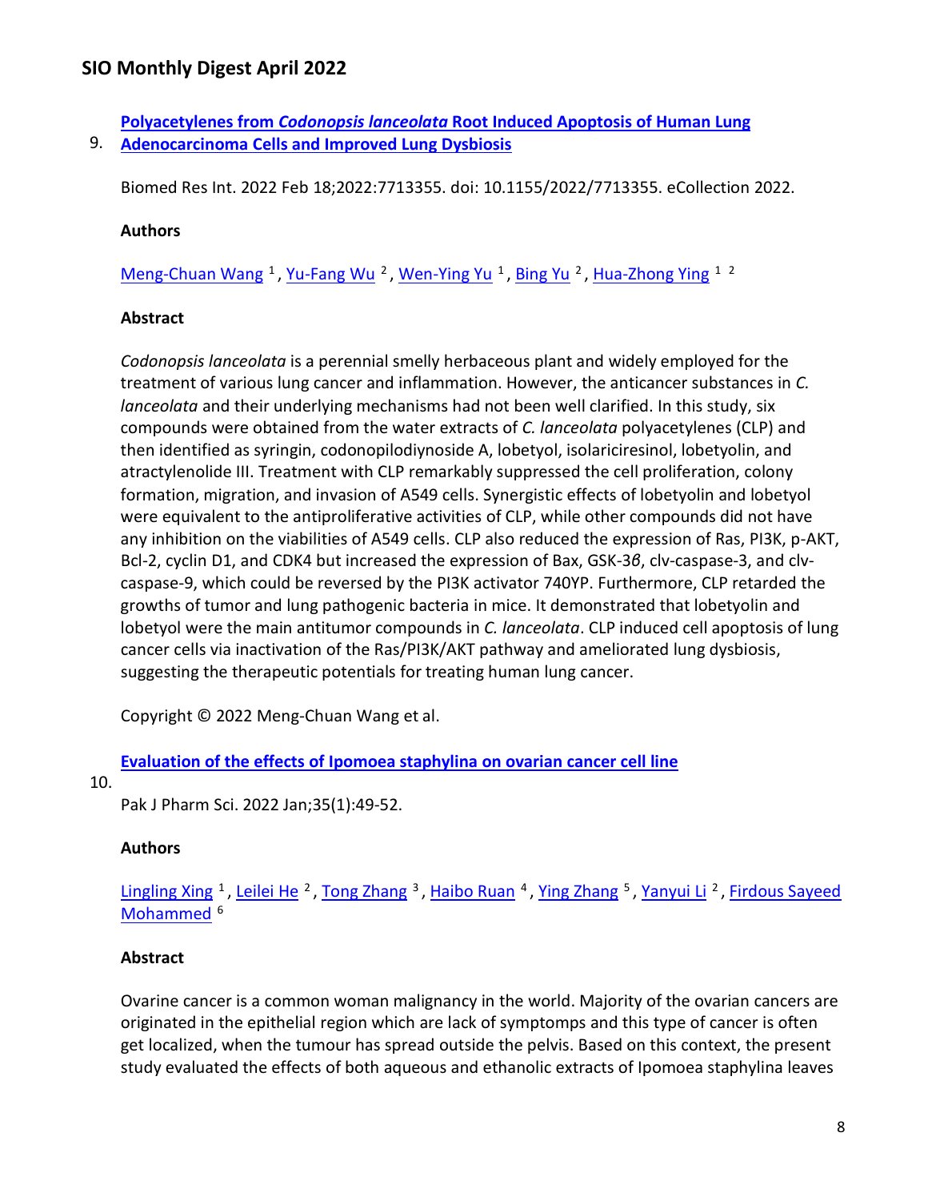9. **Polyacetylenes from *Codonopsis lanceolata* Root Induced Apoptosis of Human Lung Adenocarcinoma Cells and Improved Lung Dysbiosis**

Biomed Res Int. 2022 Feb 18;2022:7713355. doi: 10.1155/2022/7713355. eCollection 2022.

**Authors**

Meng-Chuan Wang [1], Yu-Fang Wu [2], Wen-Ying Yu [1], Bing Yu [2], Hua-Zhong Ying [1, 2]

**Abstract**

*Codonopsis lanceolata* is a perennial smelly herbaceous plant and widely employed for the treatment of various lung cancer and inflammation. However, the anticancer substances in *C. lanceolata* and their underlying mechanisms had not been well clarified. In this study, six compounds were obtained from the water extracts of *C. lanceolata* polyacetylenes (CLP) and then identified as syringin, codonopilodiynoside A, lobetyol, isolariciresinol, lobetyolin, and atractylenolide III. Treatment with CLP remarkably suppressed the cell proliferation, colony formation, migration, and invasion of A549 cells. Synergistic effects of lobetyolin and lobetyol were equivalent to the antiproliferative activities of CLP, while other compounds did not have any inhibition on the viabilities of A549 cells. CLP also reduced the expression of Ras, PI3K, p-AKT, Bcl-2, cyclin D1, and CDK4 but increased the expression of Bax, GSK-3*β*, clv-caspase-3, and clv-caspase-9, which could be reversed by the PI3K activator 740YP. Furthermore, CLP retarded the growths of tumor and lung pathogenic bacteria in mice. It demonstrated that lobetyolin and lobetyol were the main antitumor compounds in *C. lanceolata*. CLP induced cell apoptosis of lung cancer cells via inactivation of the Ras/PI3K/AKT pathway and ameliorated lung dysbiosis, suggesting the therapeutic potentials for treating human lung cancer.

Copyright © 2022 Meng-Chuan Wang et al.

10. **Evaluation of the effects of Ipomoea staphylina on ovarian cancer cell line**

Pak J Pharm Sci. 2022 Jan;35(1):49-52.

**Authors**

Lingling Xing [1], Leilei He [2], Tong Zhang [3], Haibo Ruan [4], Ying Zhang [5], Yanyui Li [2], Firdous Sayeed Mohammed [6]

**Abstract**

Ovarine cancer is a common woman malignancy in the world. Majority of the ovarian cancers are originated in the epithelial region which are lack of symptomps and this type of cancer is often get localized, when the tumour has spread outside the pelvis. Based on this context, the present study evaluated the effects of both aqueous and ethanolic extracts of Ipomoea staphylina leaves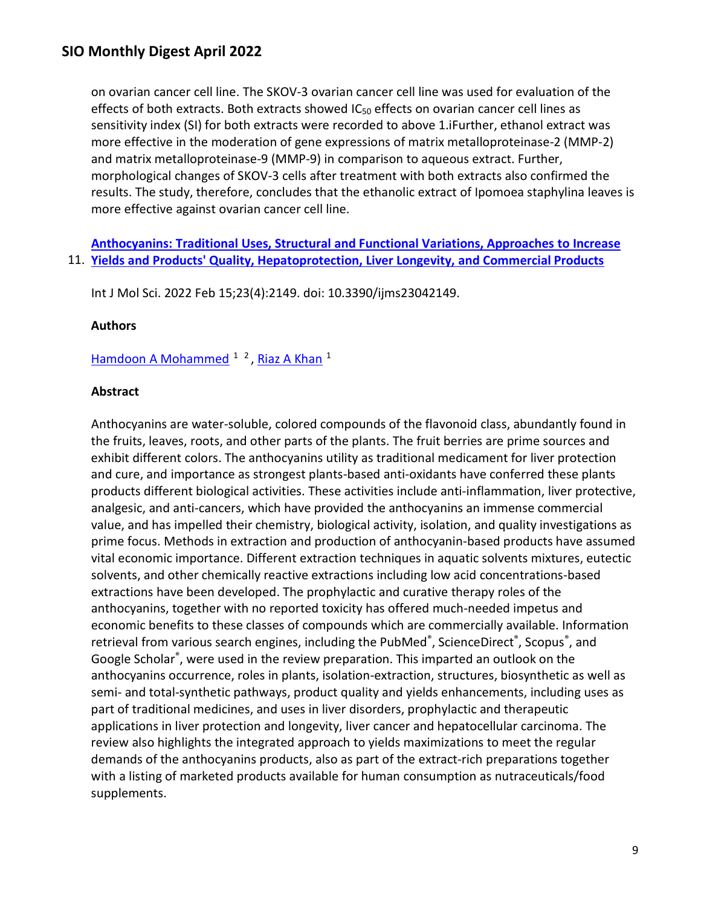on ovarian cancer cell line. The SKOV-3 ovarian cancer cell line was used for evaluation of the effects of both extracts. Both extracts showed $IC_{50}$ effects on ovarian cancer cell lines as sensitivity index (SI) for both extracts were recorded to above 1.iFurther, ethanol extract was more effective in the moderation of gene expressions of matrix metalloproteinase-2 (MMP-2) and matrix metalloproteinase-9 (MMP-9) in comparison to aqueous extract. Further, morphological changes of SKOV-3 cells after treatment with both extracts also confirmed the results. The study, therefore, concludes that the ethanolic extract of Ipomoea staphylina leaves is more effective against ovarian cancer cell line.

11. **Anthocyanins: Traditional Uses, Structural and Functional Variations, Approaches to Increase Yields and Products' Quality, Hepatoprotection, Liver Longevity, and Commercial Products**

Int J Mol Sci. 2022 Feb 15;23(4):2149. doi: 10.3390/ijms23042149.

**Authors**

Hamdoon A Mohammed [1, 2], Riaz A Khan [1]

**Abstract**

Anthocyanins are water-soluble, colored compounds of the flavonoid class, abundantly found in the fruits, leaves, roots, and other parts of the plants. The fruit berries are prime sources and exhibit different colors. The anthocyanins utility as traditional medicament for liver protection and cure, and importance as strongest plants-based anti-oxidants have conferred these plants products different biological activities. These activities include anti-inflammation, liver protective, analgesic, and anti-cancers, which have provided the anthocyanins an immense commercial value, and has impelled their chemistry, biological activity, isolation, and quality investigations as prime focus. Methods in extraction and production of anthocyanin-based products have assumed vital economic importance. Different extraction techniques in aquatic solvents mixtures, eutectic solvents, and other chemically reactive extractions including low acid concentrations-based extractions have been developed. The prophylactic and curative therapy roles of the anthocyanins, together with no reported toxicity has offered much-needed impetus and economic benefits to these classes of compounds which are commercially available. Information retrieval from various search engines, including the PubMed®, ScienceDirect®, Scopus®, and Google Scholar®, were used in the review preparation. This imparted an outlook on the anthocyanins occurrence, roles in plants, isolation-extraction, structures, biosynthetic as well as semi- and total-synthetic pathways, product quality and yields enhancements, including uses as part of traditional medicines, and uses in liver disorders, prophylactic and therapeutic applications in liver protection and longevity, liver cancer and hepatocellular carcinoma. The review also highlights the integrated approach to yields maximizations to meet the regular demands of the anthocyanins products, also as part of the extract-rich preparations together with a listing of marketed products available for human consumption as nutraceuticals/food supplements.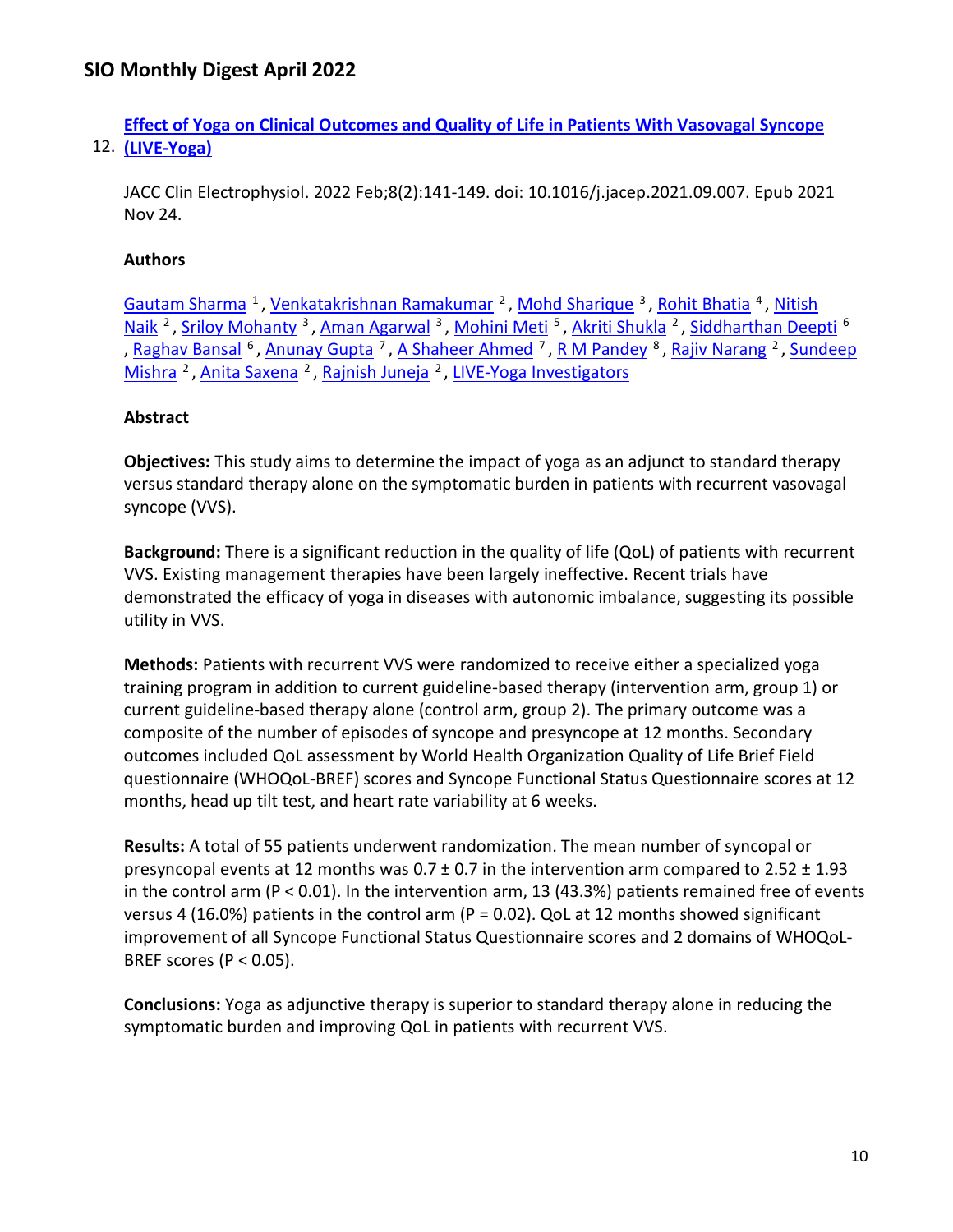12. **Effect of Yoga on Clinical Outcomes and Quality of Life in Patients With Vasovagal Syncope (LIVE-Yoga)**

JACC Clin Electrophysiol. 2022 Feb;8(2):141-149. doi: 10.1016/j.jacep.2021.09.007. Epub 2021 Nov 24.

**Authors**

Gautam Sharma [1], Venkatakrishnan Ramakumar [2], Mohd Sharique [3], Rohit Bhatia [4], Nitish Naik [2], Sriloy Mohanty [3], Aman Agarwal [3], Mohini Meti [5], Akriti Shukla [2], Siddharthan Deepti [6], Raghav Bansal [6], Anunay Gupta [7], A Shaheer Ahmed [7], R M Pandey [8], Rajiv Narang [2], Sundeep Mishra [2], Anita Saxena [2], Rajnish Juneja [2], LIVE-Yoga Investigators

**Abstract**

**Objectives:** This study aims to determine the impact of yoga as an adjunct to standard therapy versus standard therapy alone on the symptomatic burden in patients with recurrent vasovagal syncope (VVS).

**Background:** There is a significant reduction in the quality of life (QoL) of patients with recurrent VVS. Existing management therapies have been largely ineffective. Recent trials have demonstrated the efficacy of yoga in diseases with autonomic imbalance, suggesting its possible utility in VVS.

**Methods:** Patients with recurrent VVS were randomized to receive either a specialized yoga training program in addition to current guideline-based therapy (intervention arm, group 1) or current guideline-based therapy alone (control arm, group 2). The primary outcome was a composite of the number of episodes of syncope and presyncope at 12 months. Secondary outcomes included QoL assessment by World Health Organization Quality of Life Brief Field questionnaire (WHOQoL-BREF) scores and Syncope Functional Status Questionnaire scores at 12 months, head up tilt test, and heart rate variability at 6 weeks.

**Results:** A total of 55 patients underwent randomization. The mean number of syncopal or presyncopal events at 12 months was $0.7 \pm 0.7$ in the intervention arm compared to $2.52 \pm 1.93$ in the control arm ($P < 0.01$). In the intervention arm, 13 (43.3%) patients remained free of events versus 4 (16.0%) patients in the control arm ($P = 0.02$). QoL at 12 months showed significant improvement of all Syncope Functional Status Questionnaire scores and 2 domains of WHOQoL-BREF scores ($P < 0.05$).

**Conclusions:** Yoga as adjunctive therapy is superior to standard therapy alone in reducing the symptomatic burden and improving QoL in patients with recurrent VVS.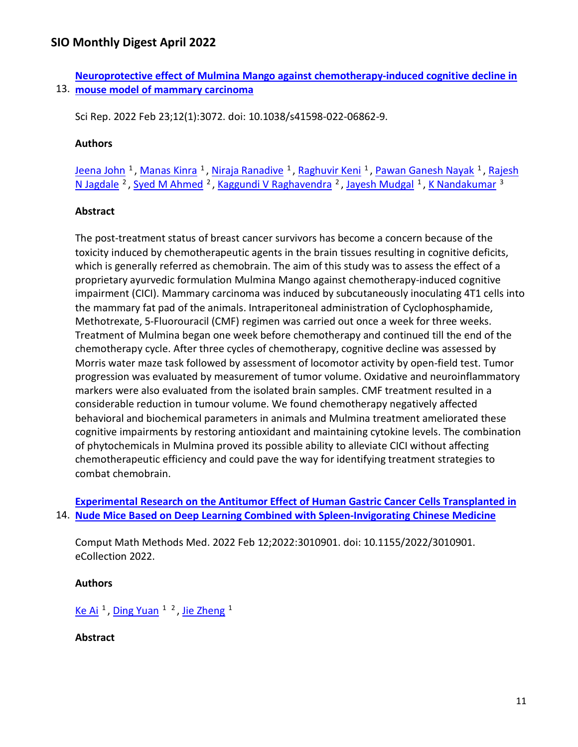13. **[Neuroprotective effect of Mulmina Mango against chemotherapy-induced cognitive decline in mouse model of mammary carcinoma]()**

Sci Rep. 2022 Feb 23;12(1):3072. doi: 10.1038/s41598-022-06862-9.

**Authors**

Jeena John [1], Manas Kinra [1], Niraja Ranadive [1], Raghuvir Keni [1], Pawan Ganesh Nayak [1], Rajesh N Jagdale [2], Syed M Ahmed [2], Kaggundi V Raghavendra [2], Jayesh Mudgal [1], K Nandakumar [3]

**Abstract**

The post-treatment status of breast cancer survivors has become a concern because of the toxicity induced by chemotherapeutic agents in the brain tissues resulting in cognitive deficits, which is generally referred as chemobrain. The aim of this study was to assess the effect of a proprietary ayurvedic formulation Mulmina Mango against chemotherapy-induced cognitive impairment (CICI). Mammary carcinoma was induced by subcutaneously inoculating 4T1 cells into the mammary fat pad of the animals. Intraperitoneal administration of Cyclophosphamide, Methotrexate, 5-Fluorouracil (CMF) regimen was carried out once a week for three weeks. Treatment of Mulmina began one week before chemotherapy and continued till the end of the chemotherapy cycle. After three cycles of chemotherapy, cognitive decline was assessed by Morris water maze task followed by assessment of locomotor activity by open-field test. Tumor progression was evaluated by measurement of tumor volume. Oxidative and neuroinflammatory markers were also evaluated from the isolated brain samples. CMF treatment resulted in a considerable reduction in tumour volume. We found chemotherapy negatively affected behavioral and biochemical parameters in animals and Mulmina treatment ameliorated these cognitive impairments by restoring antioxidant and maintaining cytokine levels. The combination of phytochemicals in Mulmina proved its possible ability to alleviate CICI without affecting chemotherapeutic efficiency and could pave the way for identifying treatment strategies to combat chemobrain.

14. **[Experimental Research on the Antitumor Effect of Human Gastric Cancer Cells Transplanted in Nude Mice Based on Deep Learning Combined with Spleen-Invigorating Chinese Medicine]()**

Comput Math Methods Med. 2022 Feb 12;2022:3010901. doi: 10.1155/2022/3010901. eCollection 2022.

**Authors**

Ke Ai [1], Ding Yuan [1,2], Jie Zheng [1]

**Abstract**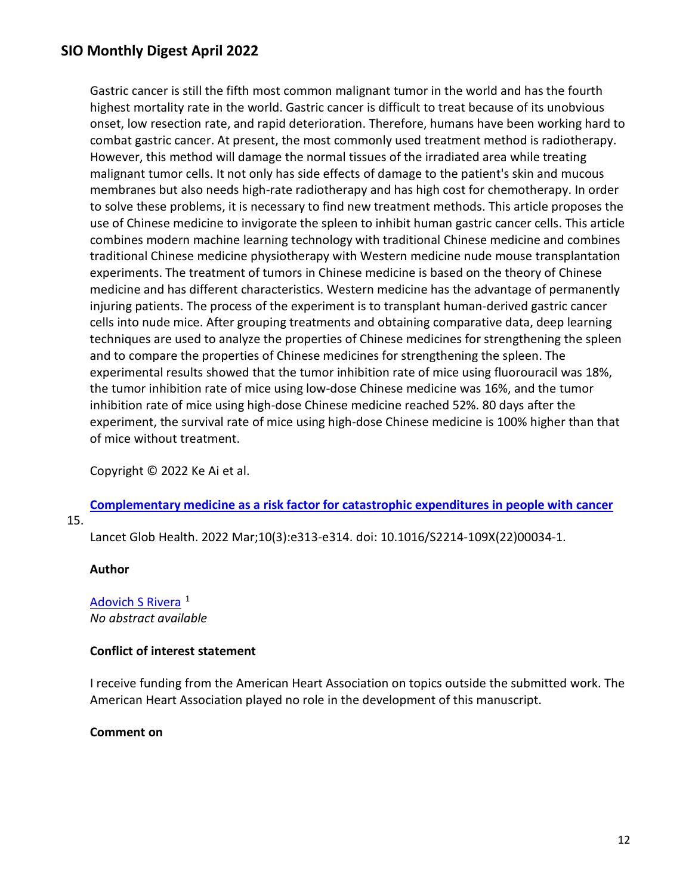Gastric cancer is still the fifth most common malignant tumor in the world and has the fourth highest mortality rate in the world. Gastric cancer is difficult to treat because of its unobvious onset, low resection rate, and rapid deterioration. Therefore, humans have been working hard to combat gastric cancer. At present, the most commonly used treatment method is radiotherapy. However, this method will damage the normal tissues of the irradiated area while treating malignant tumor cells. It not only has side effects of damage to the patient's skin and mucous membranes but also needs high-rate radiotherapy and has high cost for chemotherapy. In order to solve these problems, it is necessary to find new treatment methods. This article proposes the use of Chinese medicine to invigorate the spleen to inhibit human gastric cancer cells. This article combines modern machine learning technology with traditional Chinese medicine and combines traditional Chinese medicine physiotherapy with Western medicine nude mouse transplantation experiments. The treatment of tumors in Chinese medicine is based on the theory of Chinese medicine and has different characteristics. Western medicine has the advantage of permanently injuring patients. The process of the experiment is to transplant human-derived gastric cancer cells into nude mice. After grouping treatments and obtaining comparative data, deep learning techniques are used to analyze the properties of Chinese medicines for strengthening the spleen and to compare the properties of Chinese medicines for strengthening the spleen. The experimental results showed that the tumor inhibition rate of mice using fluorouracil was 18%, the tumor inhibition rate of mice using low-dose Chinese medicine was 16%, and the tumor inhibition rate of mice using high-dose Chinese medicine reached 52%. 80 days after the experiment, the survival rate of mice using high-dose Chinese medicine is 100% higher than that of mice without treatment.

Copyright © 2022 Ke Ai et al.

15. **Complementary medicine as a risk factor for catastrophic expenditures in people with cancer**

Lancet Glob Health. 2022 Mar;10(3):e313-e314. doi: 10.1016/S2214-109X(22)00034-1.

**Author**

Adovich S Rivera [1]

*No abstract available*

**Conflict of interest statement**

I receive funding from the American Heart Association on topics outside the submitted work. The American Heart Association played no role in the development of this manuscript.

**Comment on**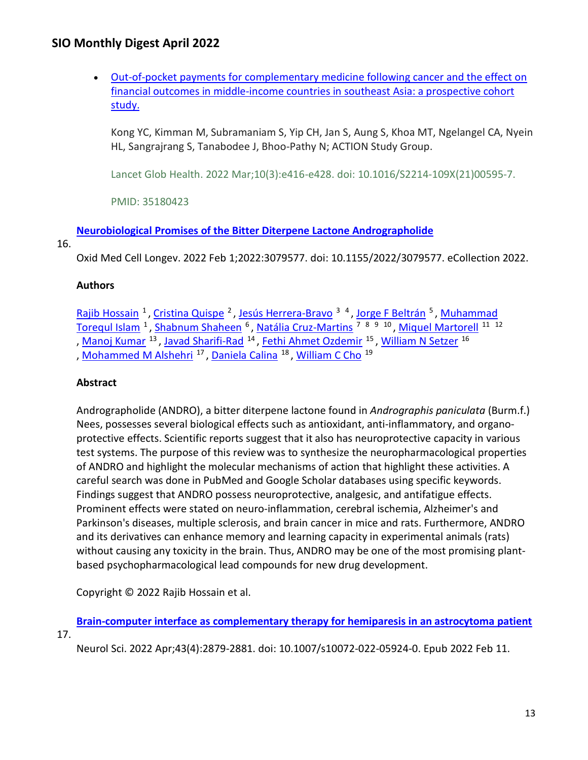- [Out-of-pocket payments for complementary medicine following cancer and the effect on financial outcomes in middle-income countries in southeast Asia: a prospective cohort study.]

  Kong YC, Kimman M, Subramaniam S, Yip CH, Jan S, Aung S, Khoa MT, Ngelangel CA, Nyein HL, Sangrajrang S, Tanabodee J, Bhoo-Pathy N; ACTION Study Group.

  Lancet Glob Health. 2022 Mar;10(3):e416-e428. doi: 10.1016/S2214-109X(21)00595-7.

  PMID: 35180423

16. **Neurobiological Promises of the Bitter Diterpene Lactone Andrographolide**

Oxid Med Cell Longev. 2022 Feb 1;2022:3079577. doi: 10.1155/2022/3079577. eCollection 2022.

**Authors**

Rajib Hossain [1], Cristina Quispe [2], Jesús Herrera-Bravo [3, 4], Jorge F Beltrán [5], Muhammad Torequl Islam [1], Shabnum Shaheen [6], Natália Cruz-Martins [7, 8, 9, 10], Miquel Martorell [11, 12], Manoj Kumar [13], Javad Sharifi-Rad [14], Fethi Ahmet Ozdemir [15], William N Setzer [16], Mohammed M Alshehri [17], Daniela Calina [18], William C Cho [19]

**Abstract**

Andrographolide (ANDRO), a bitter diterpene lactone found in *Andrographis paniculata* (Burm.f.) Nees, possesses several biological effects such as antioxidant, anti-inflammatory, and organo-protective effects. Scientific reports suggest that it also has neuroprotective capacity in various test systems. The purpose of this review was to synthesize the neuropharmacological properties of ANDRO and highlight the molecular mechanisms of action that highlight these activities. A careful search was done in PubMed and Google Scholar databases using specific keywords. Findings suggest that ANDRO possess neuroprotective, analgesic, and antifatigue effects. Prominent effects were stated on neuro-inflammation, cerebral ischemia, Alzheimer's and Parkinson's diseases, multiple sclerosis, and brain cancer in mice and rats. Furthermore, ANDRO and its derivatives can enhance memory and learning capacity in experimental animals (rats) without causing any toxicity in the brain. Thus, ANDRO may be one of the most promising plant-based psychopharmacological lead compounds for new drug development.

Copyright © 2022 Rajib Hossain et al.

17. **Brain-computer interface as complementary therapy for hemiparesis in an astrocytoma patient**

Neurol Sci. 2022 Apr;43(4):2879-2881. doi: 10.1007/s10072-022-05924-0. Epub 2022 Feb 11.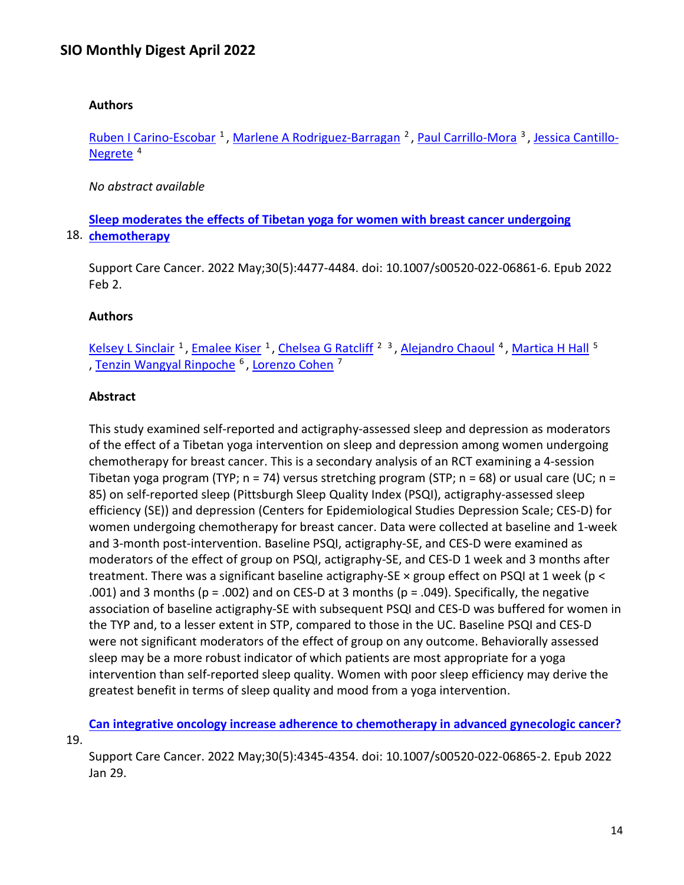**Authors**

Ruben I Carino-Escobar [1], Marlene A Rodriguez-Barragan [2], Paul Carrillo-Mora [3], Jessica Cantillo-Negrete [4]

*No abstract available*

18. **Sleep moderates the effects of Tibetan yoga for women with breast cancer undergoing chemotherapy**

Support Care Cancer. 2022 May;30(5):4477-4484. doi: 10.1007/s00520-022-06861-6. Epub 2022 Feb 2.

**Authors**

Kelsey L Sinclair [1], Emalee Kiser [1], Chelsea G Ratcliff [2, 3], Alejandro Chaoul [4], Martica H Hall [5], Tenzin Wangyal Rinpoche [6], Lorenzo Cohen [7]

**Abstract**

This study examined self-reported and actigraphy-assessed sleep and depression as moderators of the effect of a Tibetan yoga intervention on sleep and depression among women undergoing chemotherapy for breast cancer. This is a secondary analysis of an RCT examining a 4-session Tibetan yoga program (TYP; n = 74) versus stretching program (STP; n = 68) or usual care (UC; n = 85) on self-reported sleep (Pittsburgh Sleep Quality Index (PSQI), actigraphy-assessed sleep efficiency (SE)) and depression (Centers for Epidemiological Studies Depression Scale; CES-D) for women undergoing chemotherapy for breast cancer. Data were collected at baseline and 1-week and 3-month post-intervention. Baseline PSQI, actigraphy-SE, and CES-D were examined as moderators of the effect of group on PSQI, actigraphy-SE, and CES-D 1 week and 3 months after treatment. There was a significant baseline actigraphy-SE × group effect on PSQI at 1 week ($p < .001$) and 3 months ($p = .002$) and on CES-D at 3 months ($p = .049$). Specifically, the negative association of baseline actigraphy-SE with subsequent PSQI and CES-D was buffered for women in the TYP and, to a lesser extent in STP, compared to those in the UC. Baseline PSQI and CES-D were not significant moderators of the effect of group on any outcome. Behaviorally assessed sleep may be a more robust indicator of which patients are most appropriate for a yoga intervention than self-reported sleep quality. Women with poor sleep efficiency may derive the greatest benefit in terms of sleep quality and mood from a yoga intervention.

19. **Can integrative oncology increase adherence to chemotherapy in advanced gynecologic cancer?**

Support Care Cancer. 2022 May;30(5):4345-4354. doi: 10.1007/s00520-022-06865-2. Epub 2022 Jan 29.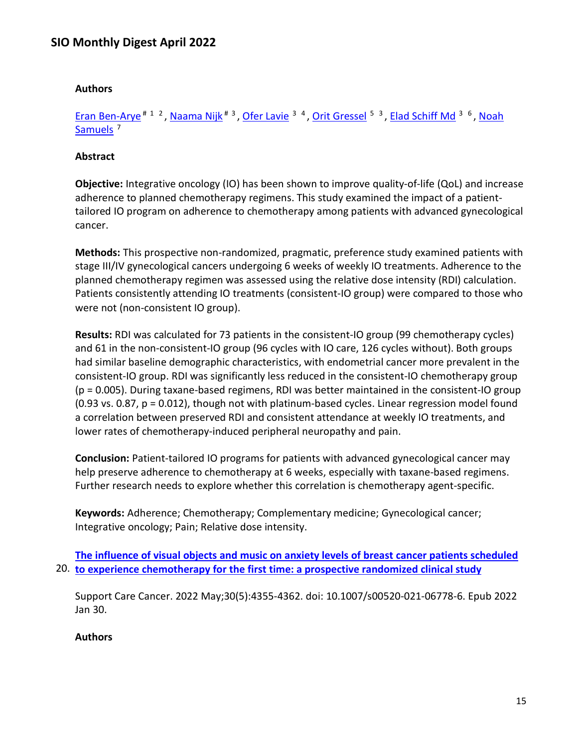### Authors

[Eran Ben-Arye][# 1 2], [Naama Nijk][# 3], [Ofer Lavie][3 4], [Orit Gressel][5 3], [Elad Schiff Md][3 6], [Noah Samuels][7]

### Abstract

**Objective:** Integrative oncology (IO) has been shown to improve quality-of-life (QoL) and increase adherence to planned chemotherapy regimens. This study examined the impact of a patient-tailored IO program on adherence to chemotherapy among patients with advanced gynecological cancer.

**Methods:** This prospective non-randomized, pragmatic, preference study examined patients with stage III/IV gynecological cancers undergoing 6 weeks of weekly IO treatments. Adherence to the planned chemotherapy regimen was assessed using the relative dose intensity (RDI) calculation. Patients consistently attending IO treatments (consistent-IO group) were compared to those who were not (non-consistent IO group).

**Results:** RDI was calculated for 73 patients in the consistent-IO group (99 chemotherapy cycles) and 61 in the non-consistent-IO group (96 cycles with IO care, 126 cycles without). Both groups had similar baseline demographic characteristics, with endometrial cancer more prevalent in the consistent-IO group. RDI was significantly less reduced in the consistent-IO chemotherapy group ($p = 0.005$). During taxane-based regimens, RDI was better maintained in the consistent-IO group (0.93 vs. 0.87, $p = 0.012$), though not with platinum-based cycles. Linear regression model found a correlation between preserved RDI and consistent attendance at weekly IO treatments, and lower rates of chemotherapy-induced peripheral neuropathy and pain.

**Conclusion:** Patient-tailored IO programs for patients with advanced gynecological cancer may help preserve adherence to chemotherapy at 6 weeks, especially with taxane-based regimens. Further research needs to explore whether this correlation is chemotherapy agent-specific.

**Keywords:** Adherence; Chemotherapy; Complementary medicine; Gynecological cancer; Integrative oncology; Pain; Relative dose intensity.

20. **The influence of visual objects and music on anxiety levels of breast cancer patients scheduled to experience chemotherapy for the first time: a prospective randomized clinical study**

Support Care Cancer. 2022 May;30(5):4355-4362. doi: 10.1007/s00520-021-06778-6. Epub 2022 Jan 30.

### Authors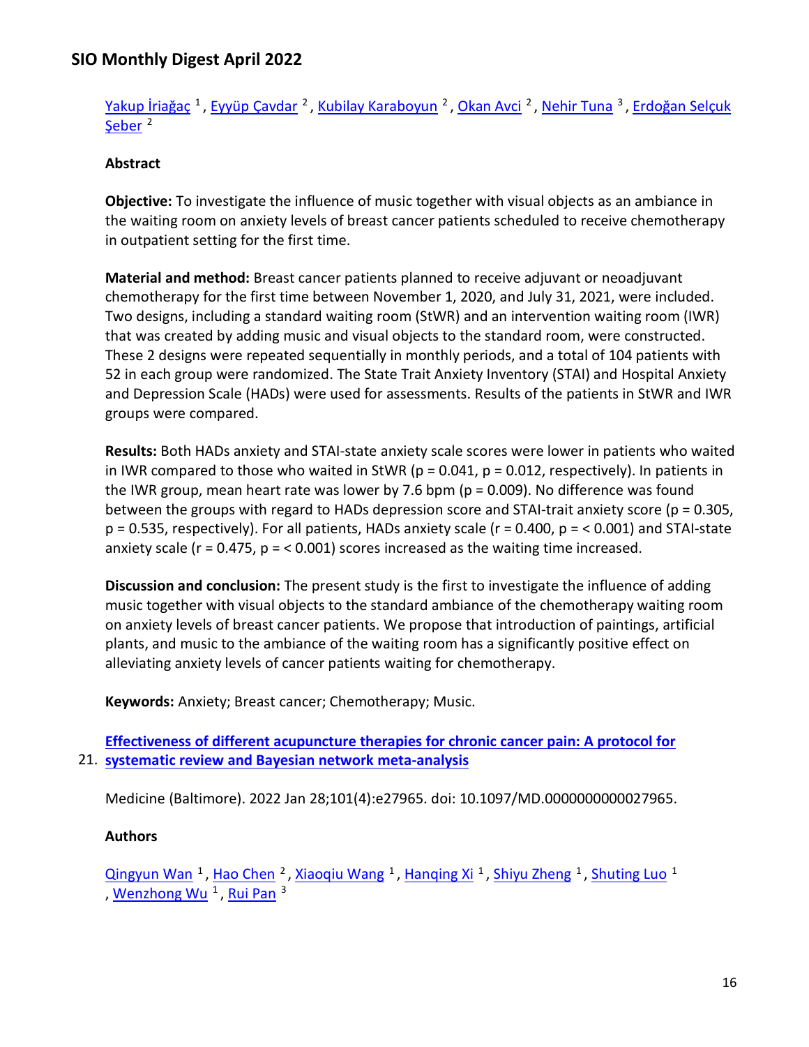Yakup İriağaç [1], Eyyüp Çavdar [2], Kubilay Karaboyun [2], Okan Avci [2], Nehir Tuna [3], Erdoğan Selçuk Şeber [2]

**Abstract**

**Objective:** To investigate the influence of music together with visual objects as an ambiance in the waiting room on anxiety levels of breast cancer patients scheduled to receive chemotherapy in outpatient setting for the first time.

**Material and method:** Breast cancer patients planned to receive adjuvant or neoadjuvant chemotherapy for the first time between November 1, 2020, and July 31, 2021, were included. Two designs, including a standard waiting room (StWR) and an intervention waiting room (IWR) that was created by adding music and visual objects to the standard room, were constructed. These 2 designs were repeated sequentially in monthly periods, and a total of 104 patients with 52 in each group were randomized. The State Trait Anxiety Inventory (STAI) and Hospital Anxiety and Depression Scale (HADs) were used for assessments. Results of the patients in StWR and IWR groups were compared.

**Results:** Both HADs anxiety and STAI-state anxiety scale scores were lower in patients who waited in IWR compared to those who waited in StWR ($p = 0.041$, $p = 0.012$, respectively). In patients in the IWR group, mean heart rate was lower by 7.6 bpm ($p = 0.009$). No difference was found between the groups with regard to HADs depression score and STAI-trait anxiety score ($p = 0.305$, $p = 0.535$, respectively). For all patients, HADs anxiety scale ($r = 0.400$, $p = < 0.001$) and STAI-state anxiety scale ($r = 0.475$, $p = < 0.001$) scores increased as the waiting time increased.

**Discussion and conclusion:** The present study is the first to investigate the influence of adding music together with visual objects to the standard ambiance of the chemotherapy waiting room on anxiety levels of breast cancer patients. We propose that introduction of paintings, artificial plants, and music to the ambiance of the waiting room has a significantly positive effect on alleviating anxiety levels of cancer patients waiting for chemotherapy.

**Keywords:** Anxiety; Breast cancer; Chemotherapy; Music.

21. **Effectiveness of different acupuncture therapies for chronic cancer pain: A protocol for systematic review and Bayesian network meta-analysis**

Medicine (Baltimore). 2022 Jan 28;101(4):e27965. doi: 10.1097/MD.0000000000027965.

**Authors**

Qingyun Wan [1], Hao Chen [2], Xiaoqiu Wang [1], Hanqing Xi [1], Shiyu Zheng [1], Shuting Luo [1], Wenzhong Wu [1], Rui Pan [3]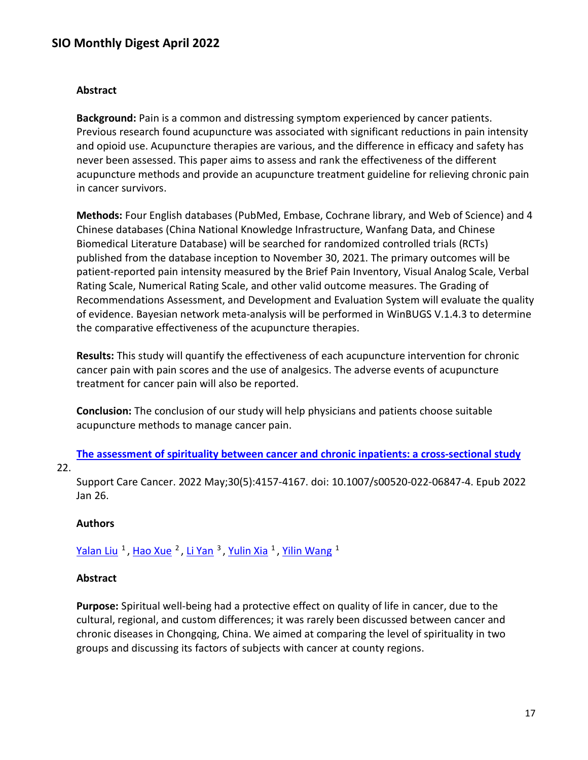**Abstract**

**Background:** Pain is a common and distressing symptom experienced by cancer patients. Previous research found acupuncture was associated with significant reductions in pain intensity and opioid use. Acupuncture therapies are various, and the difference in efficacy and safety has never been assessed. This paper aims to assess and rank the effectiveness of the different acupuncture methods and provide an acupuncture treatment guideline for relieving chronic pain in cancer survivors.

**Methods:** Four English databases (PubMed, Embase, Cochrane library, and Web of Science) and 4 Chinese databases (China National Knowledge Infrastructure, Wanfang Data, and Chinese Biomedical Literature Database) will be searched for randomized controlled trials (RCTs) published from the database inception to November 30, 2021. The primary outcomes will be patient-reported pain intensity measured by the Brief Pain Inventory, Visual Analog Scale, Verbal Rating Scale, Numerical Rating Scale, and other valid outcome measures. The Grading of Recommendations Assessment, and Development and Evaluation System will evaluate the quality of evidence. Bayesian network meta-analysis will be performed in WinBUGS V.1.4.3 to determine the comparative effectiveness of the acupuncture therapies.

**Results:** This study will quantify the effectiveness of each acupuncture intervention for chronic cancer pain with pain scores and the use of analgesics. The adverse events of acupuncture treatment for cancer pain will also be reported.

**Conclusion:** The conclusion of our study will help physicians and patients choose suitable acupuncture methods to manage cancer pain.

22. **The assessment of spirituality between cancer and chronic inpatients: a cross-sectional study**

Support Care Cancer. 2022 May;30(5):4157-4167. doi: 10.1007/s00520-022-06847-4. Epub 2022 Jan 26.

**Authors**

Yalan Liu [1], Hao Xue [2], Li Yan [3], Yulin Xia [1], Yilin Wang [1]

**Abstract**

**Purpose:** Spiritual well-being had a protective effect on quality of life in cancer, due to the cultural, regional, and custom differences; it was rarely been discussed between cancer and chronic diseases in Chongqing, China. We aimed at comparing the level of spirituality in two groups and discussing its factors of subjects with cancer at county regions.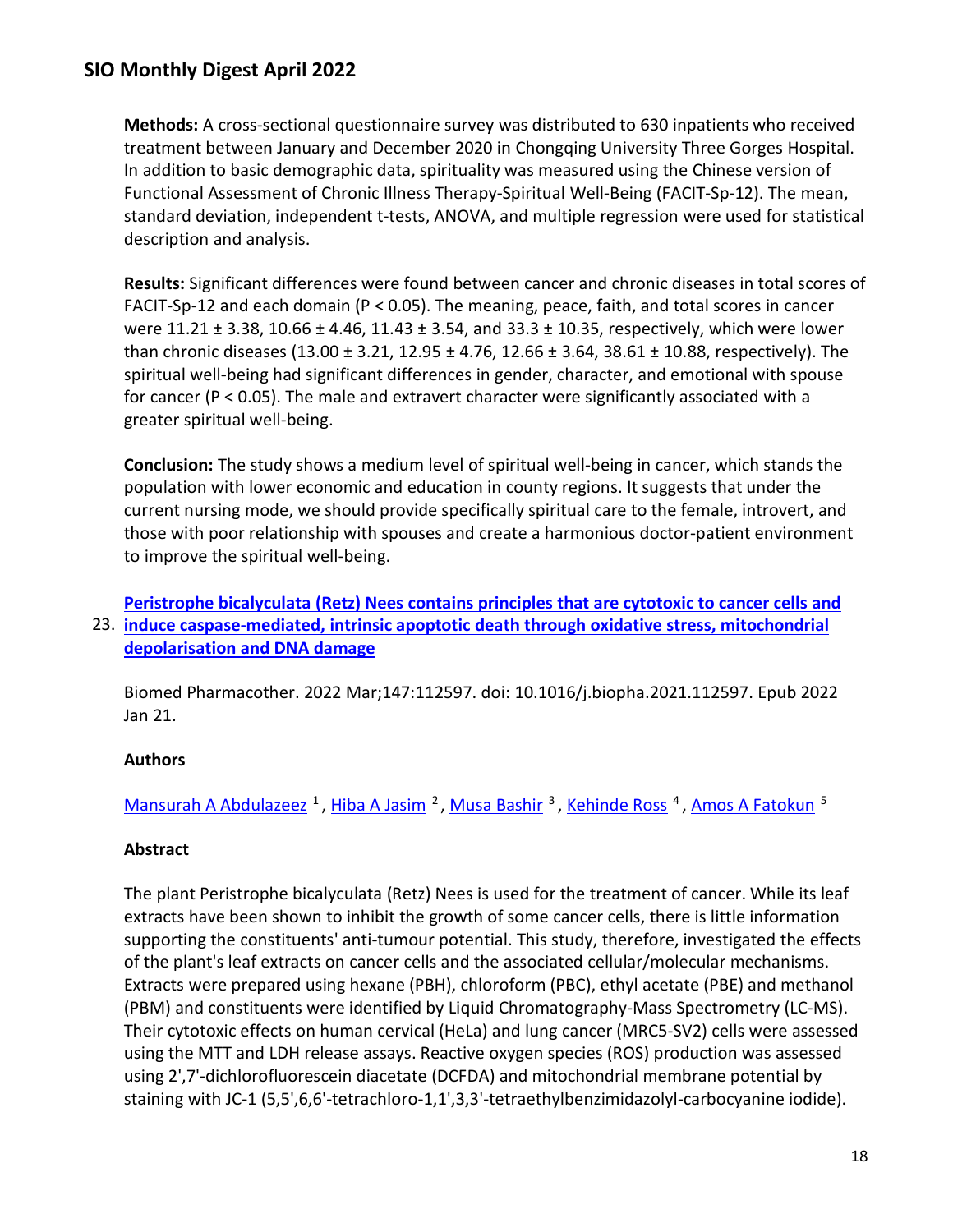**Methods:** A cross-sectional questionnaire survey was distributed to 630 inpatients who received treatment between January and December 2020 in Chongqing University Three Gorges Hospital. In addition to basic demographic data, spirituality was measured using the Chinese version of Functional Assessment of Chronic Illness Therapy-Spiritual Well-Being (FACIT-Sp-12). The mean, standard deviation, independent t-tests, ANOVA, and multiple regression were used for statistical description and analysis.

**Results:** Significant differences were found between cancer and chronic diseases in total scores of FACIT-Sp-12 and each domain ($P < 0.05$). The meaning, peace, faith, and total scores in cancer were $11.21 \pm 3.38$, $10.66 \pm 4.46$, $11.43 \pm 3.54$, and $33.3 \pm 10.35$, respectively, which were lower than chronic diseases ($13.00 \pm 3.21$, $12.95 \pm 4.76$, $12.66 \pm 3.64$, $38.61 \pm 10.88$, respectively). The spiritual well-being had significant differences in gender, character, and emotional with spouse for cancer ($P < 0.05$). The male and extravert character were significantly associated with a greater spiritual well-being.

**Conclusion:** The study shows a medium level of spiritual well-being in cancer, which stands the population with lower economic and education in county regions. It suggests that under the current nursing mode, we should provide specifically spiritual care to the female, introvert, and those with poor relationship with spouses and create a harmonious doctor-patient environment to improve the spiritual well-being.

23. **Peristrophe bicalyculata (Retz) Nees contains principles that are cytotoxic to cancer cells and induce caspase-mediated, intrinsic apoptotic death through oxidative stress, mitochondrial depolarisation and DNA damage**

Biomed Pharmacother. 2022 Mar;147:112597. doi: 10.1016/j.biopha.2021.112597. Epub 2022 Jan 21.

**Authors**

Mansurah A Abdulazeez [1], Hiba A Jasim [2], Musa Bashir [3], Kehinde Ross [4], Amos A Fatokun [5]

**Abstract**

The plant Peristrophe bicalyculata (Retz) Nees is used for the treatment of cancer. While its leaf extracts have been shown to inhibit the growth of some cancer cells, there is little information supporting the constituents' anti-tumour potential. This study, therefore, investigated the effects of the plant's leaf extracts on cancer cells and the associated cellular/molecular mechanisms. Extracts were prepared using hexane (PBH), chloroform (PBC), ethyl acetate (PBE) and methanol (PBM) and constituents were identified by Liquid Chromatography-Mass Spectrometry (LC-MS). Their cytotoxic effects on human cervical (HeLa) and lung cancer (MRC5-SV2) cells were assessed using the MTT and LDH release assays. Reactive oxygen species (ROS) production was assessed using 2',7'-dichlorofluorescein diacetate (DCFDA) and mitochondrial membrane potential by staining with JC-1 (5,5',6,6'-tetrachloro-1,1',3,3'-tetraethylbenzimidazolyl-carbocyanine iodide).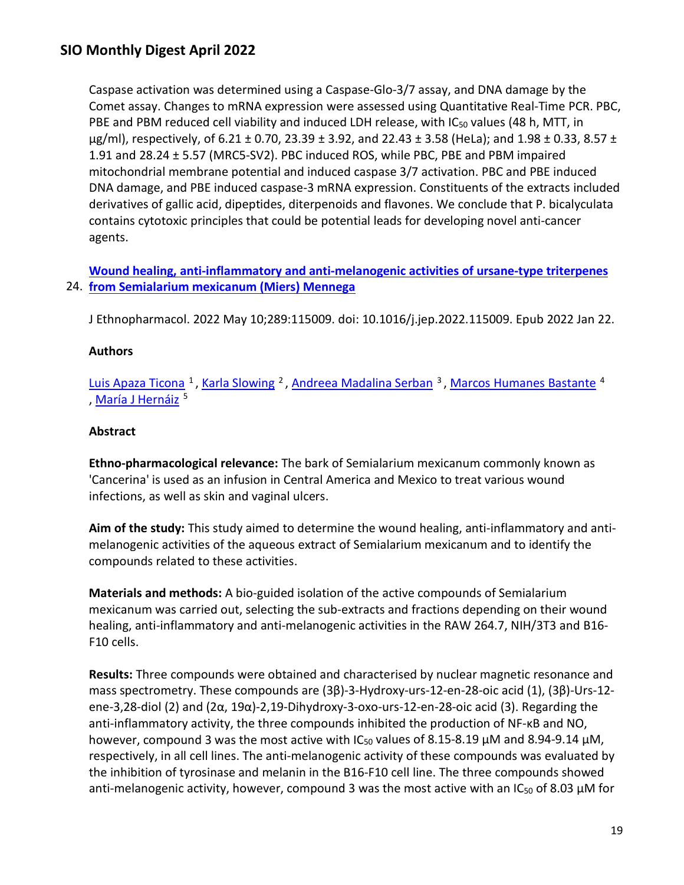Caspase activation was determined using a Caspase-Glo-3/7 assay, and DNA damage by the Comet assay. Changes to mRNA expression were assessed using Quantitative Real-Time PCR. PBC, PBE and PBM reduced cell viability and induced LDH release, with $IC_{50}$ values (48 h, MTT, in µg/ml), respectively, of 6.21 ± 0.70, 23.39 ± 3.92, and 22.43 ± 3.58 (HeLa); and 1.98 ± 0.33, 8.57 ± 1.91 and 28.24 ± 5.57 (MRC5-SV2). PBC induced ROS, while PBC, PBE and PBM impaired mitochondrial membrane potential and induced caspase 3/7 activation. PBC and PBE induced DNA damage, and PBE induced caspase-3 mRNA expression. Constituents of the extracts included derivatives of gallic acid, dipeptides, diterpenoids and flavones. We conclude that P. bicalyculata contains cytotoxic principles that could be potential leads for developing novel anti-cancer agents.

24. **Wound healing, anti-inflammatory and anti-melanogenic activities of ursane-type triterpenes from Semialarium mexicanum (Miers) Mennega**

J Ethnopharmacol. 2022 May 10;289:115009. doi: 10.1016/j.jep.2022.115009. Epub 2022 Jan 22.

**Authors**

Luis Apaza Ticona [1], Karla Slowing [2], Andreea Madalina Serban [3], Marcos Humanes Bastante [4], María J Hernáiz [5]

**Abstract**

**Ethno-pharmacological relevance:** The bark of Semialarium mexicanum commonly known as 'Cancerina' is used as an infusion in Central America and Mexico to treat various wound infections, as well as skin and vaginal ulcers.

**Aim of the study:** This study aimed to determine the wound healing, anti-inflammatory and anti-melanogenic activities of the aqueous extract of Semialarium mexicanum and to identify the compounds related to these activities.

**Materials and methods:** A bio-guided isolation of the active compounds of Semialarium mexicanum was carried out, selecting the sub-extracts and fractions depending on their wound healing, anti-inflammatory and anti-melanogenic activities in the RAW 264.7, NIH/3T3 and B16-F10 cells.

**Results:** Three compounds were obtained and characterised by nuclear magnetic resonance and mass spectrometry. These compounds are (3β)-3-Hydroxy-urs-12-en-28-oic acid (1), (3β)-Urs-12-ene-3,28-diol (2) and (2α, 19α)-2,19-Dihydroxy-3-oxo-urs-12-en-28-oic acid (3). Regarding the anti-inflammatory activity, the three compounds inhibited the production of NF-κB and NO, however, compound 3 was the most active with $IC_{50}$ values of 8.15-8.19 µM and 8.94-9.14 µM, respectively, in all cell lines. The anti-melanogenic activity of these compounds was evaluated by the inhibition of tyrosinase and melanin in the B16-F10 cell line. The three compounds showed anti-melanogenic activity, however, compound 3 was the most active with an $IC_{50}$ of 8.03 µM for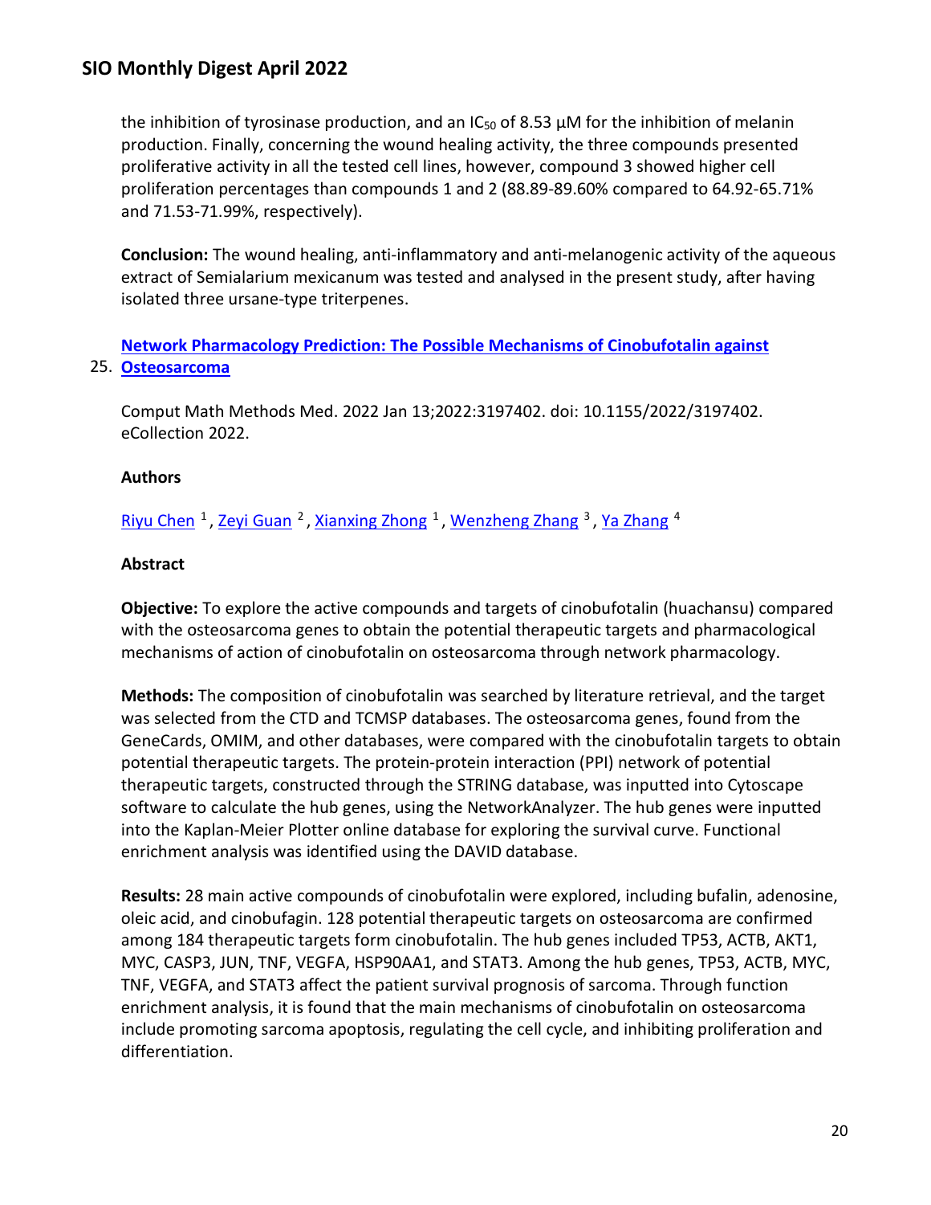the inhibition of tyrosinase production, and an $IC_{50}$ of 8.53 μM for the inhibition of melanin production. Finally, concerning the wound healing activity, the three compounds presented proliferative activity in all the tested cell lines, however, compound 3 showed higher cell proliferation percentages than compounds 1 and 2 (88.89-89.60% compared to 64.92-65.71% and 71.53-71.99%, respectively).

**Conclusion:** The wound healing, anti-inflammatory and anti-melanogenic activity of the aqueous extract of Semialarium mexicanum was tested and analysed in the present study, after having isolated three ursane-type triterpenes.

## 25. Network Pharmacology Prediction: The Possible Mechanisms of Cinobufotalin against Osteosarcoma

Comput Math Methods Med. 2022 Jan 13;2022:3197402. doi: 10.1155/2022/3197402. eCollection 2022.

**Authors**

Riyu Chen [1], Zeyi Guan [2], Xianxing Zhong [1], Wenzheng Zhang [3], Ya Zhang [4]

**Abstract**

**Objective:** To explore the active compounds and targets of cinobufotalin (huachansu) compared with the osteosarcoma genes to obtain the potential therapeutic targets and pharmacological mechanisms of action of cinobufotalin on osteosarcoma through network pharmacology.

**Methods:** The composition of cinobufotalin was searched by literature retrieval, and the target was selected from the CTD and TCMSP databases. The osteosarcoma genes, found from the GeneCards, OMIM, and other databases, were compared with the cinobufotalin targets to obtain potential therapeutic targets. The protein-protein interaction (PPI) network of potential therapeutic targets, constructed through the STRING database, was inputted into Cytoscape software to calculate the hub genes, using the NetworkAnalyzer. The hub genes were inputted into the Kaplan-Meier Plotter online database for exploring the survival curve. Functional enrichment analysis was identified using the DAVID database.

**Results:** 28 main active compounds of cinobufotalin were explored, including bufalin, adenosine, oleic acid, and cinobufagin. 128 potential therapeutic targets on osteosarcoma are confirmed among 184 therapeutic targets form cinobufotalin. The hub genes included TP53, ACTB, AKT1, MYC, CASP3, JUN, TNF, VEGFA, HSP90AA1, and STAT3. Among the hub genes, TP53, ACTB, MYC, TNF, VEGFA, and STAT3 affect the patient survival prognosis of sarcoma. Through function enrichment analysis, it is found that the main mechanisms of cinobufotalin on osteosarcoma include promoting sarcoma apoptosis, regulating the cell cycle, and inhibiting proliferation and differentiation.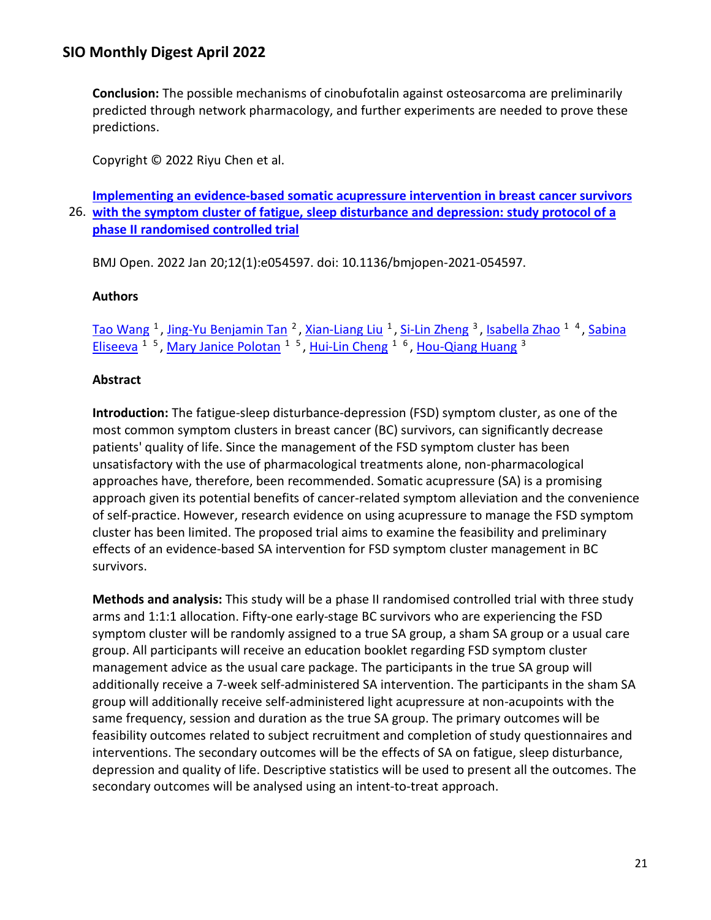**Conclusion:** The possible mechanisms of cinobufotalin against osteosarcoma are preliminarily predicted through network pharmacology, and further experiments are needed to prove these predictions.

Copyright © 2022 Riyu Chen et al.

26. **[Implementing an evidence-based somatic acupressure intervention in breast cancer survivors with the symptom cluster of fatigue, sleep disturbance and depression: study protocol of a phase II randomised controlled trial]()**

BMJ Open. 2022 Jan 20;12(1):e054597. doi: 10.1136/bmjopen-2021-054597.

**Authors**

Tao Wang [1], Jing-Yu Benjamin Tan [2], Xian-Liang Liu [1], Si-Lin Zheng [3], Isabella Zhao [1 4], Sabina Eliseeva [1 5], Mary Janice Polotan [1 5], Hui-Lin Cheng [1 6], Hou-Qiang Huang [3]

**Abstract**

**Introduction:** The fatigue-sleep disturbance-depression (FSD) symptom cluster, as one of the most common symptom clusters in breast cancer (BC) survivors, can significantly decrease patients' quality of life. Since the management of the FSD symptom cluster has been unsatisfactory with the use of pharmacological treatments alone, non-pharmacological approaches have, therefore, been recommended. Somatic acupressure (SA) is a promising approach given its potential benefits of cancer-related symptom alleviation and the convenience of self-practice. However, research evidence on using acupressure to manage the FSD symptom cluster has been limited. The proposed trial aims to examine the feasibility and preliminary effects of an evidence-based SA intervention for FSD symptom cluster management in BC survivors.

**Methods and analysis:** This study will be a phase II randomised controlled trial with three study arms and 1:1:1 allocation. Fifty-one early-stage BC survivors who are experiencing the FSD symptom cluster will be randomly assigned to a true SA group, a sham SA group or a usual care group. All participants will receive an education booklet regarding FSD symptom cluster management advice as the usual care package. The participants in the true SA group will additionally receive a 7-week self-administered SA intervention. The participants in the sham SA group will additionally receive self-administered light acupressure at non-acupoints with the same frequency, session and duration as the true SA group. The primary outcomes will be feasibility outcomes related to subject recruitment and completion of study questionnaires and interventions. The secondary outcomes will be the effects of SA on fatigue, sleep disturbance, depression and quality of life. Descriptive statistics will be used to present all the outcomes. The secondary outcomes will be analysed using an intent-to-treat approach.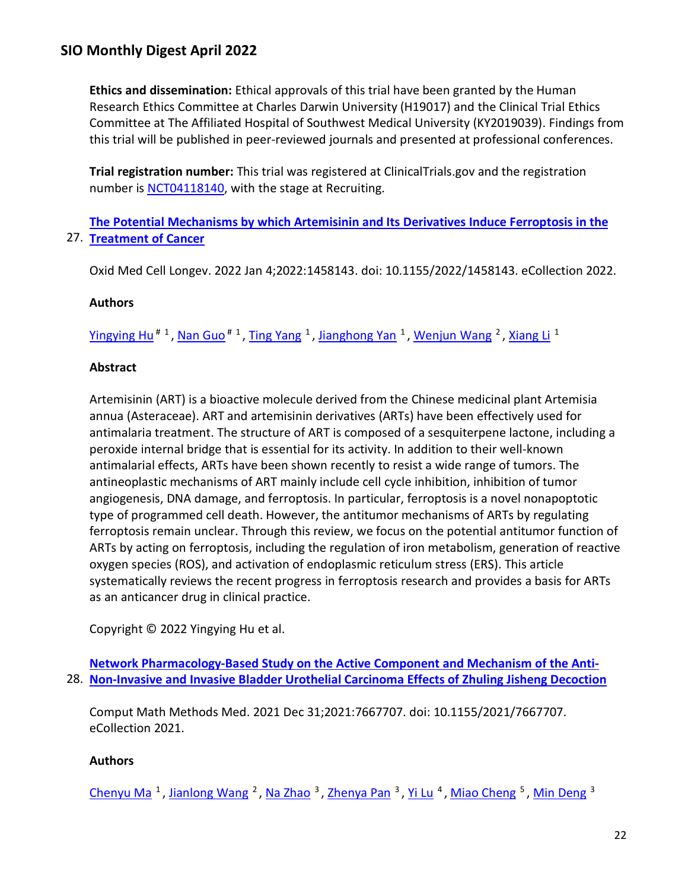**Ethics and dissemination:** Ethical approvals of this trial have been granted by the Human Research Ethics Committee at Charles Darwin University (H19017) and the Clinical Trial Ethics Committee at The Affiliated Hospital of Southwest Medical University (KY2019039). Findings from this trial will be published in peer-reviewed journals and presented at professional conferences.

**Trial registration number:** This trial was registered at ClinicalTrials.gov and the registration number is NCT04118140, with the stage at Recruiting.

27. **The Potential Mechanisms by which Artemisinin and Its Derivatives Induce Ferroptosis in the Treatment of Cancer**

Oxid Med Cell Longev. 2022 Jan 4;2022:1458143. doi: 10.1155/2022/1458143. eCollection 2022.

**Authors**

Yingying Hu [#, 1], Nan Guo [#, 1], Ting Yang [1], Jianghong Yan [1], Wenjun Wang [2], Xiang Li [1]

**Abstract**

Artemisinin (ART) is a bioactive molecule derived from the Chinese medicinal plant Artemisia annua (Asteraceae). ART and artemisinin derivatives (ARTs) have been effectively used for antimalaria treatment. The structure of ART is composed of a sesquiterpene lactone, including a peroxide internal bridge that is essential for its activity. In addition to their well-known antimalarial effects, ARTs have been shown recently to resist a wide range of tumors. The antineoplastic mechanisms of ART mainly include cell cycle inhibition, inhibition of tumor angiogenesis, DNA damage, and ferroptosis. In particular, ferroptosis is a novel nonapoptotic type of programmed cell death. However, the antitumor mechanisms of ARTs by regulating ferroptosis remain unclear. Through this review, we focus on the potential antitumor function of ARTs by acting on ferroptosis, including the regulation of iron metabolism, generation of reactive oxygen species (ROS), and activation of endoplasmic reticulum stress (ERS). This article systematically reviews the recent progress in ferroptosis research and provides a basis for ARTs as an anticancer drug in clinical practice.

Copyright © 2022 Yingying Hu et al.

28. **Network Pharmacology-Based Study on the Active Component and Mechanism of the Anti-Non-Invasive and Invasive Bladder Urothelial Carcinoma Effects of Zhuling Jisheng Decoction**

Comput Math Methods Med. 2021 Dec 31;2021:7667707. doi: 10.1155/2021/7667707. eCollection 2021.

**Authors**

Chenyu Ma [1], Jianlong Wang [2], Na Zhao [3], Zhenya Pan [3], Yi Lu [4], Miao Cheng [5], Min Deng [3]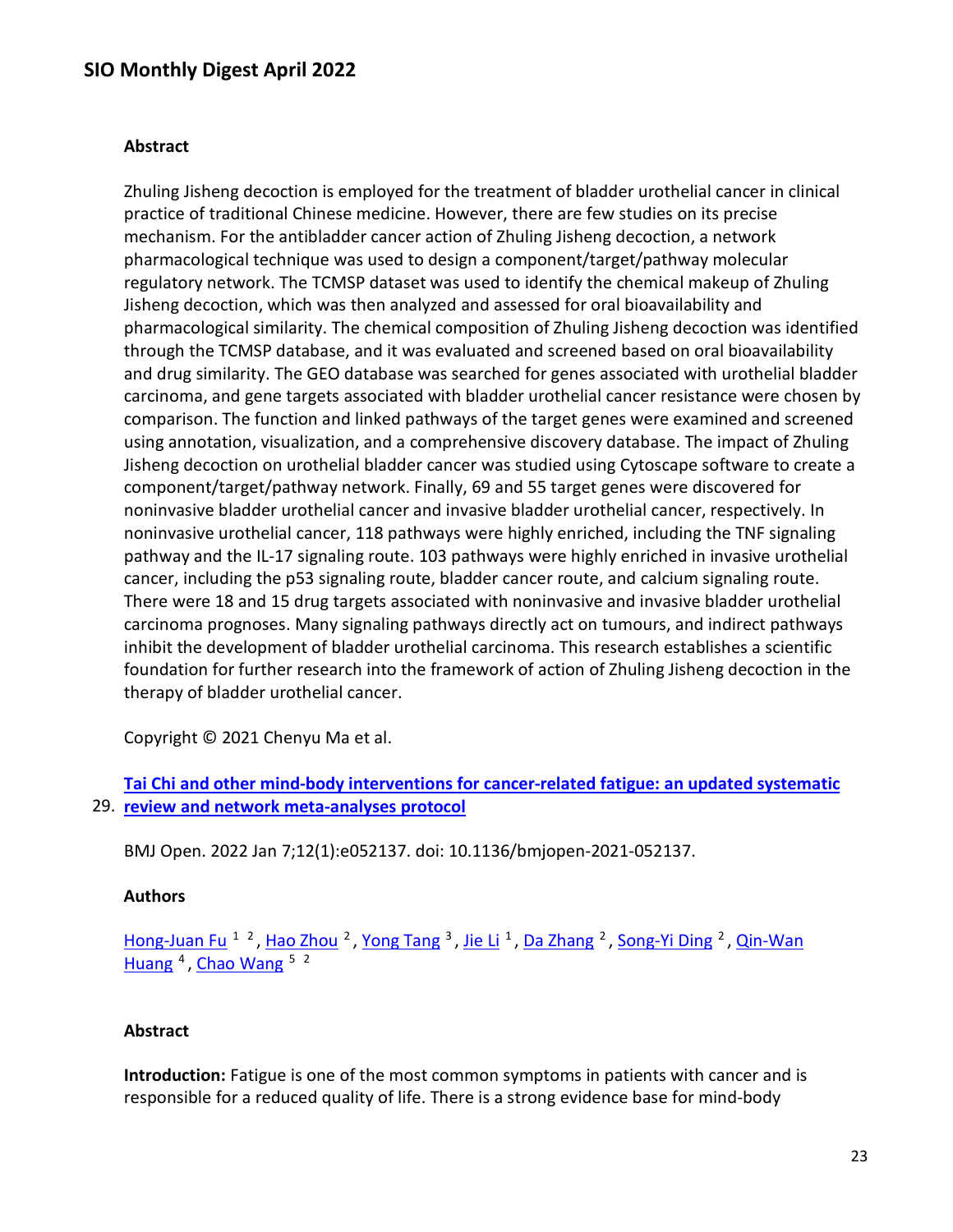**Abstract**

Zhuling Jisheng decoction is employed for the treatment of bladder urothelial cancer in clinical practice of traditional Chinese medicine. However, there are few studies on its precise mechanism. For the antibladder cancer action of Zhuling Jisheng decoction, a network pharmacological technique was used to design a component/target/pathway molecular regulatory network. The TCMSP dataset was used to identify the chemical makeup of Zhuling Jisheng decoction, which was then analyzed and assessed for oral bioavailability and pharmacological similarity. The chemical composition of Zhuling Jisheng decoction was identified through the TCMSP database, and it was evaluated and screened based on oral bioavailability and drug similarity. The GEO database was searched for genes associated with urothelial bladder carcinoma, and gene targets associated with bladder urothelial cancer resistance were chosen by comparison. The function and linked pathways of the target genes were examined and screened using annotation, visualization, and a comprehensive discovery database. The impact of Zhuling Jisheng decoction on urothelial bladder cancer was studied using Cytoscape software to create a component/target/pathway network. Finally, 69 and 55 target genes were discovered for noninvasive bladder urothelial cancer and invasive bladder urothelial cancer, respectively. In noninvasive urothelial cancer, 118 pathways were highly enriched, including the TNF signaling pathway and the IL-17 signaling route. 103 pathways were highly enriched in invasive urothelial cancer, including the p53 signaling route, bladder cancer route, and calcium signaling route. There were 18 and 15 drug targets associated with noninvasive and invasive bladder urothelial carcinoma prognoses. Many signaling pathways directly act on tumours, and indirect pathways inhibit the development of bladder urothelial carcinoma. This research establishes a scientific foundation for further research into the framework of action of Zhuling Jisheng decoction in the therapy of bladder urothelial cancer.

Copyright © 2021 Chenyu Ma et al.

29. **Tai Chi and other mind-body interventions for cancer-related fatigue: an updated systematic review and network meta-analyses protocol**

BMJ Open. 2022 Jan 7;12(1):e052137. doi: 10.1136/bmjopen-2021-052137.

**Authors**

Hong-Juan Fu [1, 2], Hao Zhou [2], Yong Tang [3], Jie Li [1], Da Zhang [2], Song-Yi Ding [2], Qin-Wan Huang [4], Chao Wang [5, 2]

**Abstract**

**Introduction:** Fatigue is one of the most common symptoms in patients with cancer and is responsible for a reduced quality of life. There is a strong evidence base for mind-body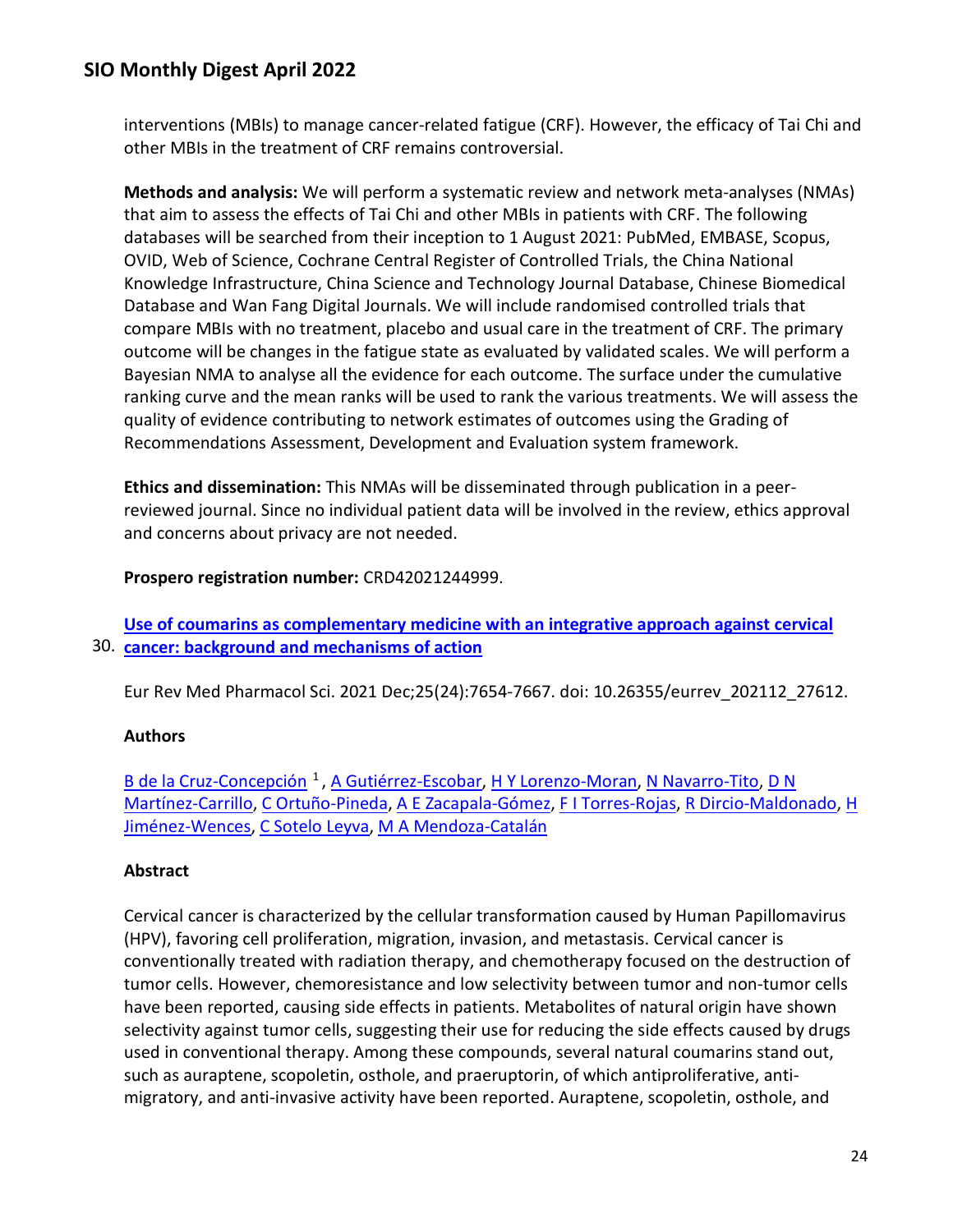interventions (MBIs) to manage cancer-related fatigue (CRF). However, the efficacy of Tai Chi and other MBIs in the treatment of CRF remains controversial.

**Methods and analysis:** We will perform a systematic review and network meta-analyses (NMAs) that aim to assess the effects of Tai Chi and other MBIs in patients with CRF. The following databases will be searched from their inception to 1 August 2021: PubMed, EMBASE, Scopus, OVID, Web of Science, Cochrane Central Register of Controlled Trials, the China National Knowledge Infrastructure, China Science and Technology Journal Database, Chinese Biomedical Database and Wan Fang Digital Journals. We will include randomised controlled trials that compare MBIs with no treatment, placebo and usual care in the treatment of CRF. The primary outcome will be changes in the fatigue state as evaluated by validated scales. We will perform a Bayesian NMA to analyse all the evidence for each outcome. The surface under the cumulative ranking curve and the mean ranks will be used to rank the various treatments. We will assess the quality of evidence contributing to network estimates of outcomes using the Grading of Recommendations Assessment, Development and Evaluation system framework.

**Ethics and dissemination:** This NMAs will be disseminated through publication in a peer-reviewed journal. Since no individual patient data will be involved in the review, ethics approval and concerns about privacy are not needed.

**Prospero registration number:** CRD42021244999.

30. **Use of coumarins as complementary medicine with an integrative approach against cervical cancer: background and mechanisms of action**

Eur Rev Med Pharmacol Sci. 2021 Dec;25(24):7654-7667. doi: 10.26355/eurrev_202112_27612.

**Authors**

B de la Cruz-Concepción [1], A Gutiérrez-Escobar, H Y Lorenzo-Moran, N Navarro-Tito, D N Martínez-Carrillo, C Ortuño-Pineda, A E Zacapala-Gómez, F I Torres-Rojas, R Dircio-Maldonado, H Jiménez-Wences, C Sotelo Leyva, M A Mendoza-Catalán

**Abstract**

Cervical cancer is characterized by the cellular transformation caused by Human Papillomavirus (HPV), favoring cell proliferation, migration, invasion, and metastasis. Cervical cancer is conventionally treated with radiation therapy, and chemotherapy focused on the destruction of tumor cells. However, chemoresistance and low selectivity between tumor and non-tumor cells have been reported, causing side effects in patients. Metabolites of natural origin have shown selectivity against tumor cells, suggesting their use for reducing the side effects caused by drugs used in conventional therapy. Among these compounds, several natural coumarins stand out, such as auraptene, scopoletin, osthole, and praeruptorin, of which antiproliferative, anti-migratory, and anti-invasive activity have been reported. Auraptene, scopoletin, osthole, and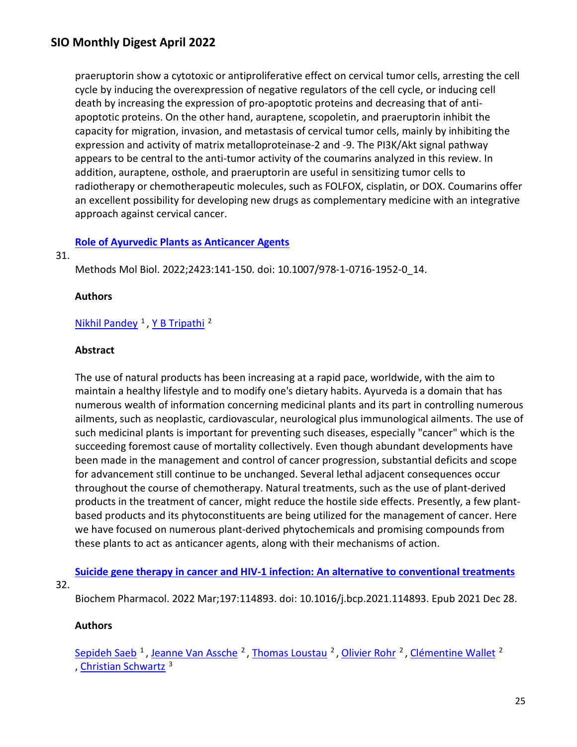praeruptorin show a cytotoxic or antiproliferative effect on cervical tumor cells, arresting the cell cycle by inducing the overexpression of negative regulators of the cell cycle, or inducing cell death by increasing the expression of pro-apoptotic proteins and decreasing that of anti-apoptotic proteins. On the other hand, auraptene, scopoletin, and praeruptorin inhibit the capacity for migration, invasion, and metastasis of cervical tumor cells, mainly by inhibiting the expression and activity of matrix metalloproteinase-2 and -9. The PI3K/Akt signal pathway appears to be central to the anti-tumor activity of the coumarins analyzed in this review. In addition, auraptene, osthole, and praeruptorin are useful in sensitizing tumor cells to radiotherapy or chemotherapeutic molecules, such as FOLFOX, cisplatin, or DOX. Coumarins offer an excellent possibility for developing new drugs as complementary medicine with an integrative approach against cervical cancer.

31.

**Role of Ayurvedic Plants as Anticancer Agents**

Methods Mol Biol. 2022;2423:141-150. doi: 10.1007/978-1-0716-1952-0_14.

**Authors**

Nikhil Pandey [1], Y B Tripathi [2]

**Abstract**

The use of natural products has been increasing at a rapid pace, worldwide, with the aim to maintain a healthy lifestyle and to modify one's dietary habits. Ayurveda is a domain that has numerous wealth of information concerning medicinal plants and its part in controlling numerous ailments, such as neoplastic, cardiovascular, neurological plus immunological ailments. The use of such medicinal plants is important for preventing such diseases, especially "cancer" which is the succeeding foremost cause of mortality collectively. Even though abundant developments have been made in the management and control of cancer progression, substantial deficits and scope for advancement still continue to be unchanged. Several lethal adjacent consequences occur throughout the course of chemotherapy. Natural treatments, such as the use of plant-derived products in the treatment of cancer, might reduce the hostile side effects. Presently, a few plant-based products and its phytoconstituents are being utilized for the management of cancer. Here we have focused on numerous plant-derived phytochemicals and promising compounds from these plants to act as anticancer agents, along with their mechanisms of action.

32.

**Suicide gene therapy in cancer and HIV-1 infection: An alternative to conventional treatments**

Biochem Pharmacol. 2022 Mar;197:114893. doi: 10.1016/j.bcp.2021.114893. Epub 2021 Dec 28.

**Authors**

Sepideh Saeb [1], Jeanne Van Assche [2], Thomas Loustau [2], Olivier Rohr [2], Clémentine Wallet [2], Christian Schwartz [3]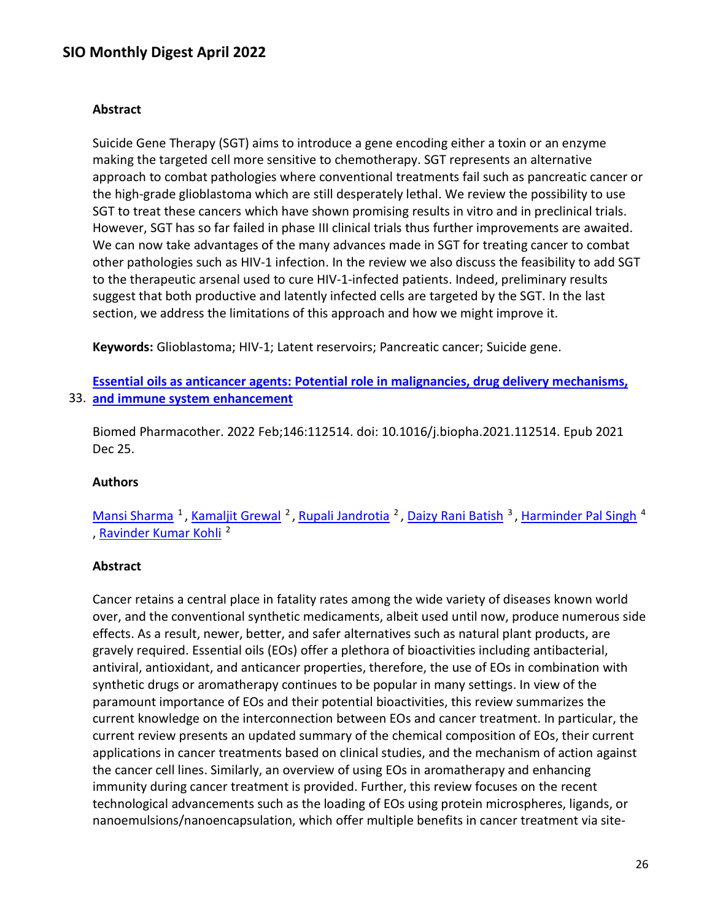### Abstract

Suicide Gene Therapy (SGT) aims to introduce a gene encoding either a toxin or an enzyme making the targeted cell more sensitive to chemotherapy. SGT represents an alternative approach to combat pathologies where conventional treatments fail such as pancreatic cancer or the high-grade glioblastoma which are still desperately lethal. We review the possibility to use SGT to treat these cancers which have shown promising results in vitro and in preclinical trials. However, SGT has so far failed in phase III clinical trials thus further improvements are awaited. We can now take advantages of the many advances made in SGT for treating cancer to combat other pathologies such as HIV-1 infection. In the review we also discuss the feasibility to add SGT to the therapeutic arsenal used to cure HIV-1-infected patients. Indeed, preliminary results suggest that both productive and latently infected cells are targeted by the SGT. In the last section, we address the limitations of this approach and how we might improve it.

**Keywords:** Glioblastoma; HIV-1; Latent reservoirs; Pancreatic cancer; Suicide gene.

33. **Essential oils as anticancer agents: Potential role in malignancies, drug delivery mechanisms, and immune system enhancement**

Biomed Pharmacother. 2022 Feb;146:112514. doi: 10.1016/j.biopha.2021.112514. Epub 2021 Dec 25.

### Authors

Mansi Sharma [1], Kamaljit Grewal [2], Rupali Jandrotia [2], Daizy Rani Batish [3], Harminder Pal Singh [4], Ravinder Kumar Kohli [2]

### Abstract

Cancer retains a central place in fatality rates among the wide variety of diseases known world over, and the conventional synthetic medicaments, albeit used until now, produce numerous side effects. As a result, newer, better, and safer alternatives such as natural plant products, are gravely required. Essential oils (EOs) offer a plethora of bioactivities including antibacterial, antiviral, antioxidant, and anticancer properties, therefore, the use of EOs in combination with synthetic drugs or aromatherapy continues to be popular in many settings. In view of the paramount importance of EOs and their potential bioactivities, this review summarizes the current knowledge on the interconnection between EOs and cancer treatment. In particular, the current review presents an updated summary of the chemical composition of EOs, their current applications in cancer treatments based on clinical studies, and the mechanism of action against the cancer cell lines. Similarly, an overview of using EOs in aromatherapy and enhancing immunity during cancer treatment is provided. Further, this review focuses on the recent technological advancements such as the loading of EOs using protein microspheres, ligands, or nanoemulsions/nanoencapsulation, which offer multiple benefits in cancer treatment via site-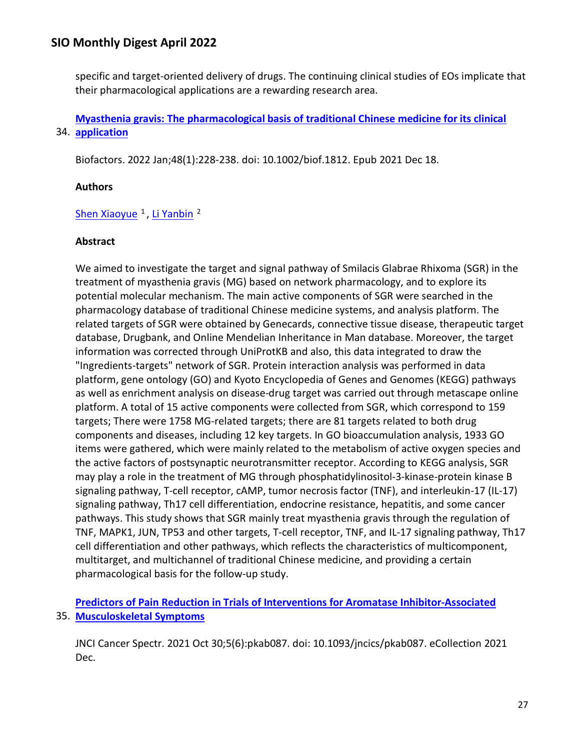specific and target-oriented delivery of drugs. The continuing clinical studies of EOs implicate that their pharmacological applications are a rewarding research area.

34. **Myasthenia gravis: The pharmacological basis of traditional Chinese medicine for its clinical application**

Biofactors. 2022 Jan;48(1):228-238. doi: 10.1002/biof.1812. Epub 2021 Dec 18.

**Authors**

Shen Xiaoyue [1], Li Yanbin [2]

**Abstract**

We aimed to investigate the target and signal pathway of Smilacis Glabrae Rhixoma (SGR) in the treatment of myasthenia gravis (MG) based on network pharmacology, and to explore its potential molecular mechanism. The main active components of SGR were searched in the pharmacology database of traditional Chinese medicine systems, and analysis platform. The related targets of SGR were obtained by Genecards, connective tissue disease, therapeutic target database, Drugbank, and Online Mendelian Inheritance in Man database. Moreover, the target information was corrected through UniProtKB and also, this data integrated to draw the "Ingredients-targets" network of SGR. Protein interaction analysis was performed in data platform, gene ontology (GO) and Kyoto Encyclopedia of Genes and Genomes (KEGG) pathways as well as enrichment analysis on disease-drug target was carried out through metascape online platform. A total of 15 active components were collected from SGR, which correspond to 159 targets; There were 1758 MG-related targets; there are 81 targets related to both drug components and diseases, including 12 key targets. In GO bioaccumulation analysis, 1933 GO items were gathered, which were mainly related to the metabolism of active oxygen species and the active factors of postsynaptic neurotransmitter receptor. According to KEGG analysis, SGR may play a role in the treatment of MG through phosphatidylinositol-3-kinase-protein kinase B signaling pathway, T-cell receptor, cAMP, tumor necrosis factor (TNF), and interleukin-17 (IL-17) signaling pathway, Th17 cell differentiation, endocrine resistance, hepatitis, and some cancer pathways. This study shows that SGR mainly treat myasthenia gravis through the regulation of TNF, MAPK1, JUN, TP53 and other targets, T-cell receptor, TNF, and IL-17 signaling pathway, Th17 cell differentiation and other pathways, which reflects the characteristics of multicomponent, multitarget, and multichannel of traditional Chinese medicine, and providing a certain pharmacological basis for the follow-up study.

35. **Predictors of Pain Reduction in Trials of Interventions for Aromatase Inhibitor-Associated Musculoskeletal Symptoms**

JNCI Cancer Spectr. 2021 Oct 30;5(6):pkab087. doi: 10.1093/jncics/pkab087. eCollection 2021 Dec.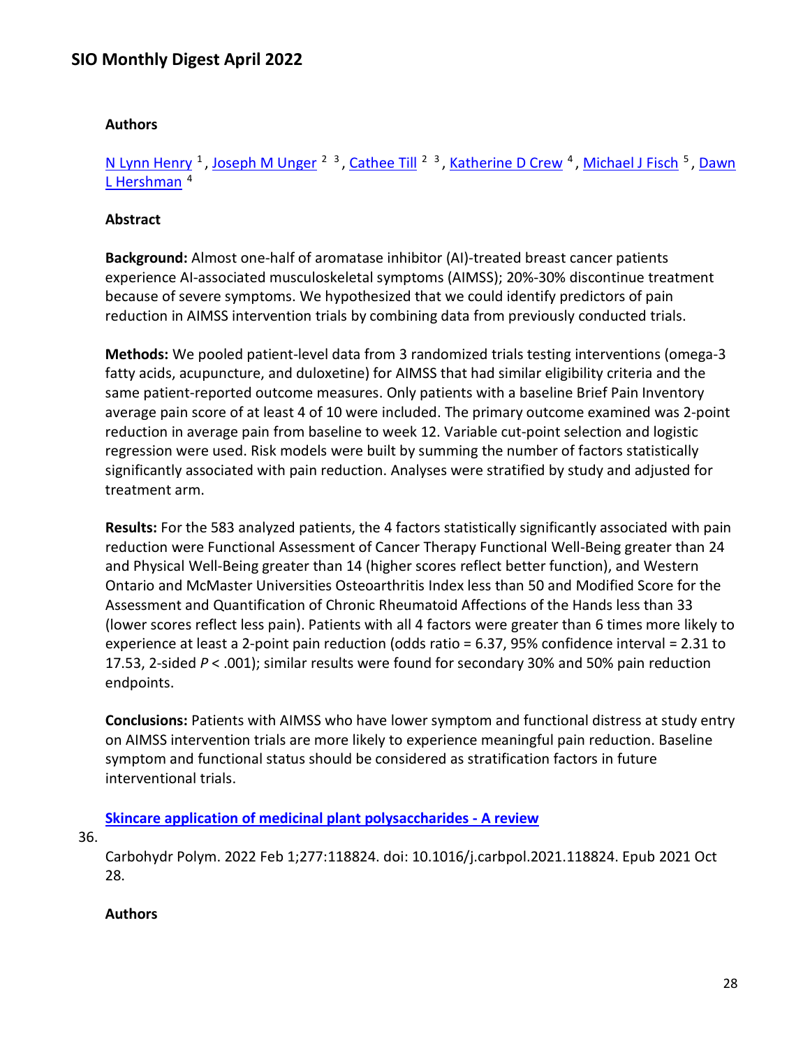**Authors**

N Lynn Henry [1], Joseph M Unger [2 3], Cathee Till [2 3], Katherine D Crew [4], Michael J Fisch [5], Dawn L Hershman [4]

**Abstract**

**Background:** Almost one-half of aromatase inhibitor (AI)-treated breast cancer patients experience AI-associated musculoskeletal symptoms (AIMSS); 20%-30% discontinue treatment because of severe symptoms. We hypothesized that we could identify predictors of pain reduction in AIMSS intervention trials by combining data from previously conducted trials.

**Methods:** We pooled patient-level data from 3 randomized trials testing interventions (omega-3 fatty acids, acupuncture, and duloxetine) for AIMSS that had similar eligibility criteria and the same patient-reported outcome measures. Only patients with a baseline Brief Pain Inventory average pain score of at least 4 of 10 were included. The primary outcome examined was 2-point reduction in average pain from baseline to week 12. Variable cut-point selection and logistic regression were used. Risk models were built by summing the number of factors statistically significantly associated with pain reduction. Analyses were stratified by study and adjusted for treatment arm.

**Results:** For the 583 analyzed patients, the 4 factors statistically significantly associated with pain reduction were Functional Assessment of Cancer Therapy Functional Well-Being greater than 24 and Physical Well-Being greater than 14 (higher scores reflect better function), and Western Ontario and McMaster Universities Osteoarthritis Index less than 50 and Modified Score for the Assessment and Quantification of Chronic Rheumatoid Affections of the Hands less than 33 (lower scores reflect less pain). Patients with all 4 factors were greater than 6 times more likely to experience at least a 2-point pain reduction (odds ratio = 6.37, 95% confidence interval = 2.31 to 17.53, 2-sided *P* < .001); similar results were found for secondary 30% and 50% pain reduction endpoints.

**Conclusions:** Patients with AIMSS who have lower symptom and functional distress at study entry on AIMSS intervention trials are more likely to experience meaningful pain reduction. Baseline symptom and functional status should be considered as stratification factors in future interventional trials.

36. **Skincare application of medicinal plant polysaccharides - A review**

Carbohydr Polym. 2022 Feb 1;277:118824. doi: 10.1016/j.carbpol.2021.118824. Epub 2021 Oct 28.

**Authors**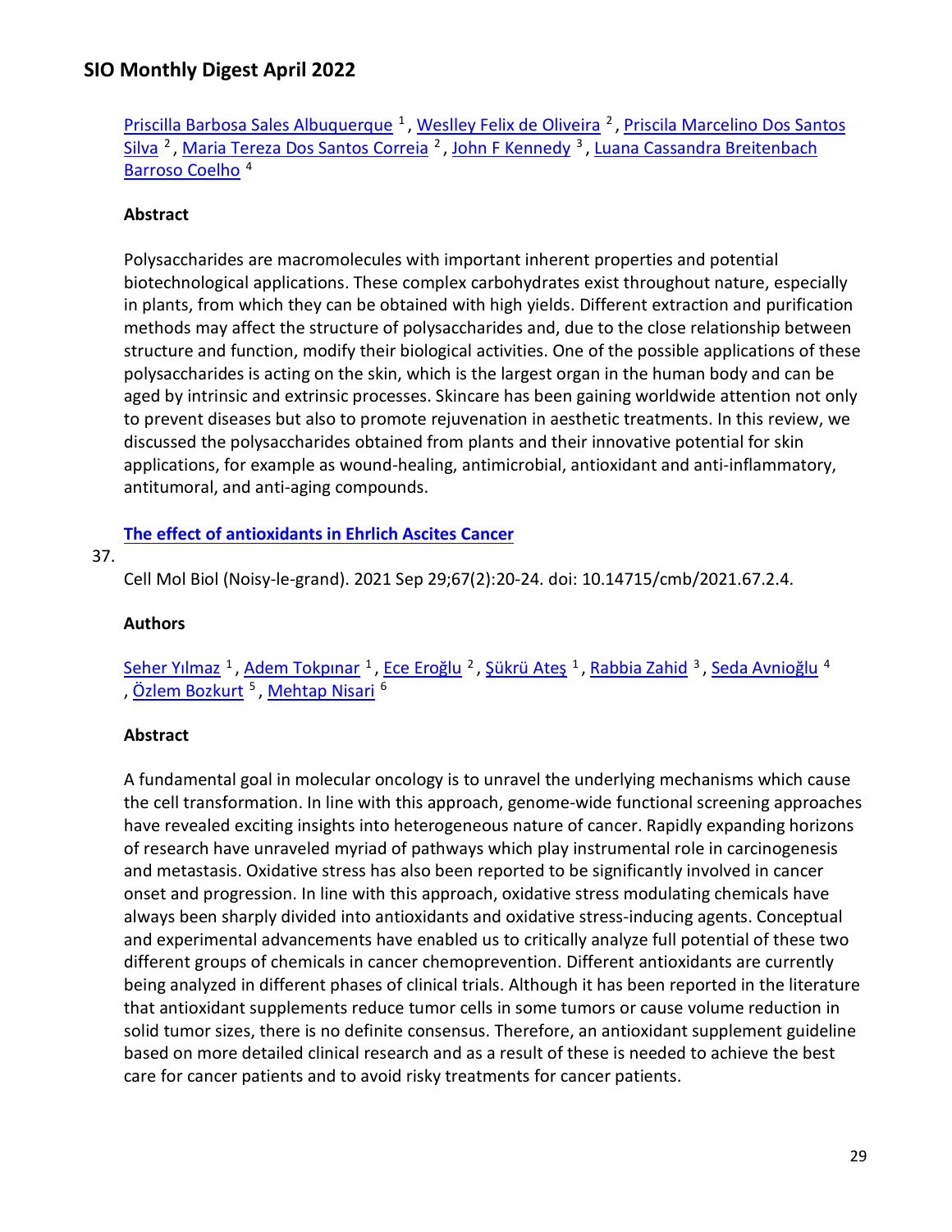[Priscilla Barbosa Sales Albuquerque](#) [1], [Weslley Felix de Oliveira](#) [2], [Priscila Marcelino Dos Santos Silva](#) [2], [Maria Tereza Dos Santos Correia](#) [2], [John F Kennedy](#) [3], [Luana Cassandra Breitenbach Barroso Coelho](#) [4]

### Abstract

Polysaccharides are macromolecules with important inherent properties and potential biotechnological applications. These complex carbohydrates exist throughout nature, especially in plants, from which they can be obtained with high yields. Different extraction and purification methods may affect the structure of polysaccharides and, due to the close relationship between structure and function, modify their biological activities. One of the possible applications of these polysaccharides is acting on the skin, which is the largest organ in the human body and can be aged by intrinsic and extrinsic processes. Skincare has been gaining worldwide attention not only to prevent diseases but also to promote rejuvenation in aesthetic treatments. In this review, we discussed the polysaccharides obtained from plants and their innovative potential for skin applications, for example as wound-healing, antimicrobial, antioxidant and anti-inflammatory, antitumoral, and anti-aging compounds.

37.

## [The effect of antioxidants in Ehrlich Ascites Cancer](#)

Cell Mol Biol (Noisy-le-grand). 2021 Sep 29;67(2):20-24. doi: 10.14715/cmb/2021.67.2.4.

### Authors

[Seher Yılmaz](#) [1], [Adem Tokpınar](#) [1], [Ece Eroğlu](#) [2], [Şükrü Ateş](#) [1], [Rabbia Zahid](#) [3], [Seda Avnioğlu](#) [4], [Özlem Bozkurt](#) [5], [Mehtap Nisari](#) [6]

### Abstract

A fundamental goal in molecular oncology is to unravel the underlying mechanisms which cause the cell transformation. In line with this approach, genome-wide functional screening approaches have revealed exciting insights into heterogeneous nature of cancer. Rapidly expanding horizons of research have unraveled myriad of pathways which play instrumental role in carcinogenesis and metastasis. Oxidative stress has also been reported to be significantly involved in cancer onset and progression. In line with this approach, oxidative stress modulating chemicals have always been sharply divided into antioxidants and oxidative stress-inducing agents. Conceptual and experimental advancements have enabled us to critically analyze full potential of these two different groups of chemicals in cancer chemoprevention. Different antioxidants are currently being analyzed in different phases of clinical trials. Although it has been reported in the literature that antioxidant supplements reduce tumor cells in some tumors or cause volume reduction in solid tumor sizes, there is no definite consensus. Therefore, an antioxidant supplement guideline based on more detailed clinical research and as a result of these is needed to achieve the best care for cancer patients and to avoid risky treatments for cancer patients.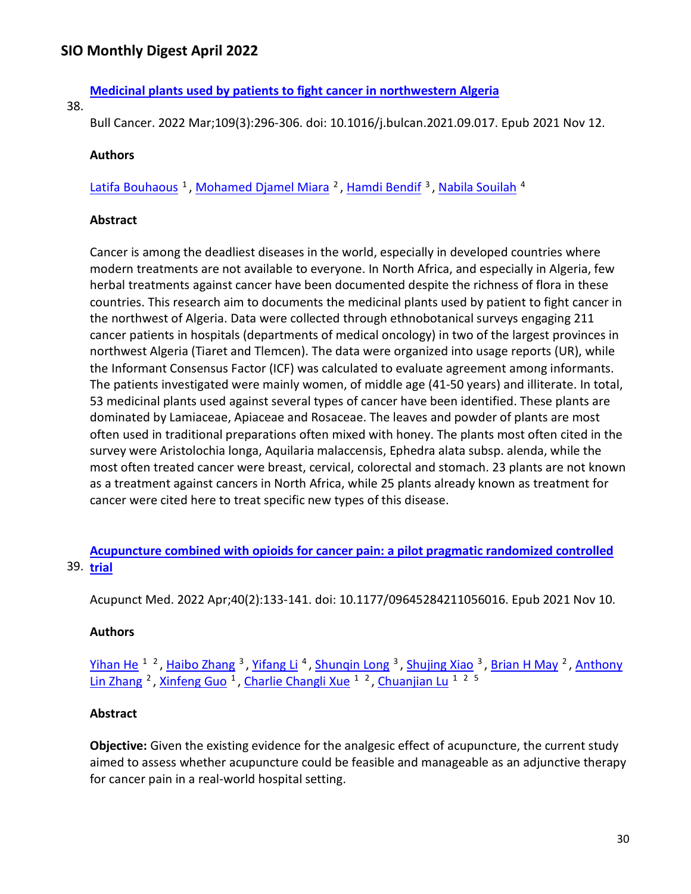38. **Medicinal plants used by patients to fight cancer in northwestern Algeria**

Bull Cancer. 2022 Mar;109(3):296-306. doi: 10.1016/j.bulcan.2021.09.017. Epub 2021 Nov 12.

**Authors**

Latifa Bouhaous [1], Mohamed Djamel Miara [2], Hamdi Bendif [3], Nabila Souilah [4]

**Abstract**

Cancer is among the deadliest diseases in the world, especially in developed countries where modern treatments are not available to everyone. In North Africa, and especially in Algeria, few herbal treatments against cancer have been documented despite the richness of flora in these countries. This research aim to documents the medicinal plants used by patient to fight cancer in the northwest of Algeria. Data were collected through ethnobotanical surveys engaging 211 cancer patients in hospitals (departments of medical oncology) in two of the largest provinces in northwest Algeria (Tiaret and Tlemcen). The data were organized into usage reports (UR), while the Informant Consensus Factor (ICF) was calculated to evaluate agreement among informants. The patients investigated were mainly women, of middle age (41-50 years) and illiterate. In total, 53 medicinal plants used against several types of cancer have been identified. These plants are dominated by Lamiaceae, Apiaceae and Rosaceae. The leaves and powder of plants are most often used in traditional preparations often mixed with honey. The plants most often cited in the survey were Aristolochia longa, Aquilaria malaccensis, Ephedra alata subsp. alenda, while the most often treated cancer were breast, cervical, colorectal and stomach. 23 plants are not known as a treatment against cancers in North Africa, while 25 plants already known as treatment for cancer were cited here to treat specific new types of this disease.

39. **Acupuncture combined with opioids for cancer pain: a pilot pragmatic randomized controlled trial**

Acupunct Med. 2022 Apr;40(2):133-141. doi: 10.1177/09645284211056016. Epub 2021 Nov 10.

**Authors**

Yihan He [1,2], Haibo Zhang [3], Yifang Li [4], Shunqin Long [3], Shujing Xiao [3], Brian H May [2], Anthony Lin Zhang [2], Xinfeng Guo [1], Charlie Changli Xue [1,2], Chuanjian Lu [1,2,5]

**Abstract**

**Objective:** Given the existing evidence for the analgesic effect of acupuncture, the current study aimed to assess whether acupuncture could be feasible and manageable as an adjunctive therapy for cancer pain in a real-world hospital setting.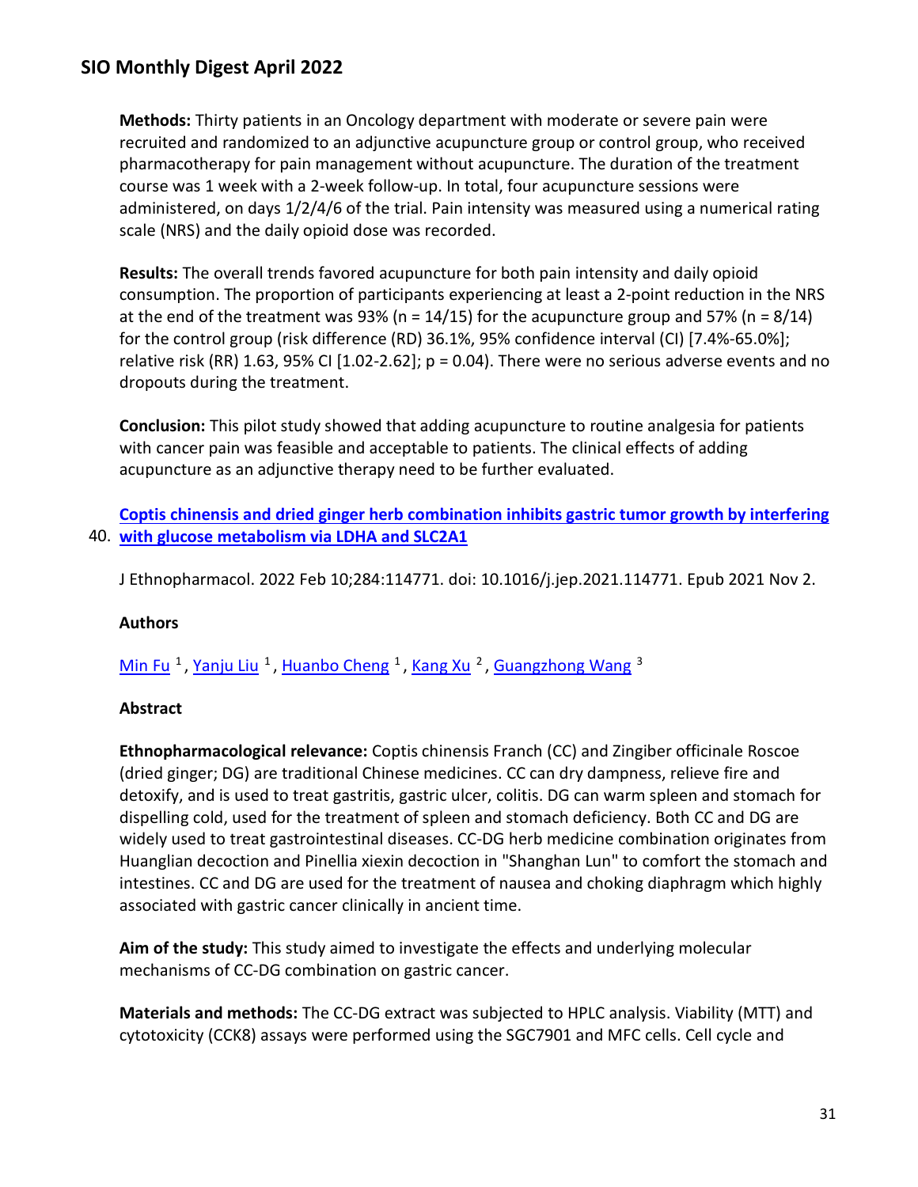**Methods:** Thirty patients in an Oncology department with moderate or severe pain were recruited and randomized to an adjunctive acupuncture group or control group, who received pharmacotherapy for pain management without acupuncture. The duration of the treatment course was 1 week with a 2-week follow-up. In total, four acupuncture sessions were administered, on days 1/2/4/6 of the trial. Pain intensity was measured using a numerical rating scale (NRS) and the daily opioid dose was recorded.

**Results:** The overall trends favored acupuncture for both pain intensity and daily opioid consumption. The proportion of participants experiencing at least a 2-point reduction in the NRS at the end of the treatment was 93% (n = 14/15) for the acupuncture group and 57% (n = 8/14) for the control group (risk difference (RD) 36.1%, 95% confidence interval (CI) [7.4%-65.0%]; relative risk (RR) 1.63, 95% CI [1.02-2.62]; p = 0.04). There were no serious adverse events and no dropouts during the treatment.

**Conclusion:** This pilot study showed that adding acupuncture to routine analgesia for patients with cancer pain was feasible and acceptable to patients. The clinical effects of adding acupuncture as an adjunctive therapy need to be further evaluated.

40. **Coptis chinensis and dried ginger herb combination inhibits gastric tumor growth by interfering with glucose metabolism via LDHA and SLC2A1**

J Ethnopharmacol. 2022 Feb 10;284:114771. doi: 10.1016/j.jep.2021.114771. Epub 2021 Nov 2.

**Authors**

Min Fu [1], Yanju Liu [1], Huanbo Cheng [1], Kang Xu [2], Guangzhong Wang [3]

**Abstract**

**Ethnopharmacological relevance:** Coptis chinensis Franch (CC) and Zingiber officinale Roscoe (dried ginger; DG) are traditional Chinese medicines. CC can dry dampness, relieve fire and detoxify, and is used to treat gastritis, gastric ulcer, colitis. DG can warm spleen and stomach for dispelling cold, used for the treatment of spleen and stomach deficiency. Both CC and DG are widely used to treat gastrointestinal diseases. CC-DG herb medicine combination originates from Huanglian decoction and Pinellia xiexin decoction in "Shanghan Lun" to comfort the stomach and intestines. CC and DG are used for the treatment of nausea and choking diaphragm which highly associated with gastric cancer clinically in ancient time.

**Aim of the study:** This study aimed to investigate the effects and underlying molecular mechanisms of CC-DG combination on gastric cancer.

**Materials and methods:** The CC-DG extract was subjected to HPLC analysis. Viability (MTT) and cytotoxicity (CCK8) assays were performed using the SGC7901 and MFC cells. Cell cycle and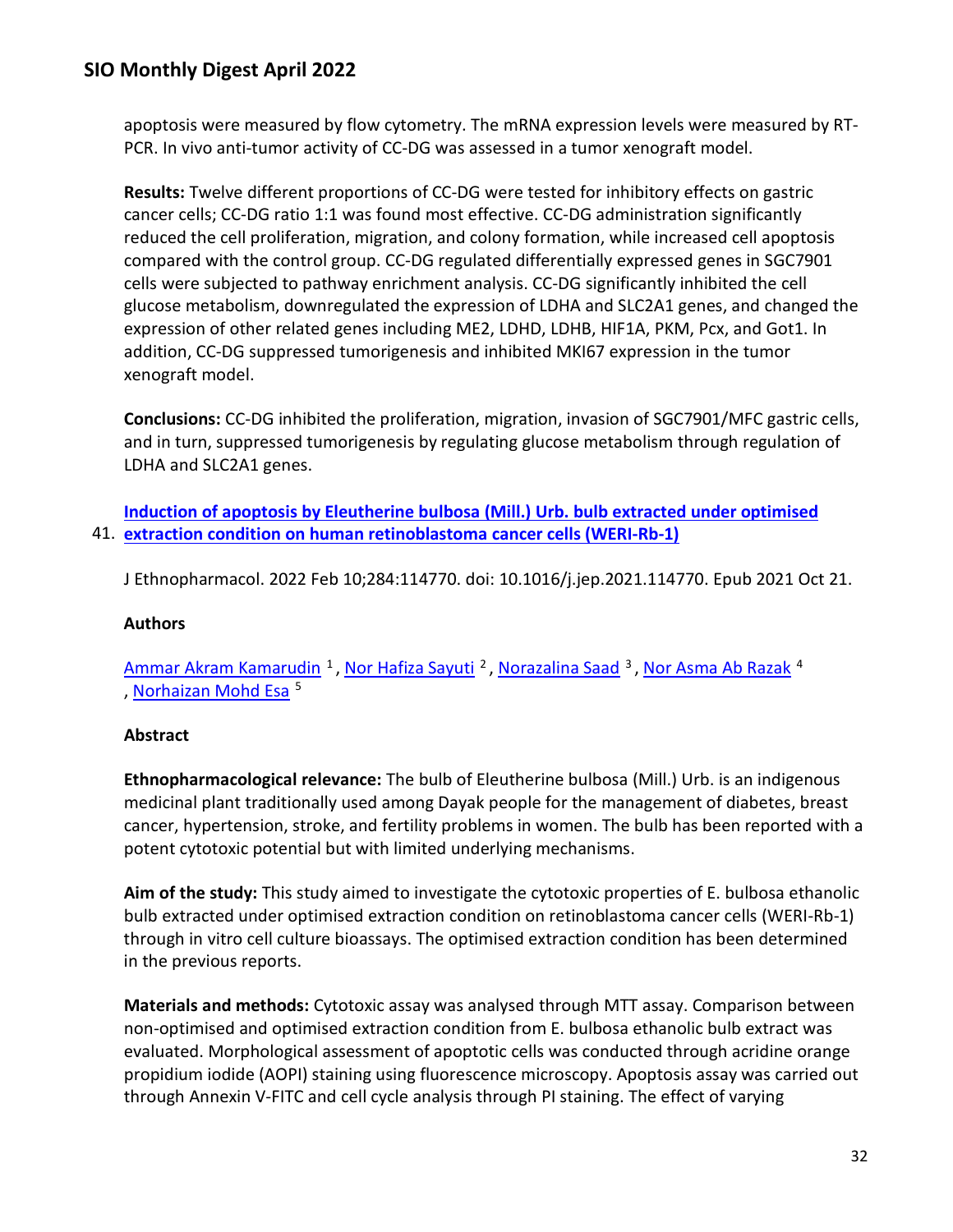apoptosis were measured by flow cytometry. The mRNA expression levels were measured by RT-PCR. In vivo anti-tumor activity of CC-DG was assessed in a tumor xenograft model.

**Results:** Twelve different proportions of CC-DG were tested for inhibitory effects on gastric cancer cells; CC-DG ratio 1:1 was found most effective. CC-DG administration significantly reduced the cell proliferation, migration, and colony formation, while increased cell apoptosis compared with the control group. CC-DG regulated differentially expressed genes in SGC7901 cells were subjected to pathway enrichment analysis. CC-DG significantly inhibited the cell glucose metabolism, downregulated the expression of LDHA and SLC2A1 genes, and changed the expression of other related genes including ME2, LDHD, LDHB, HIF1A, PKM, Pcx, and Got1. In addition, CC-DG suppressed tumorigenesis and inhibited MKI67 expression in the tumor xenograft model.

**Conclusions:** CC-DG inhibited the proliferation, migration, invasion of SGC7901/MFC gastric cells, and in turn, suppressed tumorigenesis by regulating glucose metabolism through regulation of LDHA and SLC2A1 genes.

41. **Induction of apoptosis by Eleutherine bulbosa (Mill.) Urb. bulb extracted under optimised extraction condition on human retinoblastoma cancer cells (WERI-Rb-1)**

J Ethnopharmacol. 2022 Feb 10;284:114770. doi: 10.1016/j.jep.2021.114770. Epub 2021 Oct 21.

**Authors**

Ammar Akram Kamarudin [1], Nor Hafiza Sayuti [2], Norazalina Saad [3], Nor Asma Ab Razak [4], Norhaizan Mohd Esa [5]

**Abstract**

**Ethnopharmacological relevance:** The bulb of Eleutherine bulbosa (Mill.) Urb. is an indigenous medicinal plant traditionally used among Dayak people for the management of diabetes, breast cancer, hypertension, stroke, and fertility problems in women. The bulb has been reported with a potent cytotoxic potential but with limited underlying mechanisms.

**Aim of the study:** This study aimed to investigate the cytotoxic properties of E. bulbosa ethanolic bulb extracted under optimised extraction condition on retinoblastoma cancer cells (WERI-Rb-1) through in vitro cell culture bioassays. The optimised extraction condition has been determined in the previous reports.

**Materials and methods:** Cytotoxic assay was analysed through MTT assay. Comparison between non-optimised and optimised extraction condition from E. bulbosa ethanolic bulb extract was evaluated. Morphological assessment of apoptotic cells was conducted through acridine orange propidium iodide (AOPI) staining using fluorescence microscopy. Apoptosis assay was carried out through Annexin V-FITC and cell cycle analysis through PI staining. The effect of varying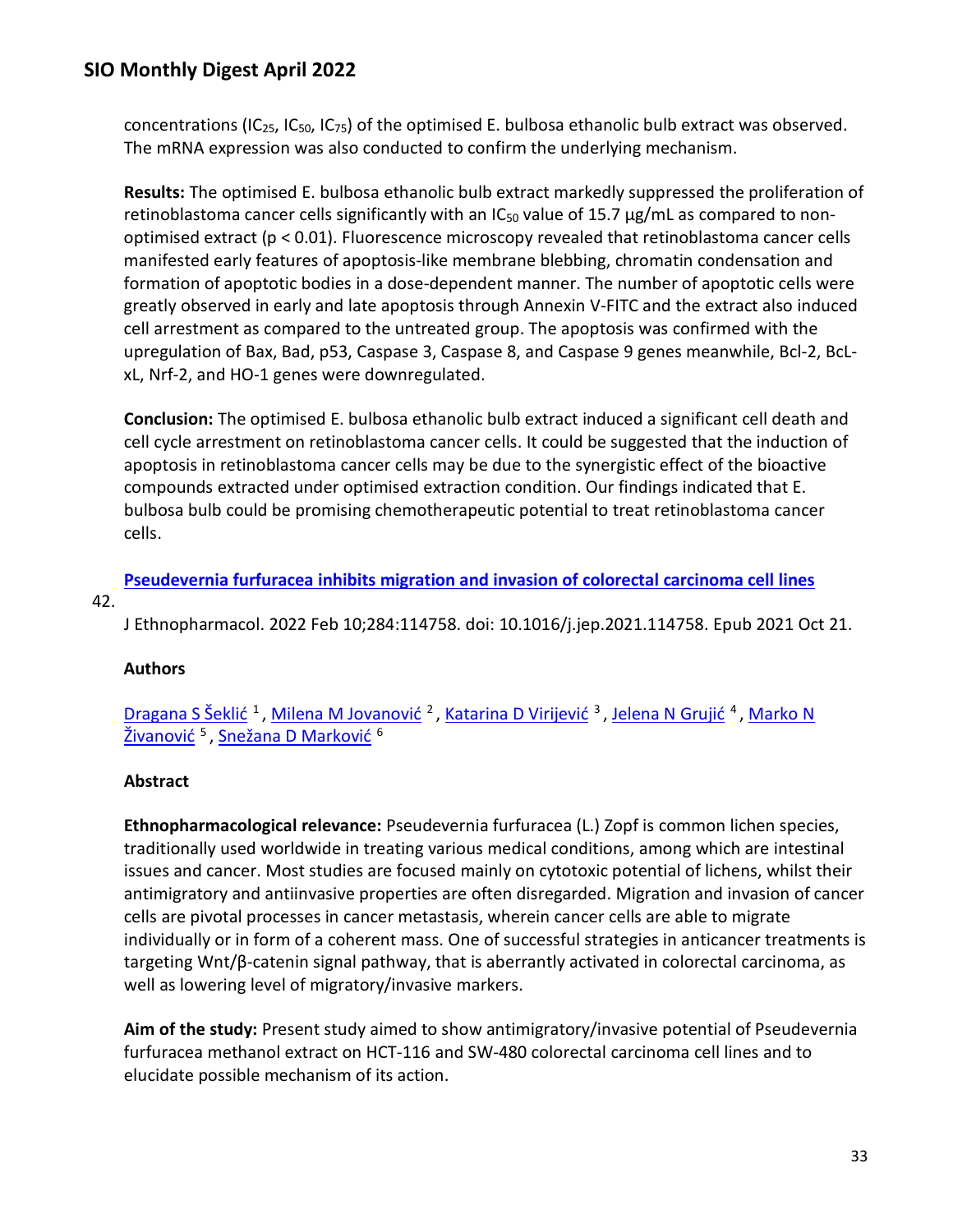concentrations ($IC_{25}$, $IC_{50}$, $IC_{75}$) of the optimised E. bulbosa ethanolic bulb extract was observed. The mRNA expression was also conducted to confirm the underlying mechanism.

**Results:** The optimised E. bulbosa ethanolic bulb extract markedly suppressed the proliferation of retinoblastoma cancer cells significantly with an $IC_{50}$ value of 15.7 μg/mL as compared to non-optimised extract ($p < 0.01$). Fluorescence microscopy revealed that retinoblastoma cancer cells manifested early features of apoptosis-like membrane blebbing, chromatin condensation and formation of apoptotic bodies in a dose-dependent manner. The number of apoptotic cells were greatly observed in early and late apoptosis through Annexin V-FITC and the extract also induced cell arrestment as compared to the untreated group. The apoptosis was confirmed with the upregulation of Bax, Bad, p53, Caspase 3, Caspase 8, and Caspase 9 genes meanwhile, Bcl-2, BcL-xL, Nrf-2, and HO-1 genes were downregulated.

**Conclusion:** The optimised E. bulbosa ethanolic bulb extract induced a significant cell death and cell cycle arrestment on retinoblastoma cancer cells. It could be suggested that the induction of apoptosis in retinoblastoma cancer cells may be due to the synergistic effect of the bioactive compounds extracted under optimised extraction condition. Our findings indicated that E. bulbosa bulb could be promising chemotherapeutic potential to treat retinoblastoma cancer cells.

42. **Pseudevernia furfuracea inhibits migration and invasion of colorectal carcinoma cell lines**

J Ethnopharmacol. 2022 Feb 10;284:114758. doi: 10.1016/j.jep.2021.114758. Epub 2021 Oct 21.

### Authors

Dragana S Šeklić [1], Milena M Jovanović [2], Katarina D Virijević [3], Jelena N Grujić [4], Marko N Živanović [5], Snežana D Marković [6]

### Abstract

**Ethnopharmacological relevance:** Pseudevernia furfuracea (L.) Zopf is common lichen species, traditionally used worldwide in treating various medical conditions, among which are intestinal issues and cancer. Most studies are focused mainly on cytotoxic potential of lichens, whilst their antimigratory and antiinvasive properties are often disregarded. Migration and invasion of cancer cells are pivotal processes in cancer metastasis, wherein cancer cells are able to migrate individually or in form of a coherent mass. One of successful strategies in anticancer treatments is targeting Wnt/β-catenin signal pathway, that is aberrantly activated in colorectal carcinoma, as well as lowering level of migratory/invasive markers.

**Aim of the study:** Present study aimed to show antimigratory/invasive potential of Pseudevernia furfuracea methanol extract on HCT-116 and SW-480 colorectal carcinoma cell lines and to elucidate possible mechanism of its action.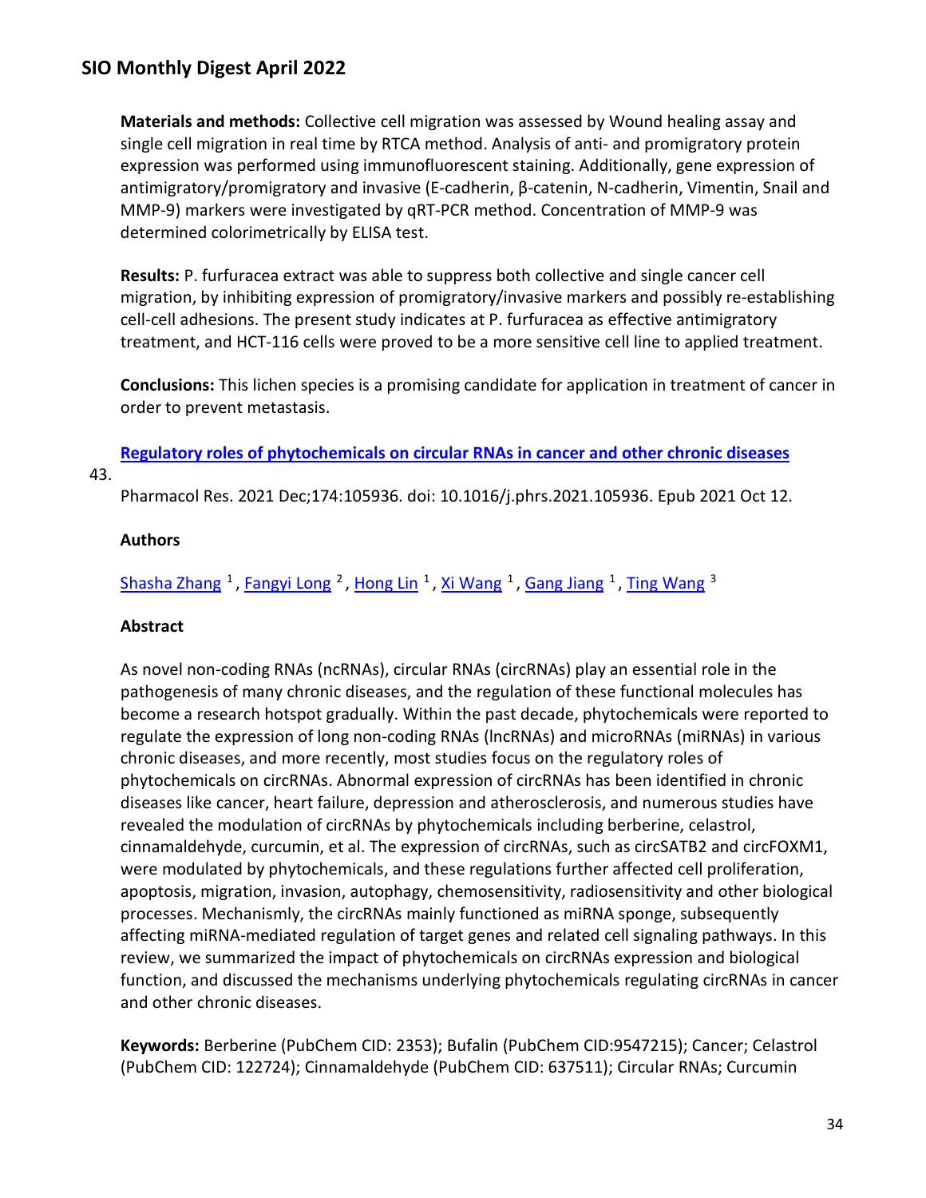**Materials and methods:** Collective cell migration was assessed by Wound healing assay and single cell migration in real time by RTCA method. Analysis of anti- and promigratory protein expression was performed using immunofluorescent staining. Additionally, gene expression of antimigratory/promigratory and invasive (E-cadherin, β-catenin, N-cadherin, Vimentin, Snail and MMP-9) markers were investigated by qRT-PCR method. Concentration of MMP-9 was determined colorimetrically by ELISA test.

**Results:** P. furfuracea extract was able to suppress both collective and single cancer cell migration, by inhibiting expression of promigratory/invasive markers and possibly re-establishing cell-cell adhesions. The present study indicates at P. furfuracea as effective antimigratory treatment, and HCT-116 cells were proved to be a more sensitive cell line to applied treatment.

**Conclusions:** This lichen species is a promising candidate for application in treatment of cancer in order to prevent metastasis.

43. **Regulatory roles of phytochemicals on circular RNAs in cancer and other chronic diseases**

Pharmacol Res. 2021 Dec;174:105936. doi: 10.1016/j.phrs.2021.105936. Epub 2021 Oct 12.

**Authors**

Shasha Zhang [1], Fangyi Long [2], Hong Lin [1], Xi Wang [1], Gang Jiang [1], Ting Wang [3]

**Abstract**

As novel non-coding RNAs (ncRNAs), circular RNAs (circRNAs) play an essential role in the pathogenesis of many chronic diseases, and the regulation of these functional molecules has become a research hotspot gradually. Within the past decade, phytochemicals were reported to regulate the expression of long non-coding RNAs (lncRNAs) and microRNAs (miRNAs) in various chronic diseases, and more recently, most studies focus on the regulatory roles of phytochemicals on circRNAs. Abnormal expression of circRNAs has been identified in chronic diseases like cancer, heart failure, depression and atherosclerosis, and numerous studies have revealed the modulation of circRNAs by phytochemicals including berberine, celastrol, cinnamaldehyde, curcumin, et al. The expression of circRNAs, such as circSATB2 and circFOXM1, were modulated by phytochemicals, and these regulations further affected cell proliferation, apoptosis, migration, invasion, autophagy, chemosensitivity, radiosensitivity and other biological processes. Mechanismly, the circRNAs mainly functioned as miRNA sponge, subsequently affecting miRNA-mediated regulation of target genes and related cell signaling pathways. In this review, we summarized the impact of phytochemicals on circRNAs expression and biological function, and discussed the mechanisms underlying phytochemicals regulating circRNAs in cancer and other chronic diseases.

**Keywords:** Berberine (PubChem CID: 2353); Bufalin (PubChem CID:9547215); Cancer; Celastrol (PubChem CID: 122724); Cinnamaldehyde (PubChem CID: 637511); Circular RNAs; Curcumin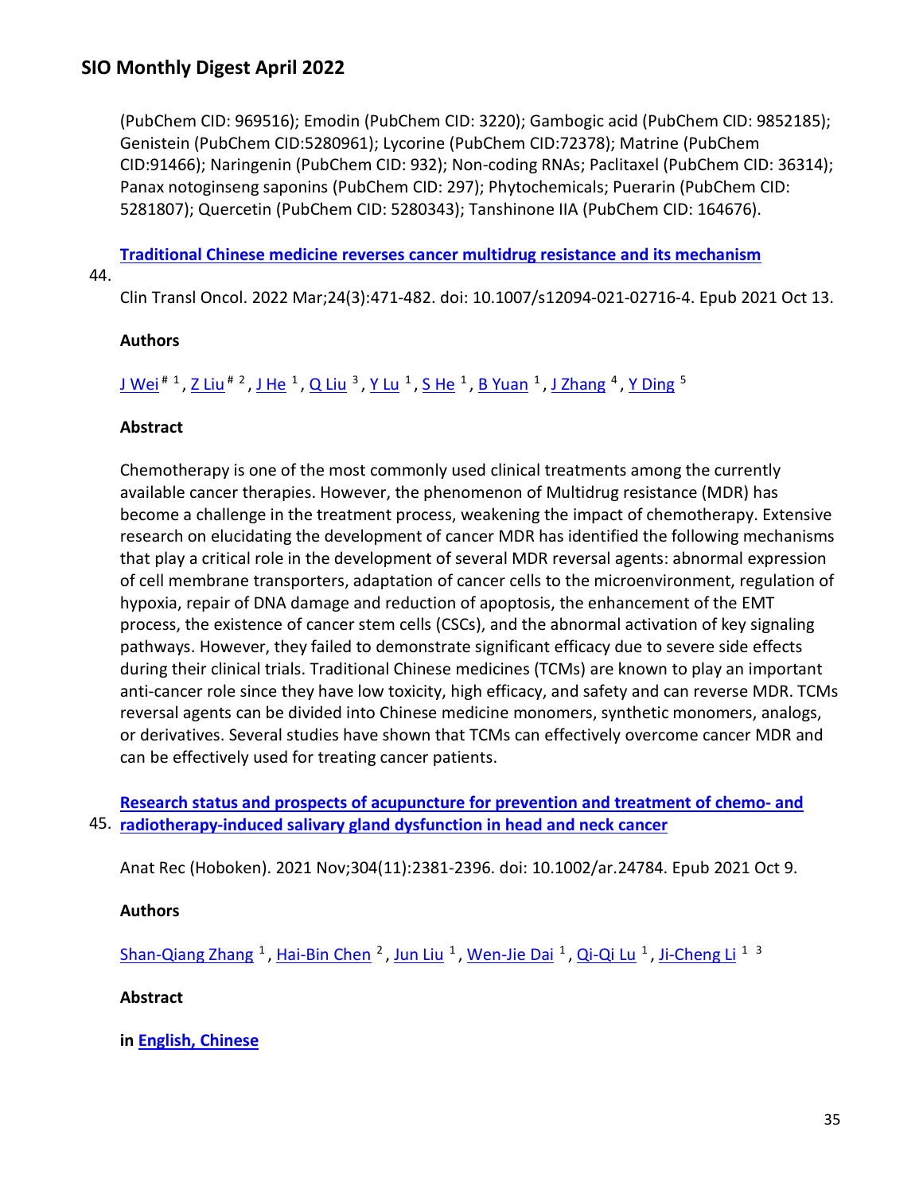(PubChem CID: 969516); Emodin (PubChem CID: 3220); Gambogic acid (PubChem CID: 9852185); Genistein (PubChem CID:5280961); Lycorine (PubChem CID:72378); Matrine (PubChem CID:91466); Naringenin (PubChem CID: 932); Non-coding RNAs; Paclitaxel (PubChem CID: 36314); Panax notoginseng saponins (PubChem CID: 297); Phytochemicals; Puerarin (PubChem CID: 5281807); Quercetin (PubChem CID: 5280343); Tanshinone IIA (PubChem CID: 164676).

44. **Traditional Chinese medicine reverses cancer multidrug resistance and its mechanism**

Clin Transl Oncol. 2022 Mar;24(3):471-482. doi: 10.1007/s12094-021-02716-4. Epub 2021 Oct 13.

**Authors**

J Wei # [1], Z Liu # [2], J He [1], Q Liu [3], Y Lu [1], S He [1], B Yuan [1], J Zhang [4], Y Ding [5]

**Abstract**

Chemotherapy is one of the most commonly used clinical treatments among the currently available cancer therapies. However, the phenomenon of Multidrug resistance (MDR) has become a challenge in the treatment process, weakening the impact of chemotherapy. Extensive research on elucidating the development of cancer MDR has identified the following mechanisms that play a critical role in the development of several MDR reversal agents: abnormal expression of cell membrane transporters, adaptation of cancer cells to the microenvironment, regulation of hypoxia, repair of DNA damage and reduction of apoptosis, the enhancement of the EMT process, the existence of cancer stem cells (CSCs), and the abnormal activation of key signaling pathways. However, they failed to demonstrate significant efficacy due to severe side effects during their clinical trials. Traditional Chinese medicines (TCMs) are known to play an important anti-cancer role since they have low toxicity, high efficacy, and safety and can reverse MDR. TCMs reversal agents can be divided into Chinese medicine monomers, synthetic monomers, analogs, or derivatives. Several studies have shown that TCMs can effectively overcome cancer MDR and can be effectively used for treating cancer patients.

45. **Research status and prospects of acupuncture for prevention and treatment of chemo- and radiotherapy-induced salivary gland dysfunction in head and neck cancer**

Anat Rec (Hoboken). 2021 Nov;304(11):2381-2396. doi: 10.1002/ar.24784. Epub 2021 Oct 9.

**Authors**

Shan-Qiang Zhang [1], Hai-Bin Chen [2], Jun Liu [1], Wen-Jie Dai [1], Qi-Qi Lu [1], Ji-Cheng Li [1] [3]

**Abstract**

**in English, Chinese**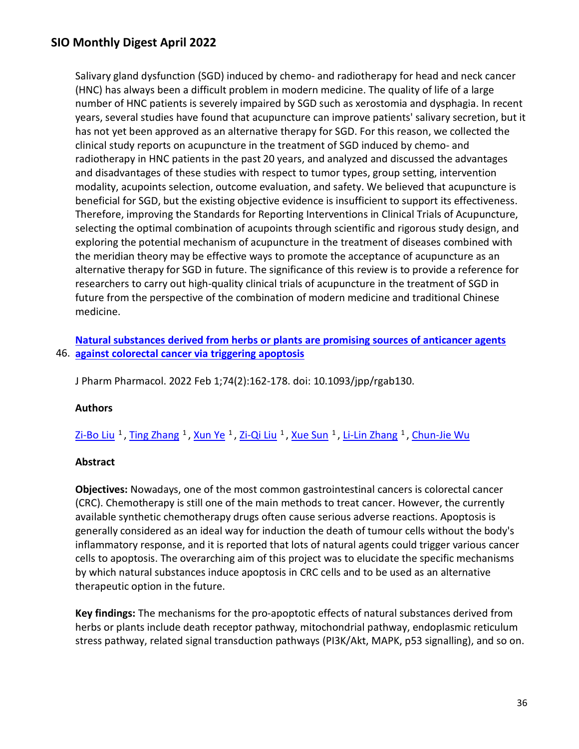Salivary gland dysfunction (SGD) induced by chemo- and radiotherapy for head and neck cancer (HNC) has always been a difficult problem in modern medicine. The quality of life of a large number of HNC patients is severely impaired by SGD such as xerostomia and dysphagia. In recent years, several studies have found that acupuncture can improve patients' salivary secretion, but it has not yet been approved as an alternative therapy for SGD. For this reason, we collected the clinical study reports on acupuncture in the treatment of SGD induced by chemo- and radiotherapy in HNC patients in the past 20 years, and analyzed and discussed the advantages and disadvantages of these studies with respect to tumor types, group setting, intervention modality, acupoints selection, outcome evaluation, and safety. We believed that acupuncture is beneficial for SGD, but the existing objective evidence is insufficient to support its effectiveness. Therefore, improving the Standards for Reporting Interventions in Clinical Trials of Acupuncture, selecting the optimal combination of acupoints through scientific and rigorous study design, and exploring the potential mechanism of acupuncture in the treatment of diseases combined with the meridian theory may be effective ways to promote the acceptance of acupuncture as an alternative therapy for SGD in future. The significance of this review is to provide a reference for researchers to carry out high-quality clinical trials of acupuncture in the treatment of SGD in future from the perspective of the combination of modern medicine and traditional Chinese medicine.

46. **Natural substances derived from herbs or plants are promising sources of anticancer agents against colorectal cancer via triggering apoptosis**

J Pharm Pharmacol. 2022 Feb 1;74(2):162-178. doi: 10.1093/jpp/rgab130.

**Authors**

Zi-Bo Liu [1], Ting Zhang [1], Xun Ye [1], Zi-Qi Liu [1], Xue Sun [1], Li-Lin Zhang [1], Chun-Jie Wu

**Abstract**

**Objectives:** Nowadays, one of the most common gastrointestinal cancers is colorectal cancer (CRC). Chemotherapy is still one of the main methods to treat cancer. However, the currently available synthetic chemotherapy drugs often cause serious adverse reactions. Apoptosis is generally considered as an ideal way for induction the death of tumour cells without the body's inflammatory response, and it is reported that lots of natural agents could trigger various cancer cells to apoptosis. The overarching aim of this project was to elucidate the specific mechanisms by which natural substances induce apoptosis in CRC cells and to be used as an alternative therapeutic option in the future.

**Key findings:** The mechanisms for the pro-apoptotic effects of natural substances derived from herbs or plants include death receptor pathway, mitochondrial pathway, endoplasmic reticulum stress pathway, related signal transduction pathways (PI3K/Akt, MAPK, p53 signalling), and so on.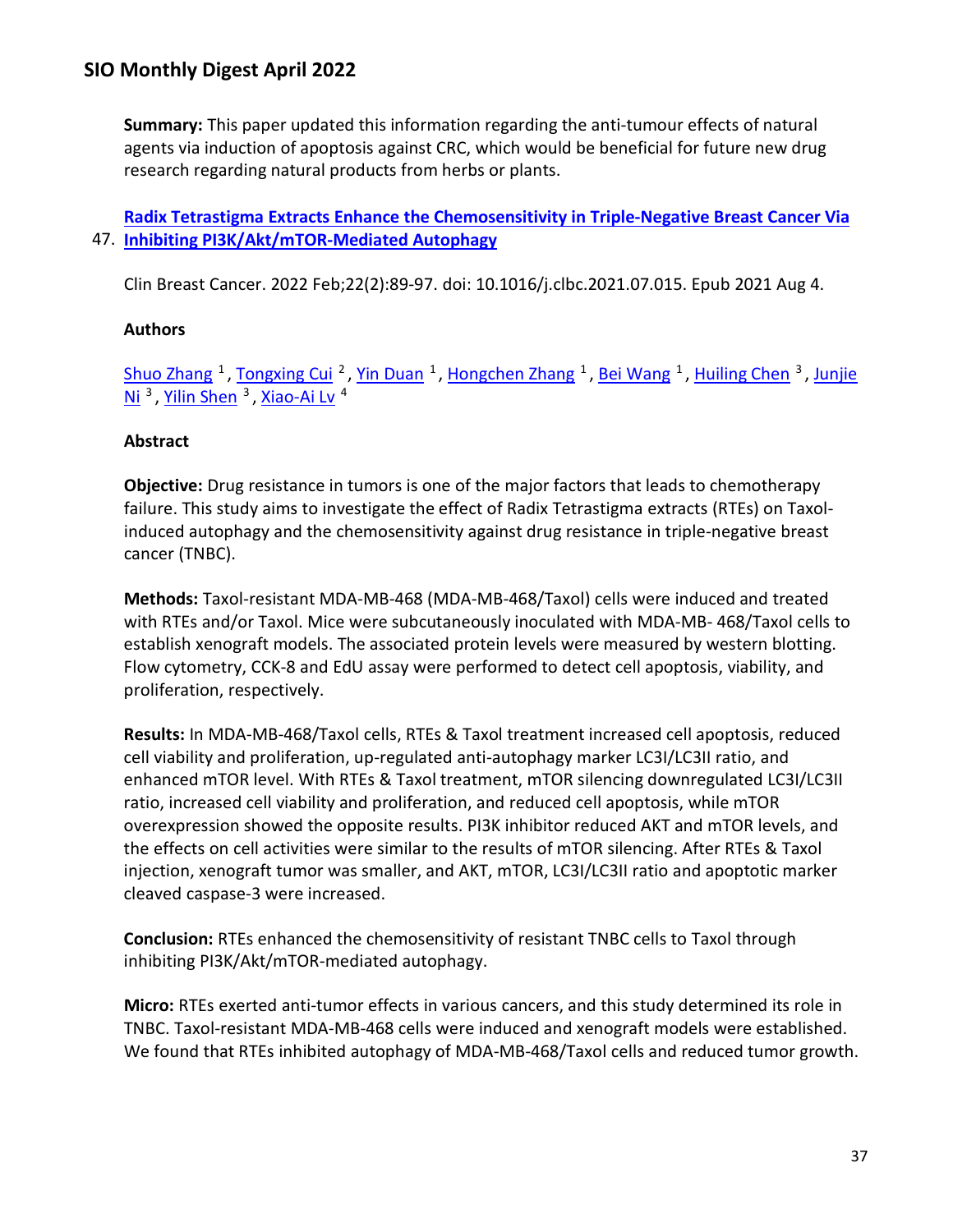**Summary:** This paper updated this information regarding the anti-tumour effects of natural agents via induction of apoptosis against CRC, which would be beneficial for future new drug research regarding natural products from herbs or plants.

47. **[Radix Tetrastigma Extracts Enhance the Chemosensitivity in Triple-Negative Breast Cancer Via Inhibiting PI3K/Akt/mTOR-Mediated Autophagy]()**

Clin Breast Cancer. 2022 Feb;22(2):89-97. doi: 10.1016/j.clbc.2021.07.015. Epub 2021 Aug 4.

**Authors**

Shuo Zhang [1], Tongxing Cui [2], Yin Duan [1], Hongchen Zhang [1], Bei Wang [1], Huiling Chen [3], Junjie Ni [3], Yilin Shen [3], Xiao-Ai Lv [4]

**Abstract**

**Objective:** Drug resistance in tumors is one of the major factors that leads to chemotherapy failure. This study aims to investigate the effect of Radix Tetrastigma extracts (RTEs) on Taxol-induced autophagy and the chemosensitivity against drug resistance in triple-negative breast cancer (TNBC).

**Methods:** Taxol-resistant MDA-MB-468 (MDA-MB-468/Taxol) cells were induced and treated with RTEs and/or Taxol. Mice were subcutaneously inoculated with MDA-MB- 468/Taxol cells to establish xenograft models. The associated protein levels were measured by western blotting. Flow cytometry, CCK-8 and EdU assay were performed to detect cell apoptosis, viability, and proliferation, respectively.

**Results:** In MDA-MB-468/Taxol cells, RTEs & Taxol treatment increased cell apoptosis, reduced cell viability and proliferation, up-regulated anti-autophagy marker LC3I/LC3II ratio, and enhanced mTOR level. With RTEs & Taxol treatment, mTOR silencing downregulated LC3I/LC3II ratio, increased cell viability and proliferation, and reduced cell apoptosis, while mTOR overexpression showed the opposite results. PI3K inhibitor reduced AKT and mTOR levels, and the effects on cell activities were similar to the results of mTOR silencing. After RTEs & Taxol injection, xenograft tumor was smaller, and AKT, mTOR, LC3I/LC3II ratio and apoptotic marker cleaved caspase-3 were increased.

**Conclusion:** RTEs enhanced the chemosensitivity of resistant TNBC cells to Taxol through inhibiting PI3K/Akt/mTOR-mediated autophagy.

**Micro:** RTEs exerted anti-tumor effects in various cancers, and this study determined its role in TNBC. Taxol-resistant MDA-MB-468 cells were induced and xenograft models were established. We found that RTEs inhibited autophagy of MDA-MB-468/Taxol cells and reduced tumor growth.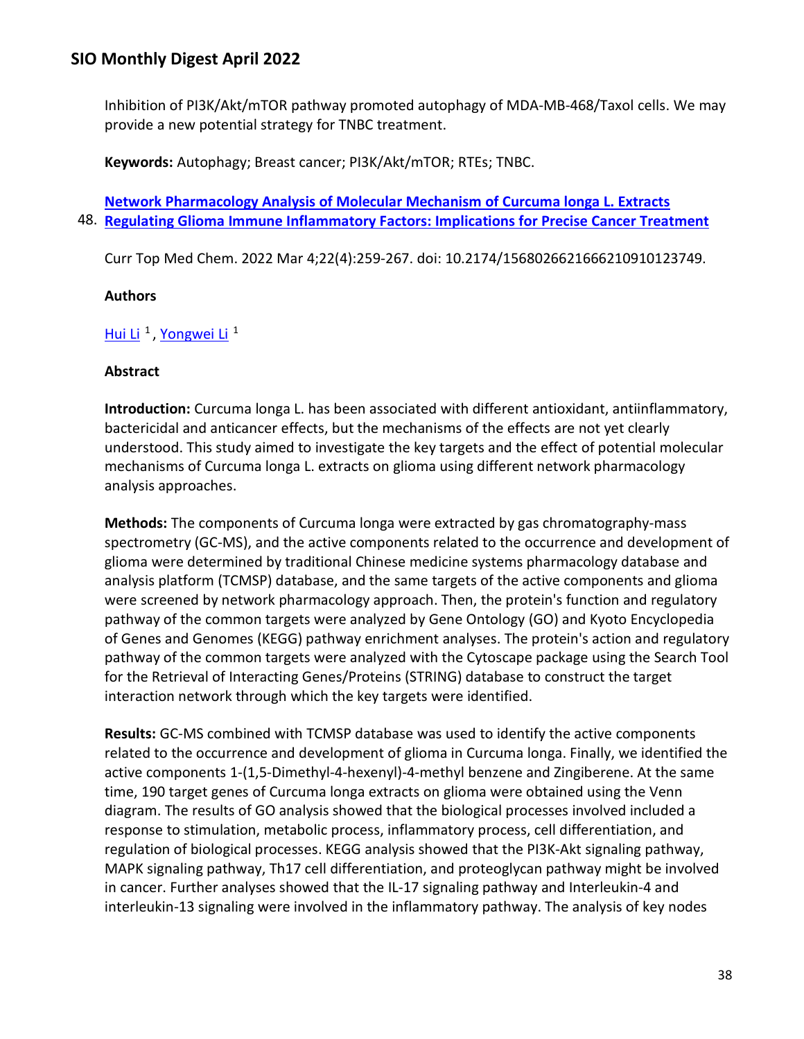Inhibition of PI3K/Akt/mTOR pathway promoted autophagy of MDA-MB-468/Taxol cells. We may provide a new potential strategy for TNBC treatment.

**Keywords:** Autophagy; Breast cancer; PI3K/Akt/mTOR; RTEs; TNBC.

48. **Network Pharmacology Analysis of Molecular Mechanism of Curcuma longa L. Extracts Regulating Glioma Immune Inflammatory Factors: Implications for Precise Cancer Treatment**

Curr Top Med Chem. 2022 Mar 4;22(4):259-267. doi: 10.2174/1568026621666210910123749.

**Authors**

Hui Li [1], Yongwei Li [1]

**Abstract**

**Introduction:** Curcuma longa L. has been associated with different antioxidant, antiinflammatory, bactericidal and anticancer effects, but the mechanisms of the effects are not yet clearly understood. This study aimed to investigate the key targets and the effect of potential molecular mechanisms of Curcuma longa L. extracts on glioma using different network pharmacology analysis approaches.

**Methods:** The components of Curcuma longa were extracted by gas chromatography-mass spectrometry (GC-MS), and the active components related to the occurrence and development of glioma were determined by traditional Chinese medicine systems pharmacology database and analysis platform (TCMSP) database, and the same targets of the active components and glioma were screened by network pharmacology approach. Then, the protein's function and regulatory pathway of the common targets were analyzed by Gene Ontology (GO) and Kyoto Encyclopedia of Genes and Genomes (KEGG) pathway enrichment analyses. The protein's action and regulatory pathway of the common targets were analyzed with the Cytoscape package using the Search Tool for the Retrieval of Interacting Genes/Proteins (STRING) database to construct the target interaction network through which the key targets were identified.

**Results:** GC-MS combined with TCMSP database was used to identify the active components related to the occurrence and development of glioma in Curcuma longa. Finally, we identified the active components 1-(1,5-Dimethyl-4-hexenyl)-4-methyl benzene and Zingiberene. At the same time, 190 target genes of Curcuma longa extracts on glioma were obtained using the Venn diagram. The results of GO analysis showed that the biological processes involved included a response to stimulation, metabolic process, inflammatory process, cell differentiation, and regulation of biological processes. KEGG analysis showed that the PI3K-Akt signaling pathway, MAPK signaling pathway, Th17 cell differentiation, and proteoglycan pathway might be involved in cancer. Further analyses showed that the IL-17 signaling pathway and Interleukin-4 and interleukin-13 signaling were involved in the inflammatory pathway. The analysis of key nodes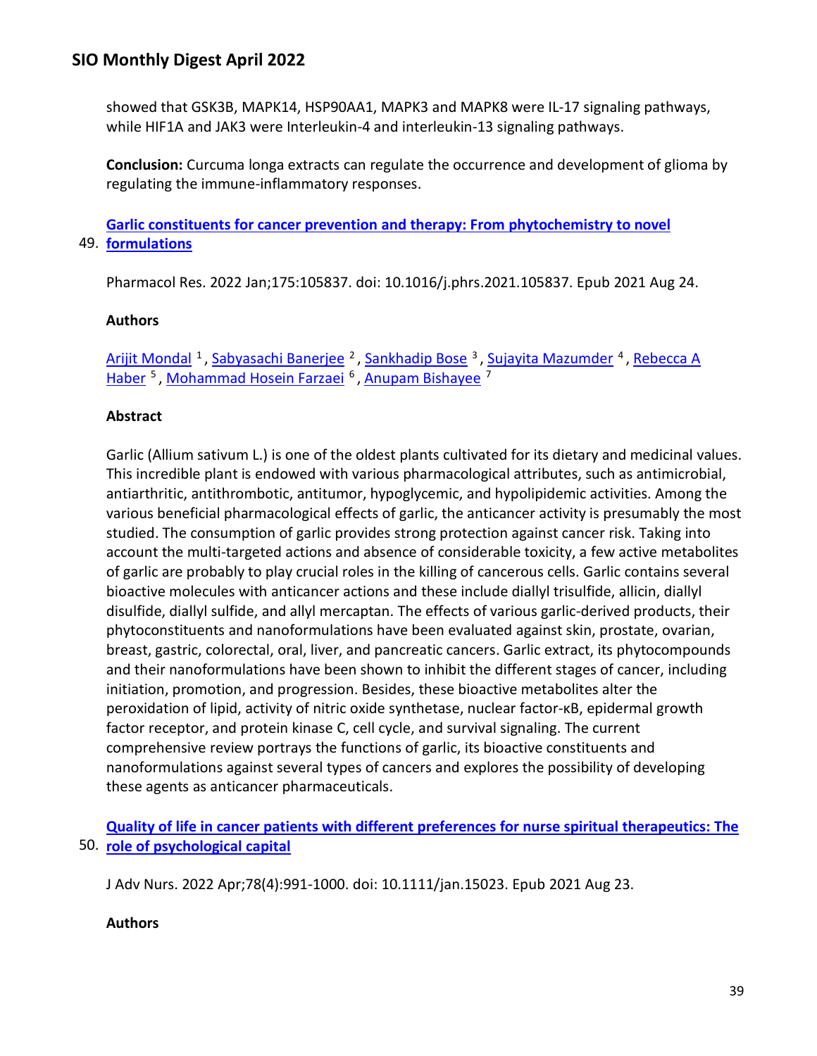showed that GSK3B, MAPK14, HSP90AA1, MAPK3 and MAPK8 were IL-17 signaling pathways, while HIF1A and JAK3 were Interleukin-4 and interleukin-13 signaling pathways.

**Conclusion:** Curcuma longa extracts can regulate the occurrence and development of glioma by regulating the immune-inflammatory responses.

49. **Garlic constituents for cancer prevention and therapy: From phytochemistry to novel formulations**

Pharmacol Res. 2022 Jan;175:105837. doi: 10.1016/j.phrs.2021.105837. Epub 2021 Aug 24.

**Authors**

Arijit Mondal [1], Sabyasachi Banerjee [2], Sankhadip Bose [3], Sujayita Mazumder [4], Rebecca A Haber [5], Mohammad Hosein Farzaei [6], Anupam Bishayee [7]

**Abstract**

Garlic (Allium sativum L.) is one of the oldest plants cultivated for its dietary and medicinal values. This incredible plant is endowed with various pharmacological attributes, such as antimicrobial, antiarthritic, antithrombotic, antitumor, hypoglycemic, and hypolipidemic activities. Among the various beneficial pharmacological effects of garlic, the anticancer activity is presumably the most studied. The consumption of garlic provides strong protection against cancer risk. Taking into account the multi-targeted actions and absence of considerable toxicity, a few active metabolites of garlic are probably to play crucial roles in the killing of cancerous cells. Garlic contains several bioactive molecules with anticancer actions and these include diallyl trisulfide, allicin, diallyl disulfide, diallyl sulfide, and allyl mercaptan. The effects of various garlic-derived products, their phytoconstituents and nanoformulations have been evaluated against skin, prostate, ovarian, breast, gastric, colorectal, oral, liver, and pancreatic cancers. Garlic extract, its phytocompounds and their nanoformulations have been shown to inhibit the different stages of cancer, including initiation, promotion, and progression. Besides, these bioactive metabolites alter the peroxidation of lipid, activity of nitric oxide synthetase, nuclear factor-κB, epidermal growth factor receptor, and protein kinase C, cell cycle, and survival signaling. The current comprehensive review portrays the functions of garlic, its bioactive constituents and nanoformulations against several types of cancers and explores the possibility of developing these agents as anticancer pharmaceuticals.

50. **Quality of life in cancer patients with different preferences for nurse spiritual therapeutics: The role of psychological capital**

J Adv Nurs. 2022 Apr;78(4):991-1000. doi: 10.1111/jan.15023. Epub 2021 Aug 23.

**Authors**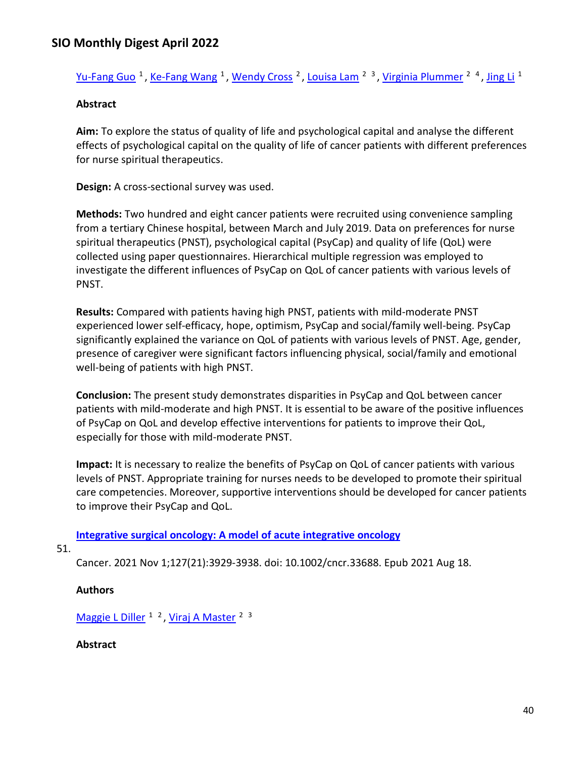Yu-Fang Guo [1], Ke-Fang Wang [1], Wendy Cross [2], Louisa Lam [2,3], Virginia Plummer [2,4], Jing Li [1]

**Abstract**

**Aim:** To explore the status of quality of life and psychological capital and analyse the different effects of psychological capital on the quality of life of cancer patients with different preferences for nurse spiritual therapeutics.

**Design:** A cross-sectional survey was used.

**Methods:** Two hundred and eight cancer patients were recruited using convenience sampling from a tertiary Chinese hospital, between March and July 2019. Data on preferences for nurse spiritual therapeutics (PNST), psychological capital (PsyCap) and quality of life (QoL) were collected using paper questionnaires. Hierarchical multiple regression was employed to investigate the different influences of PsyCap on QoL of cancer patients with various levels of PNST.

**Results:** Compared with patients having high PNST, patients with mild-moderate PNST experienced lower self-efficacy, hope, optimism, PsyCap and social/family well-being. PsyCap significantly explained the variance on QoL of patients with various levels of PNST. Age, gender, presence of caregiver were significant factors influencing physical, social/family and emotional well-being of patients with high PNST.

**Conclusion:** The present study demonstrates disparities in PsyCap and QoL between cancer patients with mild-moderate and high PNST. It is essential to be aware of the positive influences of PsyCap on QoL and develop effective interventions for patients to improve their QoL, especially for those with mild-moderate PNST.

**Impact:** It is necessary to realize the benefits of PsyCap on QoL of cancer patients with various levels of PNST. Appropriate training for nurses needs to be developed to promote their spiritual care competencies. Moreover, supportive interventions should be developed for cancer patients to improve their PsyCap and QoL.

51. **Integrative surgical oncology: A model of acute integrative oncology**

Cancer. 2021 Nov 1;127(21):3929-3938. doi: 10.1002/cncr.33688. Epub 2021 Aug 18.

**Authors**

Maggie L Diller [1,2], Viraj A Master [2,3]

**Abstract**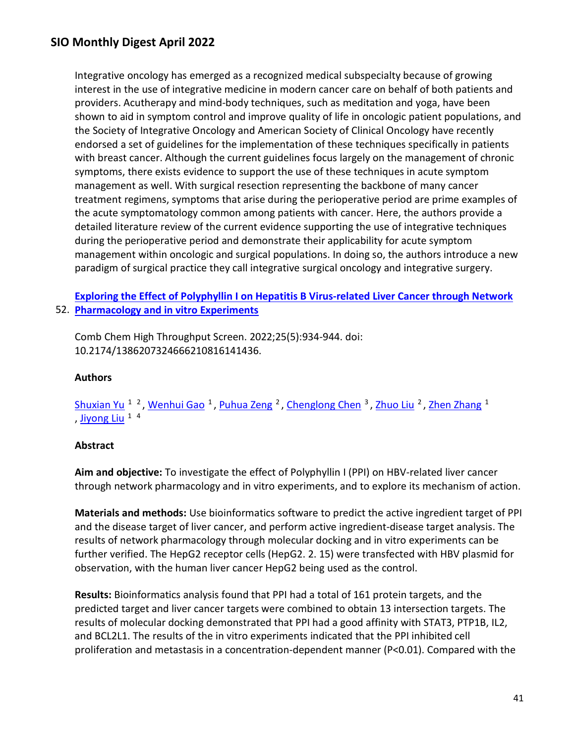Integrative oncology has emerged as a recognized medical subspecialty because of growing interest in the use of integrative medicine in modern cancer care on behalf of both patients and providers. Acutherapy and mind-body techniques, such as meditation and yoga, have been shown to aid in symptom control and improve quality of life in oncologic patient populations, and the Society of Integrative Oncology and American Society of Clinical Oncology have recently endorsed a set of guidelines for the implementation of these techniques specifically in patients with breast cancer. Although the current guidelines focus largely on the management of chronic symptoms, there exists evidence to support the use of these techniques in acute symptom management as well. With surgical resection representing the backbone of many cancer treatment regimens, symptoms that arise during the perioperative period are prime examples of the acute symptomatology common among patients with cancer. Here, the authors provide a detailed literature review of the current evidence supporting the use of integrative techniques during the perioperative period and demonstrate their applicability for acute symptom management within oncologic and surgical populations. In doing so, the authors introduce a new paradigm of surgical practice they call integrative surgical oncology and integrative surgery.

52. **Exploring the Effect of Polyphyllin I on Hepatitis B Virus-related Liver Cancer through Network Pharmacology and in vitro Experiments**

Comb Chem High Throughput Screen. 2022;25(5):934-944. doi: 10.2174/1386207324666210816141436.

**Authors**

Shuxian Yu [1, 2], Wenhui Gao [1], Puhua Zeng [2], Chenglong Chen [3], Zhuo Liu [2], Zhen Zhang [1], Jiyong Liu [1, 4]

**Abstract**

**Aim and objective:** To investigate the effect of Polyphyllin I (PPI) on HBV-related liver cancer through network pharmacology and in vitro experiments, and to explore its mechanism of action.

**Materials and methods:** Use bioinformatics software to predict the active ingredient target of PPI and the disease target of liver cancer, and perform active ingredient-disease target analysis. The results of network pharmacology through molecular docking and in vitro experiments can be further verified. The HepG2 receptor cells (HepG2. 2. 15) were transfected with HBV plasmid for observation, with the human liver cancer HepG2 being used as the control.

**Results:** Bioinformatics analysis found that PPI had a total of 161 protein targets, and the predicted target and liver cancer targets were combined to obtain 13 intersection targets. The results of molecular docking demonstrated that PPI had a good affinity with STAT3, PTP1B, IL2, and BCL2L1. The results of the in vitro experiments indicated that the PPI inhibited cell proliferation and metastasis in a concentration-dependent manner ($P<0.01$). Compared with the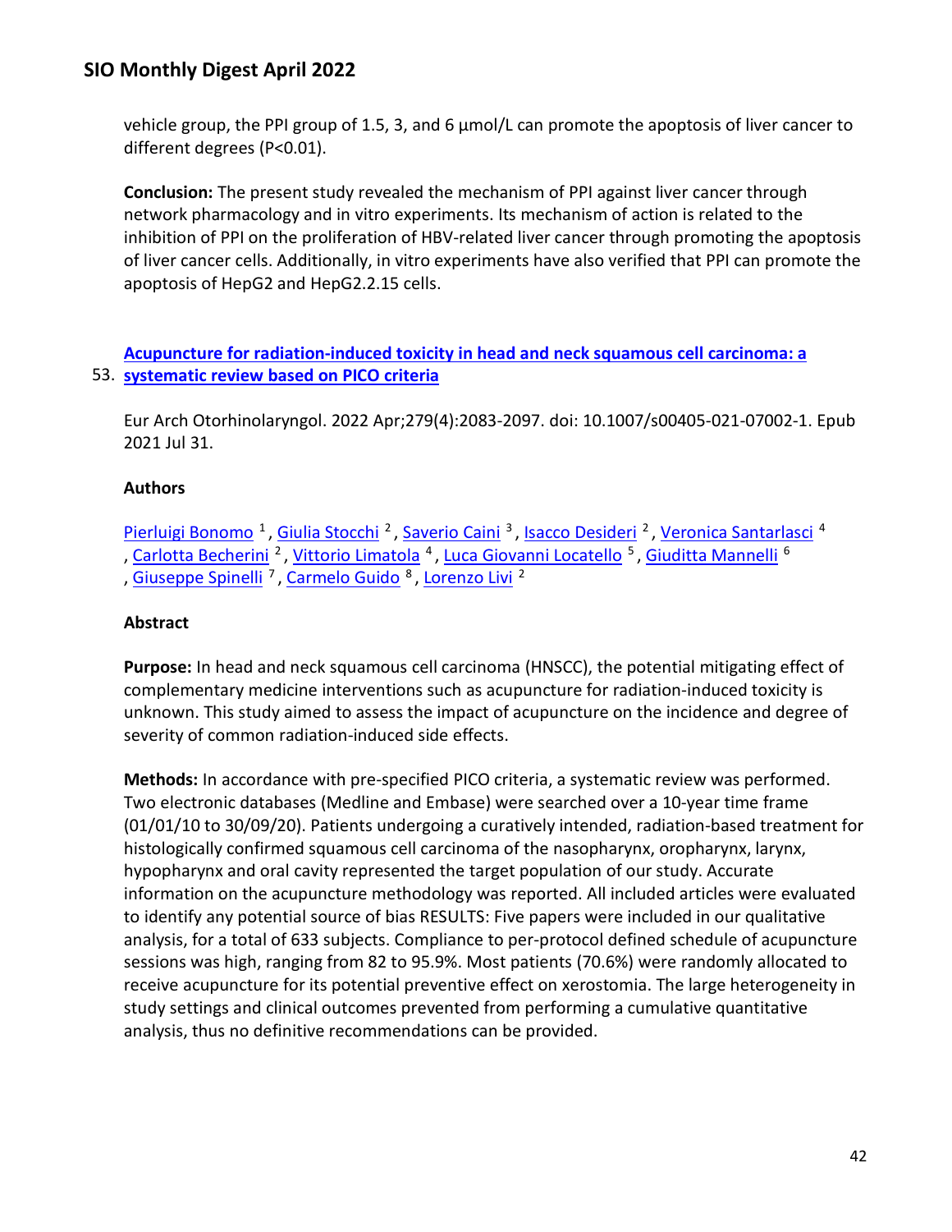vehicle group, the PPI group of 1.5, 3, and 6 μmol/L can promote the apoptosis of liver cancer to different degrees (P<0.01).

**Conclusion:** The present study revealed the mechanism of PPI against liver cancer through network pharmacology and in vitro experiments. Its mechanism of action is related to the inhibition of PPI on the proliferation of HBV-related liver cancer through promoting the apoptosis of liver cancer cells. Additionally, in vitro experiments have also verified that PPI can promote the apoptosis of HepG2 and HepG2.2.15 cells.

## 53. Acupuncture for radiation-induced toxicity in head and neck squamous cell carcinoma: a systematic review based on PICO criteria

Eur Arch Otorhinolaryngol. 2022 Apr;279(4):2083-2097. doi: 10.1007/s00405-021-07002-1. Epub 2021 Jul 31.

### Authors

Pierluigi Bonomo [1], Giulia Stocchi [2], Saverio Caini [3], Isacco Desideri [2], Veronica Santarlasci [4], Carlotta Becherini [2], Vittorio Limatola [4], Luca Giovanni Locatello [5], Giuditta Mannelli [6], Giuseppe Spinelli [7], Carmelo Guido [8], Lorenzo Livi [2]

### Abstract

**Purpose:** In head and neck squamous cell carcinoma (HNSCC), the potential mitigating effect of complementary medicine interventions such as acupuncture for radiation-induced toxicity is unknown. This study aimed to assess the impact of acupuncture on the incidence and degree of severity of common radiation-induced side effects.

**Methods:** In accordance with pre-specified PICO criteria, a systematic review was performed. Two electronic databases (Medline and Embase) were searched over a 10-year time frame (01/01/10 to 30/09/20). Patients undergoing a curatively intended, radiation-based treatment for histologically confirmed squamous cell carcinoma of the nasopharynx, oropharynx, larynx, hypopharynx and oral cavity represented the target population of our study. Accurate information on the acupuncture methodology was reported. All included articles were evaluated to identify any potential source of bias RESULTS: Five papers were included in our qualitative analysis, for a total of 633 subjects. Compliance to per-protocol defined schedule of acupuncture sessions was high, ranging from 82 to 95.9%. Most patients (70.6%) were randomly allocated to receive acupuncture for its potential preventive effect on xerostomia. The large heterogeneity in study settings and clinical outcomes prevented from performing a cumulative quantitative analysis, thus no definitive recommendations can be provided.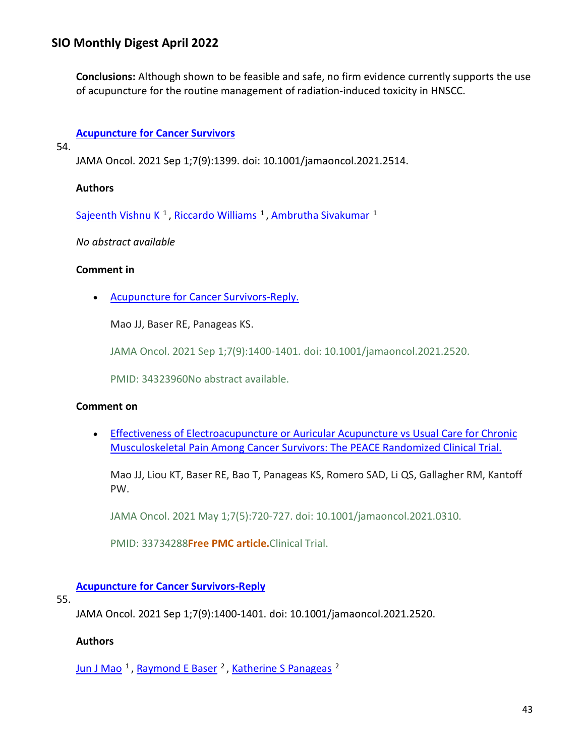**Conclusions:** Although shown to be feasible and safe, no firm evidence currently supports the use of acupuncture for the routine management of radiation-induced toxicity in HNSCC.

### 54. [Acupuncture for Cancer Survivors]

JAMA Oncol. 2021 Sep 1;7(9):1399. doi: 10.1001/jamaoncol.2021.2514.

**Authors**

Sajeenth Vishnu K [1], Riccardo Williams [1], Ambrutha Sivakumar [1]

*No abstract available*

**Comment in**

- Acupuncture for Cancer Survivors-Reply.

  Mao JJ, Baser RE, Panageas KS.

  JAMA Oncol. 2021 Sep 1;7(9):1400-1401. doi: 10.1001/jamaoncol.2021.2520.

  PMID: 34323960No abstract available.

**Comment on**

- Effectiveness of Electroacupuncture or Auricular Acupuncture vs Usual Care for Chronic Musculoskeletal Pain Among Cancer Survivors: The PEACE Randomized Clinical Trial.

  Mao JJ, Liou KT, Baser RE, Bao T, Panageas KS, Romero SAD, Li QS, Gallagher RM, Kantoff PW.

  JAMA Oncol. 2021 May 1;7(5):720-727. doi: 10.1001/jamaoncol.2021.0310.

  PMID: 33734288**Free PMC article.**Clinical Trial.

### 55. [Acupuncture for Cancer Survivors-Reply]

JAMA Oncol. 2021 Sep 1;7(9):1400-1401. doi: 10.1001/jamaoncol.2021.2520.

**Authors**

Jun J Mao [1], Raymond E Baser [2], Katherine S Panageas [2]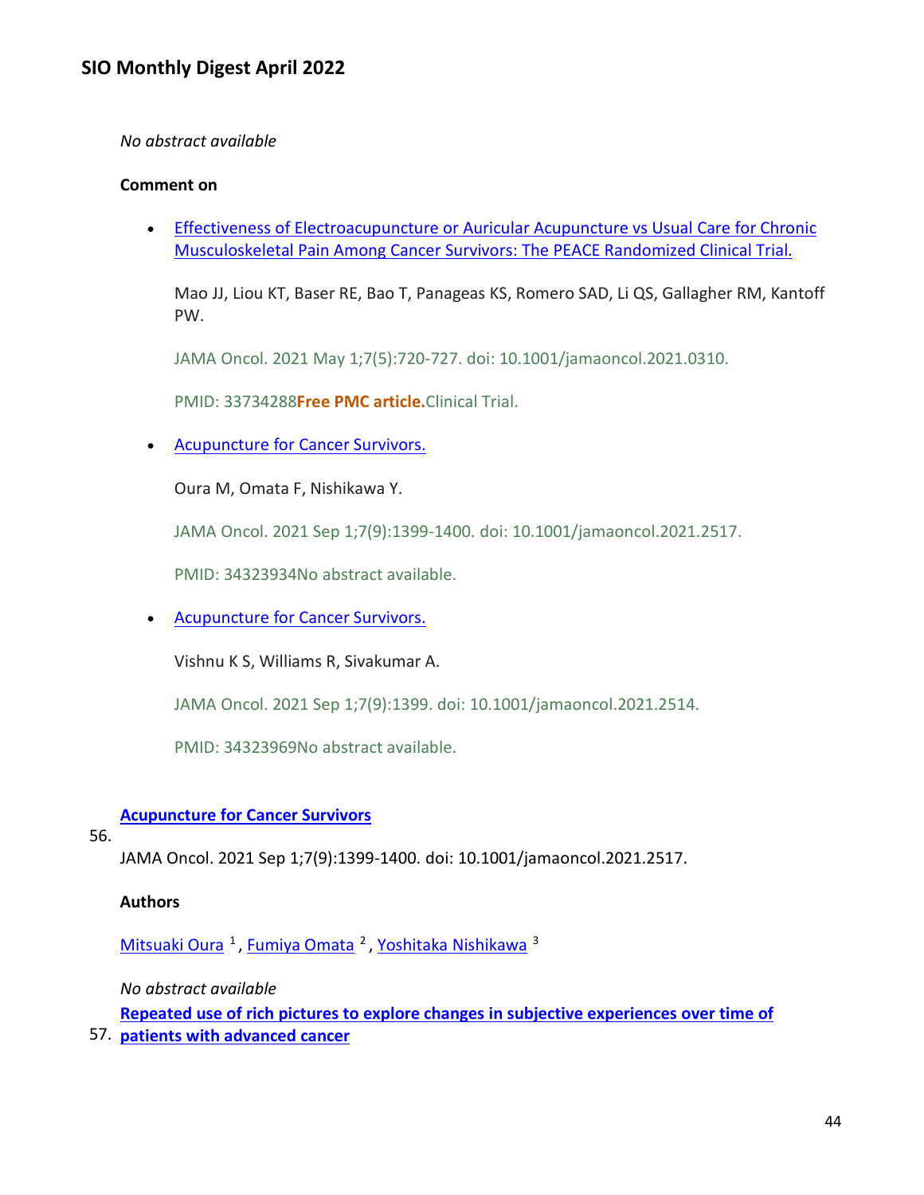*No abstract available*

**Comment on**

- [Effectiveness of Electroacupuncture or Auricular Acupuncture vs Usual Care for Chronic Musculoskeletal Pain Among Cancer Survivors: The PEACE Randomized Clinical Trial.]

  Mao JJ, Liou KT, Baser RE, Bao T, Panageas KS, Romero SAD, Li QS, Gallagher RM, Kantoff PW.

  JAMA Oncol. 2021 May 1;7(5):720-727. doi: 10.1001/jamaoncol.2021.0310.

  PMID: 33734288**Free PMC article.**Clinical Trial.

- [Acupuncture for Cancer Survivors.]

  Oura M, Omata F, Nishikawa Y.

  JAMA Oncol. 2021 Sep 1;7(9):1399-1400. doi: 10.1001/jamaoncol.2021.2517.

  PMID: 34323934No abstract available.

- [Acupuncture for Cancer Survivors.]

  Vishnu K S, Williams R, Sivakumar A.

  JAMA Oncol. 2021 Sep 1;7(9):1399. doi: 10.1001/jamaoncol.2021.2514.

  PMID: 34323969No abstract available.

56. **[Acupuncture for Cancer Survivors]**

JAMA Oncol. 2021 Sep 1;7(9):1399-1400. doi: 10.1001/jamaoncol.2021.2517.

**Authors**

Mitsuaki Oura [1], Fumiya Omata [2], Yoshitaka Nishikawa [3]

*No abstract available*

57. **[Repeated use of rich pictures to explore changes in subjective experiences over time of patients with advanced cancer]**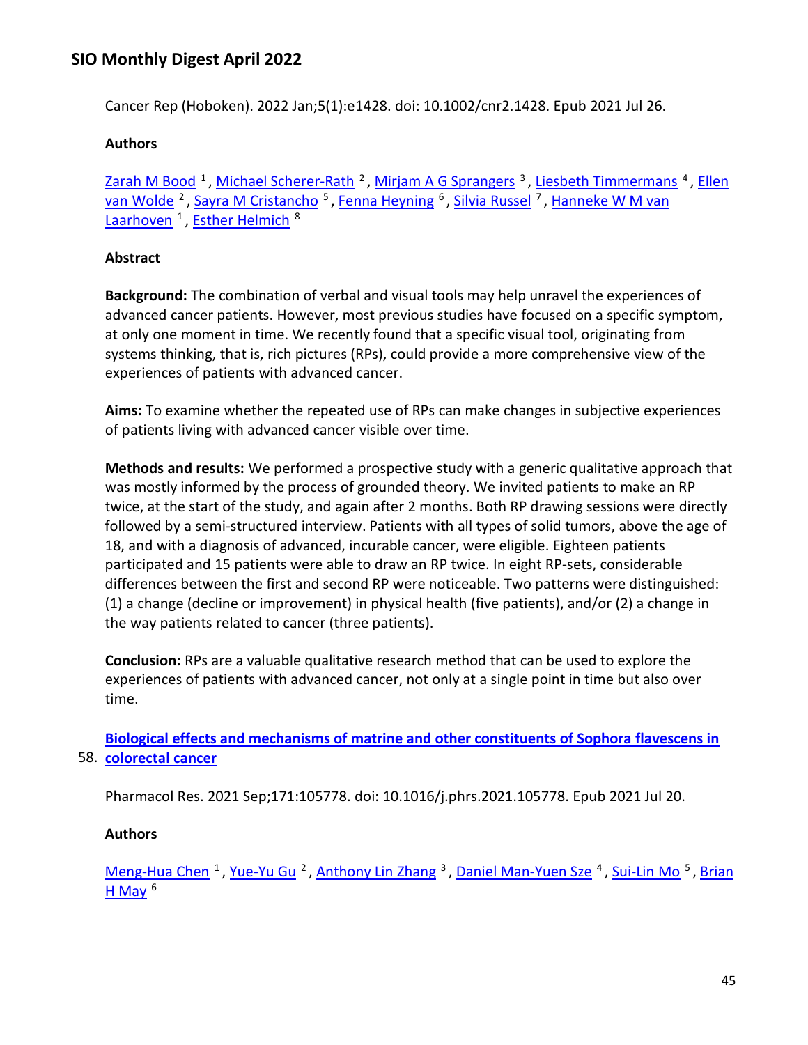Cancer Rep (Hoboken). 2022 Jan;5(1):e1428. doi: 10.1002/cnr2.1428. Epub 2021 Jul 26.

### Authors

Zarah M Bood [1], Michael Scherer-Rath [2], Mirjam A G Sprangers [3], Liesbeth Timmermans [4], Ellen van Wolde [2], Sayra M Cristancho [5], Fenna Heyning [6], Silvia Russel [7], Hanneke W M van Laarhoven [1], Esther Helmich [8]

### Abstract

**Background:** The combination of verbal and visual tools may help unravel the experiences of advanced cancer patients. However, most previous studies have focused on a specific symptom, at only one moment in time. We recently found that a specific visual tool, originating from systems thinking, that is, rich pictures (RPs), could provide a more comprehensive view of the experiences of patients with advanced cancer.

**Aims:** To examine whether the repeated use of RPs can make changes in subjective experiences of patients living with advanced cancer visible over time.

**Methods and results:** We performed a prospective study with a generic qualitative approach that was mostly informed by the process of grounded theory. We invited patients to make an RP twice, at the start of the study, and again after 2 months. Both RP drawing sessions were directly followed by a semi-structured interview. Patients with all types of solid tumors, above the age of 18, and with a diagnosis of advanced, incurable cancer, were eligible. Eighteen patients participated and 15 patients were able to draw an RP twice. In eight RP-sets, considerable differences between the first and second RP were noticeable. Two patterns were distinguished: (1) a change (decline or improvement) in physical health (five patients), and/or (2) a change in the way patients related to cancer (three patients).

**Conclusion:** RPs are a valuable qualitative research method that can be used to explore the experiences of patients with advanced cancer, not only at a single point in time but also over time.

58. **Biological effects and mechanisms of matrine and other constituents of Sophora flavescens in colorectal cancer**

Pharmacol Res. 2021 Sep;171:105778. doi: 10.1016/j.phrs.2021.105778. Epub 2021 Jul 20.

### Authors

Meng-Hua Chen [1], Yue-Yu Gu [2], Anthony Lin Zhang [3], Daniel Man-Yuen Sze [4], Sui-Lin Mo [5], Brian H May [6]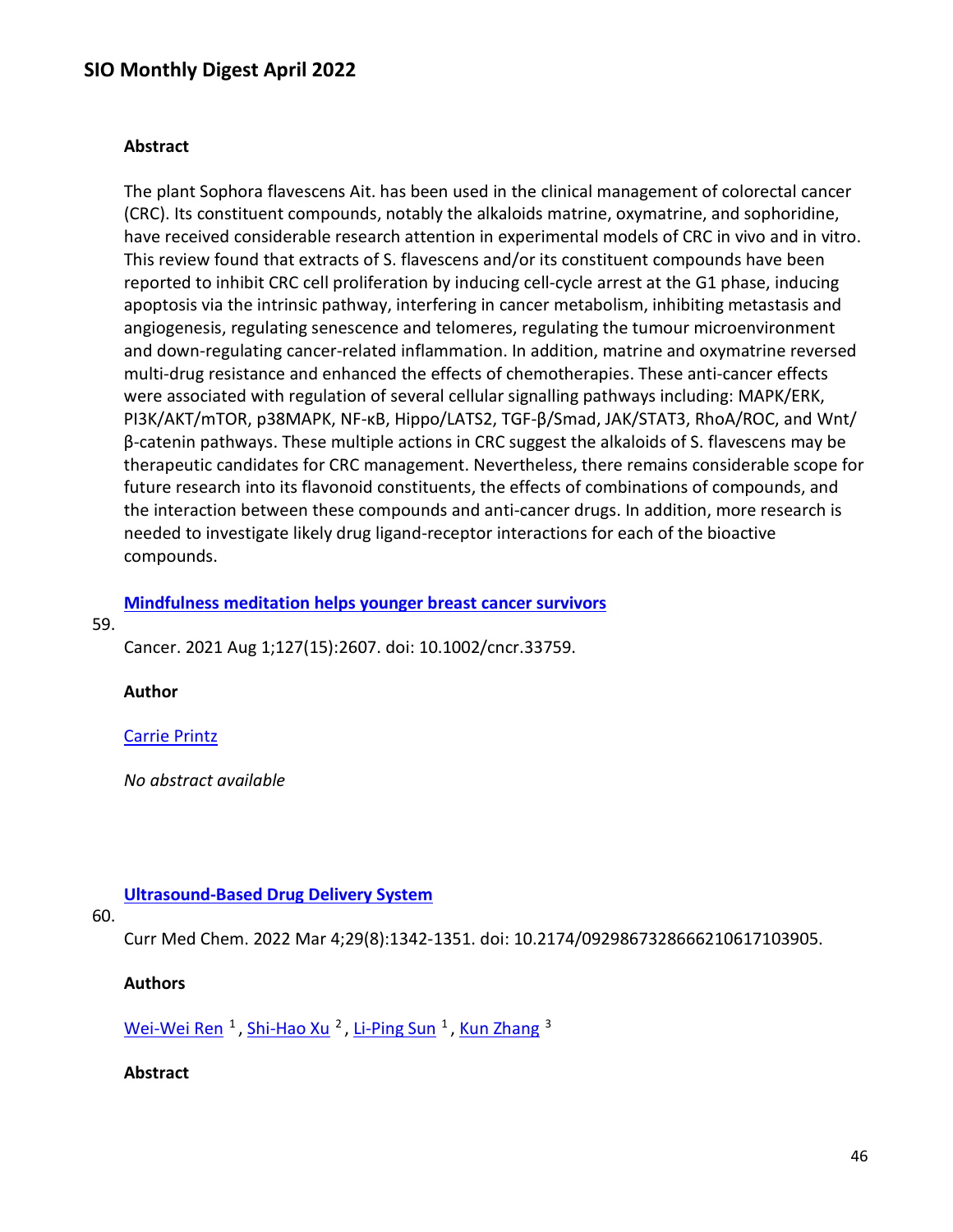**Abstract**

The plant Sophora flavescens Ait. has been used in the clinical management of colorectal cancer (CRC). Its constituent compounds, notably the alkaloids matrine, oxymatrine, and sophoridine, have received considerable research attention in experimental models of CRC in vivo and in vitro. This review found that extracts of S. flavescens and/or its constituent compounds have been reported to inhibit CRC cell proliferation by inducing cell-cycle arrest at the G1 phase, inducing apoptosis via the intrinsic pathway, interfering in cancer metabolism, inhibiting metastasis and angiogenesis, regulating senescence and telomeres, regulating the tumour microenvironment and down-regulating cancer-related inflammation. In addition, matrine and oxymatrine reversed multi-drug resistance and enhanced the effects of chemotherapies. These anti-cancer effects were associated with regulation of several cellular signalling pathways including: MAPK/ERK, PI3K/AKT/mTOR, p38MAPK, NF-κB, Hippo/LATS2, TGF-β/Smad, JAK/STAT3, RhoA/ROC, and Wnt/β-catenin pathways. These multiple actions in CRC suggest the alkaloids of S. flavescens may be therapeutic candidates for CRC management. Nevertheless, there remains considerable scope for future research into its flavonoid constituents, the effects of combinations of compounds, and the interaction between these compounds and anti-cancer drugs. In addition, more research is needed to investigate likely drug ligand-receptor interactions for each of the bioactive compounds.

59. **Mindfulness meditation helps younger breast cancer survivors**

Cancer. 2021 Aug 1;127(15):2607. doi: 10.1002/cncr.33759.

**Author**

Carrie Printz

*No abstract available*

60. **Ultrasound-Based Drug Delivery System**

Curr Med Chem. 2022 Mar 4;29(8):1342-1351. doi: 10.2174/0929867328666210617103905.

**Authors**

Wei-Wei Ren [1], Shi-Hao Xu [2], Li-Ping Sun [1], Kun Zhang [3]

**Abstract**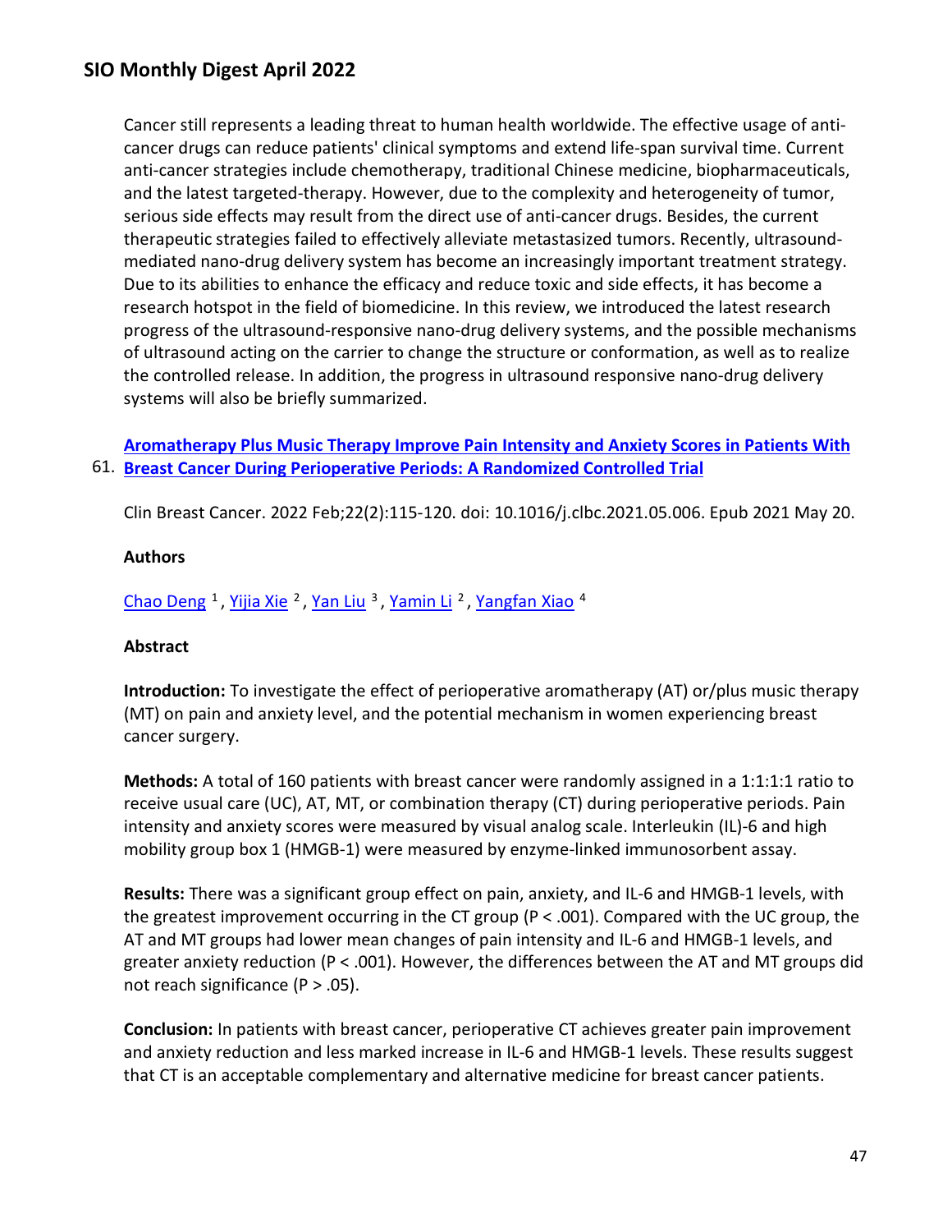Cancer still represents a leading threat to human health worldwide. The effective usage of anti-cancer drugs can reduce patients' clinical symptoms and extend life-span survival time. Current anti-cancer strategies include chemotherapy, traditional Chinese medicine, biopharmaceuticals, and the latest targeted-therapy. However, due to the complexity and heterogeneity of tumor, serious side effects may result from the direct use of anti-cancer drugs. Besides, the current therapeutic strategies failed to effectively alleviate metastasized tumors. Recently, ultrasound-mediated nano-drug delivery system has become an increasingly important treatment strategy. Due to its abilities to enhance the efficacy and reduce toxic and side effects, it has become a research hotspot in the field of biomedicine. In this review, we introduced the latest research progress of the ultrasound-responsive nano-drug delivery systems, and the possible mechanisms of ultrasound acting on the carrier to change the structure or conformation, as well as to realize the controlled release. In addition, the progress in ultrasound responsive nano-drug delivery systems will also be briefly summarized.

61. **Aromatherapy Plus Music Therapy Improve Pain Intensity and Anxiety Scores in Patients With Breast Cancer During Perioperative Periods: A Randomized Controlled Trial**

Clin Breast Cancer. 2022 Feb;22(2):115-120. doi: 10.1016/j.clbc.2021.05.006. Epub 2021 May 20.

**Authors**

Chao Deng [1], Yijia Xie [2], Yan Liu [3], Yamin Li [2], Yangfan Xiao [4]

**Abstract**

**Introduction:** To investigate the effect of perioperative aromatherapy (AT) or/plus music therapy (MT) on pain and anxiety level, and the potential mechanism in women experiencing breast cancer surgery.

**Methods:** A total of 160 patients with breast cancer were randomly assigned in a 1:1:1:1 ratio to receive usual care (UC), AT, MT, or combination therapy (CT) during perioperative periods. Pain intensity and anxiety scores were measured by visual analog scale. Interleukin (IL)-6 and high mobility group box 1 (HMGB-1) were measured by enzyme-linked immunosorbent assay.

**Results:** There was a significant group effect on pain, anxiety, and IL-6 and HMGB-1 levels, with the greatest improvement occurring in the CT group ($P < .001$). Compared with the UC group, the AT and MT groups had lower mean changes of pain intensity and IL-6 and HMGB-1 levels, and greater anxiety reduction ($P < .001$). However, the differences between the AT and MT groups did not reach significance ($P > .05$).

**Conclusion:** In patients with breast cancer, perioperative CT achieves greater pain improvement and anxiety reduction and less marked increase in IL-6 and HMGB-1 levels. These results suggest that CT is an acceptable complementary and alternative medicine for breast cancer patients.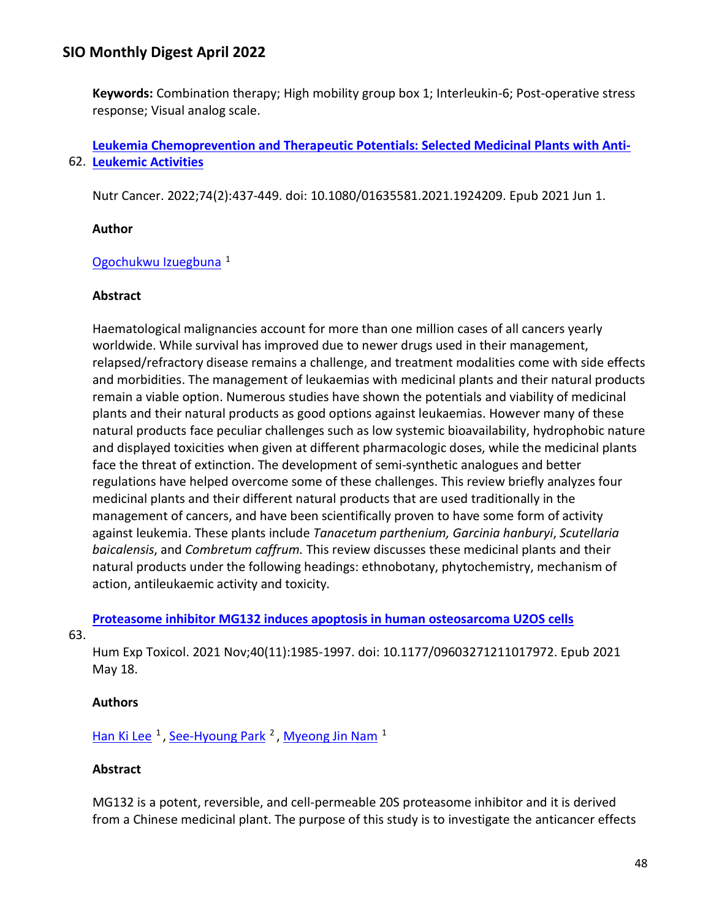**Keywords:** Combination therapy; High mobility group box 1; Interleukin-6; Post-operative stress response; Visual analog scale.

62. **Leukemia Chemoprevention and Therapeutic Potentials: Selected Medicinal Plants with Anti-Leukemic Activities**

Nutr Cancer. 2022;74(2):437-449. doi: 10.1080/01635581.2021.1924209. Epub 2021 Jun 1.

**Author**

Ogochukwu Izuegbuna [1]

**Abstract**

Haematological malignancies account for more than one million cases of all cancers yearly worldwide. While survival has improved due to newer drugs used in their management, relapsed/refractory disease remains a challenge, and treatment modalities come with side effects and morbidities. The management of leukaemias with medicinal plants and their natural products remain a viable option. Numerous studies have shown the potentials and viability of medicinal plants and their natural products as good options against leukaemias. However many of these natural products face peculiar challenges such as low systemic bioavailability, hydrophobic nature and displayed toxicities when given at different pharmacologic doses, while the medicinal plants face the threat of extinction. The development of semi-synthetic analogues and better regulations have helped overcome some of these challenges. This review briefly analyzes four medicinal plants and their different natural products that are used traditionally in the management of cancers, and have been scientifically proven to have some form of activity against leukemia. These plants include *Tanacetum parthenium, Garcinia hanburyi*, *Scutellaria baicalensis*, and *Combretum caffrum.* This review discusses these medicinal plants and their natural products under the following headings: ethnobotany, phytochemistry, mechanism of action, antileukaemic activity and toxicity.

63. **Proteasome inhibitor MG132 induces apoptosis in human osteosarcoma U2OS cells**

Hum Exp Toxicol. 2021 Nov;40(11):1985-1997. doi: 10.1177/09603271211017972. Epub 2021 May 18.

**Authors**

Han Ki Lee [1], See-Hyoung Park [2], Myeong Jin Nam [1]

**Abstract**

MG132 is a potent, reversible, and cell-permeable 20S proteasome inhibitor and it is derived from a Chinese medicinal plant. The purpose of this study is to investigate the anticancer effects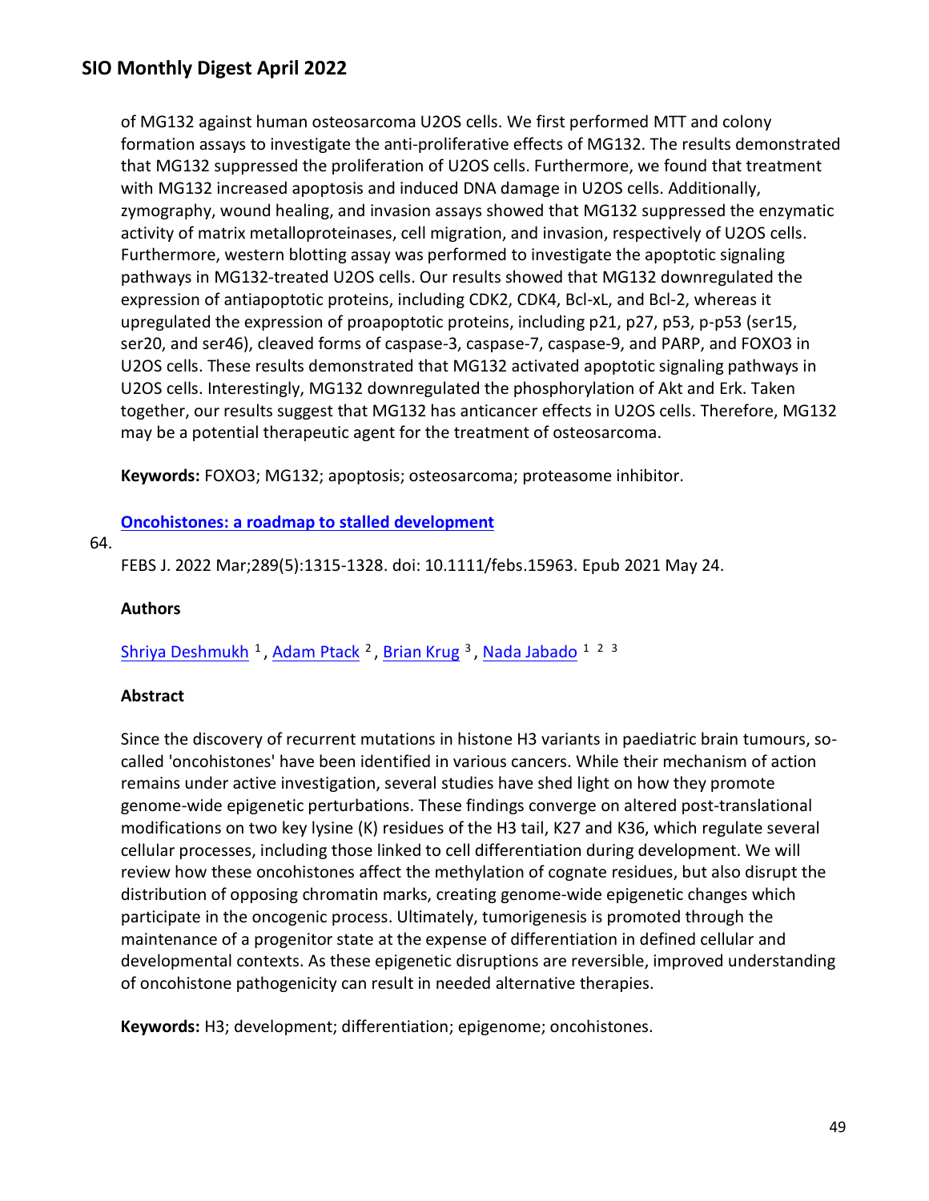of MG132 against human osteosarcoma U2OS cells. We first performed MTT and colony formation assays to investigate the anti-proliferative effects of MG132. The results demonstrated that MG132 suppressed the proliferation of U2OS cells. Furthermore, we found that treatment with MG132 increased apoptosis and induced DNA damage in U2OS cells. Additionally, zymography, wound healing, and invasion assays showed that MG132 suppressed the enzymatic activity of matrix metalloproteinases, cell migration, and invasion, respectively of U2OS cells. Furthermore, western blotting assay was performed to investigate the apoptotic signaling pathways in MG132-treated U2OS cells. Our results showed that MG132 downregulated the expression of antiapoptotic proteins, including CDK2, CDK4, Bcl-xL, and Bcl-2, whereas it upregulated the expression of proapoptotic proteins, including p21, p27, p53, p-p53 (ser15, ser20, and ser46), cleaved forms of caspase-3, caspase-7, caspase-9, and PARP, and FOXO3 in U2OS cells. These results demonstrated that MG132 activated apoptotic signaling pathways in U2OS cells. Interestingly, MG132 downregulated the phosphorylation of Akt and Erk. Taken together, our results suggest that MG132 has anticancer effects in U2OS cells. Therefore, MG132 may be a potential therapeutic agent for the treatment of osteosarcoma.

**Keywords:** FOXO3; MG132; apoptosis; osteosarcoma; proteasome inhibitor.

64.

**Oncohistones: a roadmap to stalled development**

FEBS J. 2022 Mar;289(5):1315-1328. doi: 10.1111/febs.15963. Epub 2021 May 24.

**Authors**

Shriya Deshmukh [1], Adam Ptack [2], Brian Krug [3], Nada Jabado [1, 2, 3]

**Abstract**

Since the discovery of recurrent mutations in histone H3 variants in paediatric brain tumours, so-called 'oncohistones' have been identified in various cancers. While their mechanism of action remains under active investigation, several studies have shed light on how they promote genome-wide epigenetic perturbations. These findings converge on altered post-translational modifications on two key lysine (K) residues of the H3 tail, K27 and K36, which regulate several cellular processes, including those linked to cell differentiation during development. We will review how these oncohistones affect the methylation of cognate residues, but also disrupt the distribution of opposing chromatin marks, creating genome-wide epigenetic changes which participate in the oncogenic process. Ultimately, tumorigenesis is promoted through the maintenance of a progenitor state at the expense of differentiation in defined cellular and developmental contexts. As these epigenetic disruptions are reversible, improved understanding of oncohistone pathogenicity can result in needed alternative therapies.

**Keywords:** H3; development; differentiation; epigenome; oncohistones.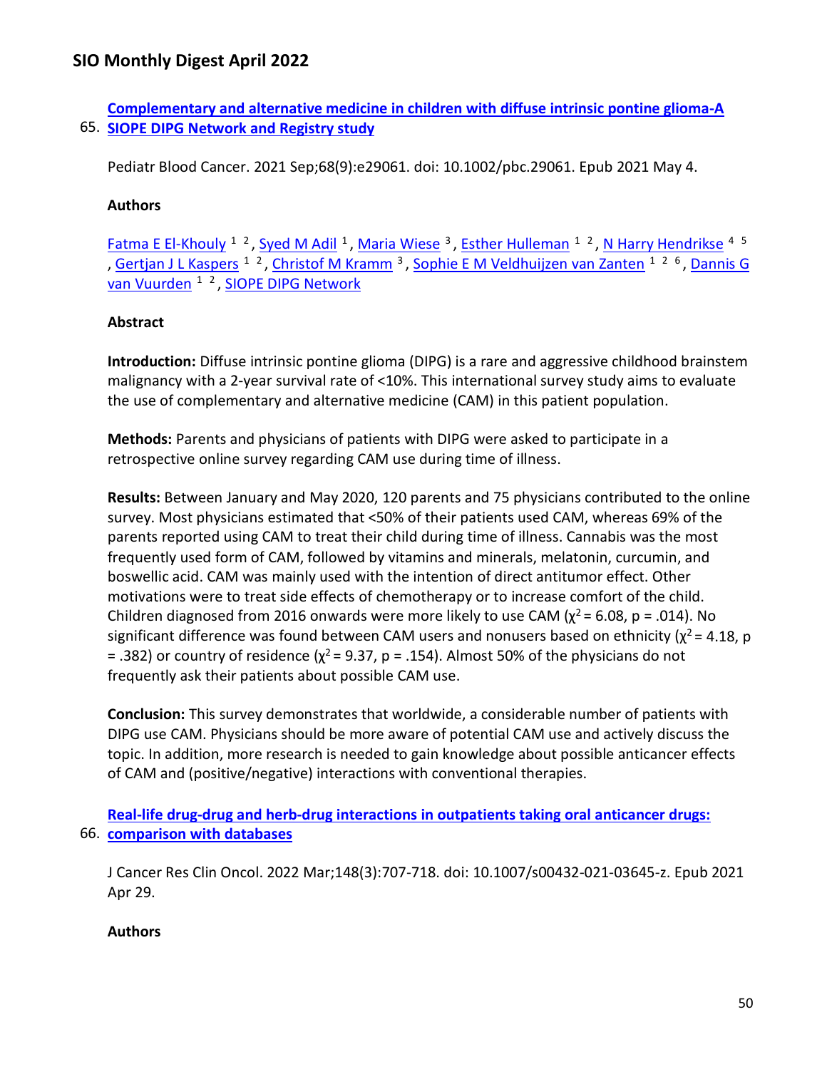65. **Complementary and alternative medicine in children with diffuse intrinsic pontine glioma-A SIOPE DIPG Network and Registry study**

Pediatr Blood Cancer. 2021 Sep;68(9):e29061. doi: 10.1002/pbc.29061. Epub 2021 May 4.

**Authors**

Fatma E El-Khouly [1, 2], Syed M Adil [1], Maria Wiese [3], Esther Hulleman [1, 2], N Harry Hendrikse [4, 5], Gertjan J L Kaspers [1, 2], Christof M Kramm [3], Sophie E M Veldhuijzen van Zanten [1, 2, 6], Dannis G van Vuurden [1, 2], SIOPE DIPG Network

**Abstract**

**Introduction:** Diffuse intrinsic pontine glioma (DIPG) is a rare and aggressive childhood brainstem malignancy with a 2-year survival rate of <10%. This international survey study aims to evaluate the use of complementary and alternative medicine (CAM) in this patient population.

**Methods:** Parents and physicians of patients with DIPG were asked to participate in a retrospective online survey regarding CAM use during time of illness.

**Results:** Between January and May 2020, 120 parents and 75 physicians contributed to the online survey. Most physicians estimated that <50% of their patients used CAM, whereas 69% of the parents reported using CAM to treat their child during time of illness. Cannabis was the most frequently used form of CAM, followed by vitamins and minerals, melatonin, curcumin, and boswellic acid. CAM was mainly used with the intention of direct antitumor effect. Other motivations were to treat side effects of chemotherapy or to increase comfort of the child. Children diagnosed from 2016 onwards were more likely to use CAM ($\chi^2 = 6.08$, $p = .014$). No significant difference was found between CAM users and nonusers based on ethnicity ($\chi^2 = 4.18$, $p = .382$) or country of residence ($\chi^2 = 9.37$, $p = .154$). Almost 50% of the physicians do not frequently ask their patients about possible CAM use.

**Conclusion:** This survey demonstrates that worldwide, a considerable number of patients with DIPG use CAM. Physicians should be more aware of potential CAM use and actively discuss the topic. In addition, more research is needed to gain knowledge about possible anticancer effects of CAM and (positive/negative) interactions with conventional therapies.

66. **Real-life drug-drug and herb-drug interactions in outpatients taking oral anticancer drugs: comparison with databases**

J Cancer Res Clin Oncol. 2022 Mar;148(3):707-718. doi: 10.1007/s00432-021-03645-z. Epub 2021 Apr 29.

**Authors**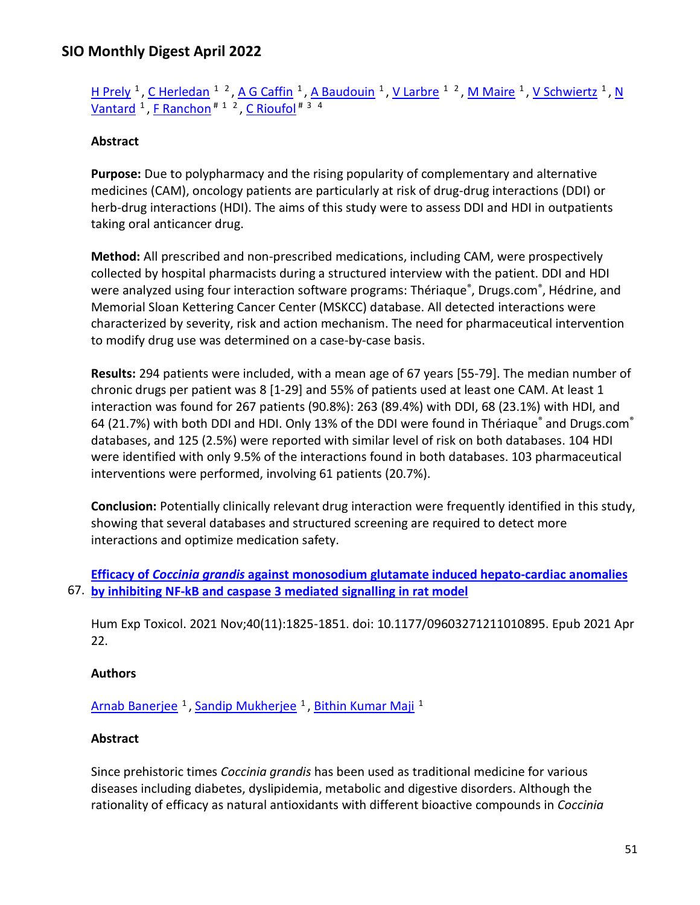H Prely [1], C Herledan [1,2], A G Caffin [1], A Baudouin [1], V Larbre [1,2], M Maire [1], V Schwiertz [1], N Vantard [1], F Ranchon [# 1,2], C Rioufol [# 3,4]

**Abstract**

**Purpose:** Due to polypharmacy and the rising popularity of complementary and alternative medicines (CAM), oncology patients are particularly at risk of drug-drug interactions (DDI) or herb-drug interactions (HDI). The aims of this study were to assess DDI and HDI in outpatients taking oral anticancer drug.

**Method:** All prescribed and non-prescribed medications, including CAM, were prospectively collected by hospital pharmacists during a structured interview with the patient. DDI and HDI were analyzed using four interaction software programs: Thériaque®, Drugs.com®, Hédrine, and Memorial Sloan Kettering Cancer Center (MSKCC) database. All detected interactions were characterized by severity, risk and action mechanism. The need for pharmaceutical intervention to modify drug use was determined on a case-by-case basis.

**Results:** 294 patients were included, with a mean age of 67 years [55-79]. The median number of chronic drugs per patient was 8 [1-29] and 55% of patients used at least one CAM. At least 1 interaction was found for 267 patients (90.8%): 263 (89.4%) with DDI, 68 (23.1%) with HDI, and 64 (21.7%) with both DDI and HDI. Only 13% of the DDI were found in Thériaque® and Drugs.com® databases, and 125 (2.5%) were reported with similar level of risk on both databases. 104 HDI were identified with only 9.5% of the interactions found in both databases. 103 pharmaceutical interventions were performed, involving 61 patients (20.7%).

**Conclusion:** Potentially clinically relevant drug interaction were frequently identified in this study, showing that several databases and structured screening are required to detect more interactions and optimize medication safety.

67. **Efficacy of *Coccinia grandis* against monosodium glutamate induced hepato-cardiac anomalies by inhibiting NF-kB and caspase 3 mediated signalling in rat model**

Hum Exp Toxicol. 2021 Nov;40(11):1825-1851. doi: 10.1177/09603271211010895. Epub 2021 Apr 22.

**Authors**

Arnab Banerjee [1], Sandip Mukherjee [1], Bithin Kumar Maji [1]

**Abstract**

Since prehistoric times *Coccinia grandis* has been used as traditional medicine for various diseases including diabetes, dyslipidemia, metabolic and digestive disorders. Although the rationality of efficacy as natural antioxidants with different bioactive compounds in *Coccinia*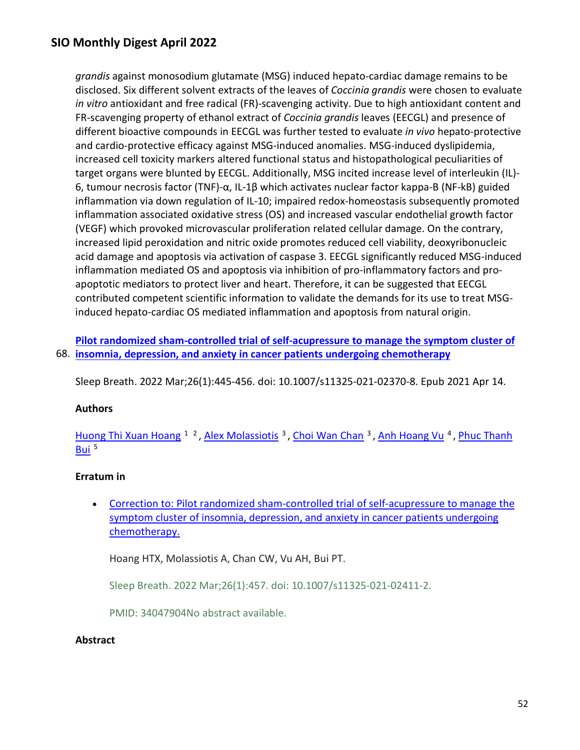*grandis* against monosodium glutamate (MSG) induced hepato-cardiac damage remains to be disclosed. Six different solvent extracts of the leaves of *Coccinia grandis* were chosen to evaluate *in vitro* antioxidant and free radical (FR)-scavenging activity. Due to high antioxidant content and FR-scavenging property of ethanol extract of *Coccinia grandis* leaves (EECGL) and presence of different bioactive compounds in EECGL was further tested to evaluate *in vivo* hepato-protective and cardio-protective efficacy against MSG-induced anomalies. MSG-induced dyslipidemia, increased cell toxicity markers altered functional status and histopathological peculiarities of target organs were blunted by EECGL. Additionally, MSG incited increase level of interleukin (IL)-6, tumour necrosis factor (TNF)-α, IL-1β which activates nuclear factor kappa-B (NF-kB) guided inflammation via down regulation of IL-10; impaired redox-homeostasis subsequently promoted inflammation associated oxidative stress (OS) and increased vascular endothelial growth factor (VEGF) which provoked microvascular proliferation related cellular damage. On the contrary, increased lipid peroxidation and nitric oxide promotes reduced cell viability, deoxyribonucleic acid damage and apoptosis via activation of caspase 3. EECGL significantly reduced MSG-induced inflammation mediated OS and apoptosis via inhibition of pro-inflammatory factors and pro-apoptotic mediators to protect liver and heart. Therefore, it can be suggested that EECGL contributed competent scientific information to validate the demands for its use to treat MSG-induced hepato-cardiac OS mediated inflammation and apoptosis from natural origin.

68. **Pilot randomized sham-controlled trial of self-acupressure to manage the symptom cluster of insomnia, depression, and anxiety in cancer patients undergoing chemotherapy**

Sleep Breath. 2022 Mar;26(1):445-456. doi: 10.1007/s11325-021-02370-8. Epub 2021 Apr 14.

**Authors**

Huong Thi Xuan Hoang [1, 2], Alex Molassiotis [3], Choi Wan Chan [3], Anh Hoang Vu [4], Phuc Thanh Bui [5]

**Erratum in**

- Correction to: Pilot randomized sham-controlled trial of self-acupressure to manage the symptom cluster of insomnia, depression, and anxiety in cancer patients undergoing chemotherapy.

  Hoang HTX, Molassiotis A, Chan CW, Vu AH, Bui PT.

  Sleep Breath. 2022 Mar;26(1):457. doi: 10.1007/s11325-021-02411-2.

  PMID: 34047904No abstract available.

**Abstract**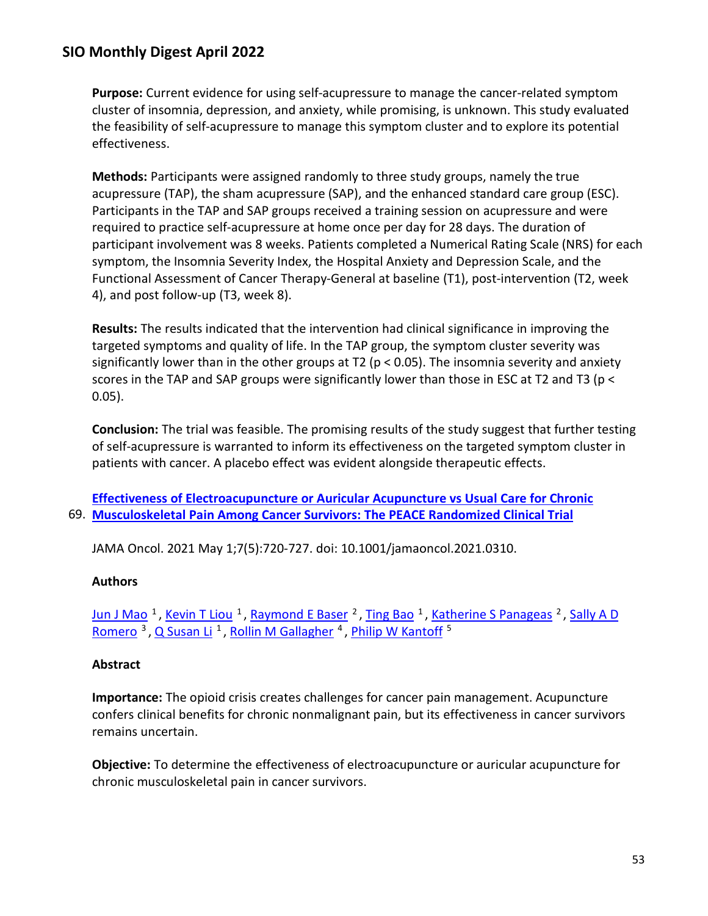**Purpose:** Current evidence for using self-acupressure to manage the cancer-related symptom cluster of insomnia, depression, and anxiety, while promising, is unknown. This study evaluated the feasibility of self-acupressure to manage this symptom cluster and to explore its potential effectiveness.

**Methods:** Participants were assigned randomly to three study groups, namely the true acupressure (TAP), the sham acupressure (SAP), and the enhanced standard care group (ESC). Participants in the TAP and SAP groups received a training session on acupressure and were required to practice self-acupressure at home once per day for 28 days. The duration of participant involvement was 8 weeks. Patients completed a Numerical Rating Scale (NRS) for each symptom, the Insomnia Severity Index, the Hospital Anxiety and Depression Scale, and the Functional Assessment of Cancer Therapy-General at baseline (T1), post-intervention (T2, week 4), and post follow-up (T3, week 8).

**Results:** The results indicated that the intervention had clinical significance in improving the targeted symptoms and quality of life. In the TAP group, the symptom cluster severity was significantly lower than in the other groups at T2 ($p < 0.05$). The insomnia severity and anxiety scores in the TAP and SAP groups were significantly lower than those in ESC at T2 and T3 ($p < 0.05$).

**Conclusion:** The trial was feasible. The promising results of the study suggest that further testing of self-acupressure is warranted to inform its effectiveness on the targeted symptom cluster in patients with cancer. A placebo effect was evident alongside therapeutic effects.

69. **Effectiveness of Electroacupuncture or Auricular Acupuncture vs Usual Care for Chronic Musculoskeletal Pain Among Cancer Survivors: The PEACE Randomized Clinical Trial**

JAMA Oncol. 2021 May 1;7(5):720-727. doi: 10.1001/jamaoncol.2021.0310.

**Authors**

Jun J Mao [1], Kevin T Liou [1], Raymond E Baser [2], Ting Bao [1], Katherine S Panageas [2], Sally A D Romero [3], Q Susan Li [1], Rollin M Gallagher [4], Philip W Kantoff [5]

**Abstract**

**Importance:** The opioid crisis creates challenges for cancer pain management. Acupuncture confers clinical benefits for chronic nonmalignant pain, but its effectiveness in cancer survivors remains uncertain.

**Objective:** To determine the effectiveness of electroacupuncture or auricular acupuncture for chronic musculoskeletal pain in cancer survivors.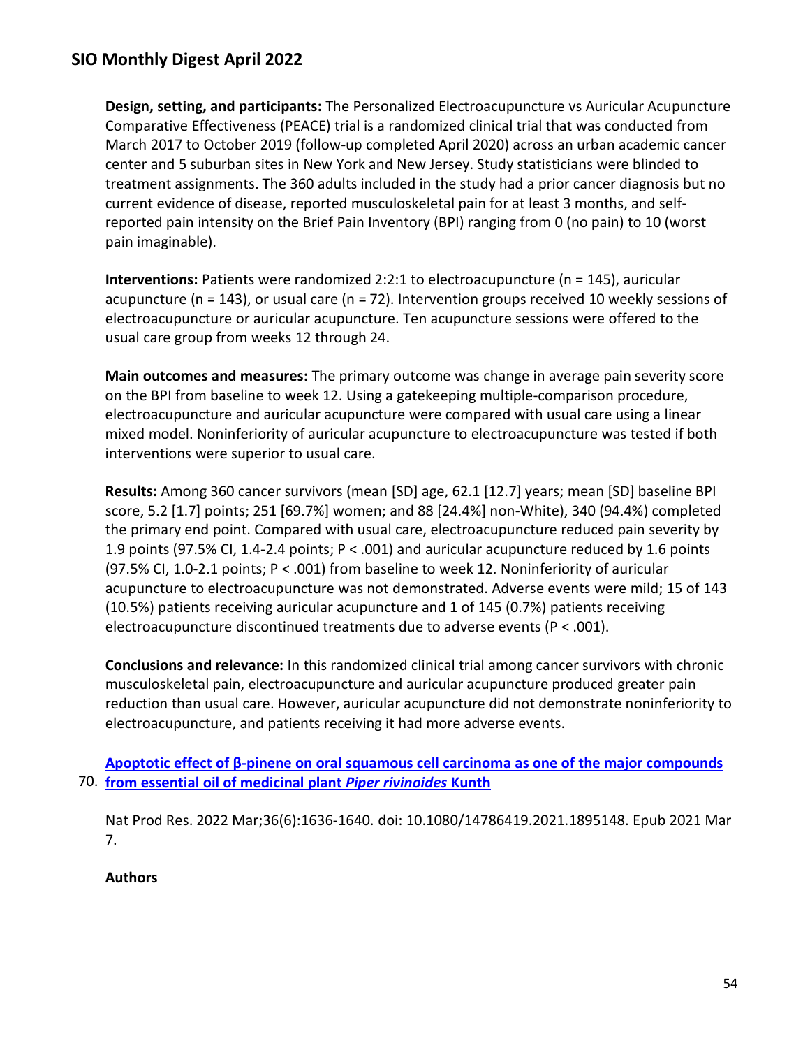**Design, setting, and participants:** The Personalized Electroacupuncture vs Auricular Acupuncture Comparative Effectiveness (PEACE) trial is a randomized clinical trial that was conducted from March 2017 to October 2019 (follow-up completed April 2020) across an urban academic cancer center and 5 suburban sites in New York and New Jersey. Study statisticians were blinded to treatment assignments. The 360 adults included in the study had a prior cancer diagnosis but no current evidence of disease, reported musculoskeletal pain for at least 3 months, and self-reported pain intensity on the Brief Pain Inventory (BPI) ranging from 0 (no pain) to 10 (worst pain imaginable).

**Interventions:** Patients were randomized 2:2:1 to electroacupuncture (n = 145), auricular acupuncture (n = 143), or usual care (n = 72). Intervention groups received 10 weekly sessions of electroacupuncture or auricular acupuncture. Ten acupuncture sessions were offered to the usual care group from weeks 12 through 24.

**Main outcomes and measures:** The primary outcome was change in average pain severity score on the BPI from baseline to week 12. Using a gatekeeping multiple-comparison procedure, electroacupuncture and auricular acupuncture were compared with usual care using a linear mixed model. Noninferiority of auricular acupuncture to electroacupuncture was tested if both interventions were superior to usual care.

**Results:** Among 360 cancer survivors (mean [SD] age, 62.1 [12.7] years; mean [SD] baseline BPI score, 5.2 [1.7] points; 251 [69.7%] women; and 88 [24.4%] non-White), 340 (94.4%) completed the primary end point. Compared with usual care, electroacupuncture reduced pain severity by 1.9 points (97.5% CI, 1.4-2.4 points; $P < .001$) and auricular acupuncture reduced by 1.6 points (97.5% CI, 1.0-2.1 points; $P < .001$) from baseline to week 12. Noninferiority of auricular acupuncture to electroacupuncture was not demonstrated. Adverse events were mild; 15 of 143 (10.5%) patients receiving auricular acupuncture and 1 of 145 (0.7%) patients receiving electroacupuncture discontinued treatments due to adverse events ($P < .001$).

**Conclusions and relevance:** In this randomized clinical trial among cancer survivors with chronic musculoskeletal pain, electroacupuncture and auricular acupuncture produced greater pain reduction than usual care. However, auricular acupuncture did not demonstrate noninferiority to electroacupuncture, and patients receiving it had more adverse events.

70. **Apoptotic effect of β-pinene on oral squamous cell carcinoma as one of the major compounds from essential oil of medicinal plant *Piper rivinoides* Kunth**

Nat Prod Res. 2022 Mar;36(6):1636-1640. doi: 10.1080/14786419.2021.1895148. Epub 2021 Mar 7.

**Authors**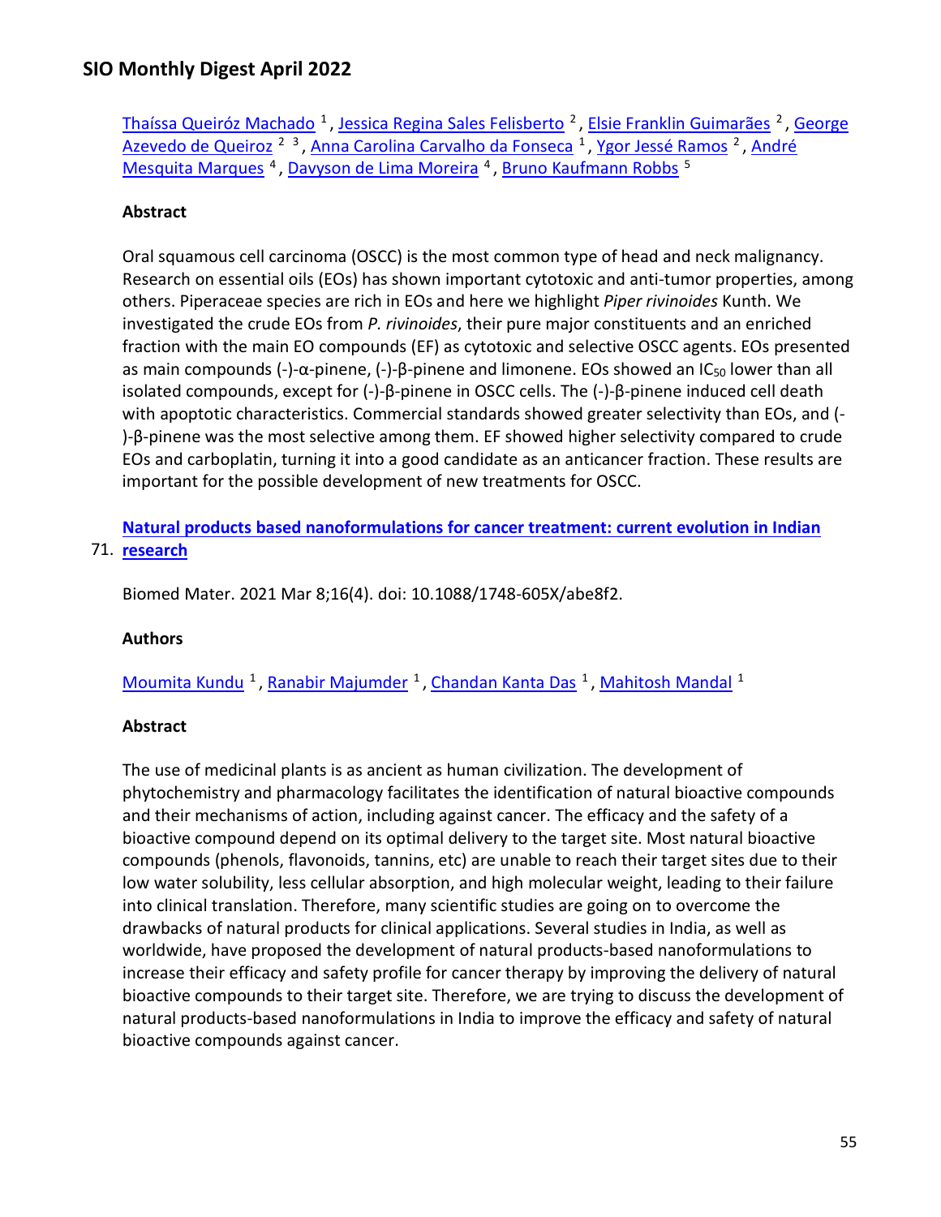Thaíssa Queiróz Machado [1], Jessica Regina Sales Felisberto [2], Elsie Franklin Guimarães [2], George Azevedo de Queiroz [2, 3], Anna Carolina Carvalho da Fonseca [1], Ygor Jessé Ramos [2], André Mesquita Marques [4], Davyson de Lima Moreira [4], Bruno Kaufmann Robbs [5]

**Abstract**

Oral squamous cell carcinoma (OSCC) is the most common type of head and neck malignancy. Research on essential oils (EOs) has shown important cytotoxic and anti-tumor properties, among others. Piperaceae species are rich in EOs and here we highlight *Piper rivinoides* Kunth. We investigated the crude EOs from *P. rivinoides*, their pure major constituents and an enriched fraction with the main EO compounds (EF) as cytotoxic and selective OSCC agents. EOs presented as main compounds (-)-α-pinene, (-)-β-pinene and limonene. EOs showed an $IC_{50}$ lower than all isolated compounds, except for (-)-β-pinene in OSCC cells. The (-)-β-pinene induced cell death with apoptotic characteristics. Commercial standards showed greater selectivity than EOs, and (-)-β-pinene was the most selective among them. EF showed higher selectivity compared to crude EOs and carboplatin, turning it into a good candidate as an anticancer fraction. These results are important for the possible development of new treatments for OSCC.

71. **Natural products based nanoformulations for cancer treatment: current evolution in Indian research**

Biomed Mater. 2021 Mar 8;16(4). doi: 10.1088/1748-605X/abe8f2.

**Authors**

Moumita Kundu [1], Ranabir Majumder [1], Chandan Kanta Das [1], Mahitosh Mandal [1]

**Abstract**

The use of medicinal plants is as ancient as human civilization. The development of phytochemistry and pharmacology facilitates the identification of natural bioactive compounds and their mechanisms of action, including against cancer. The efficacy and the safety of a bioactive compound depend on its optimal delivery to the target site. Most natural bioactive compounds (phenols, flavonoids, tannins, etc) are unable to reach their target sites due to their low water solubility, less cellular absorption, and high molecular weight, leading to their failure into clinical translation. Therefore, many scientific studies are going on to overcome the drawbacks of natural products for clinical applications. Several studies in India, as well as worldwide, have proposed the development of natural products-based nanoformulations to increase their efficacy and safety profile for cancer therapy by improving the delivery of natural bioactive compounds to their target site. Therefore, we are trying to discuss the development of natural products-based nanoformulations in India to improve the efficacy and safety of natural bioactive compounds against cancer.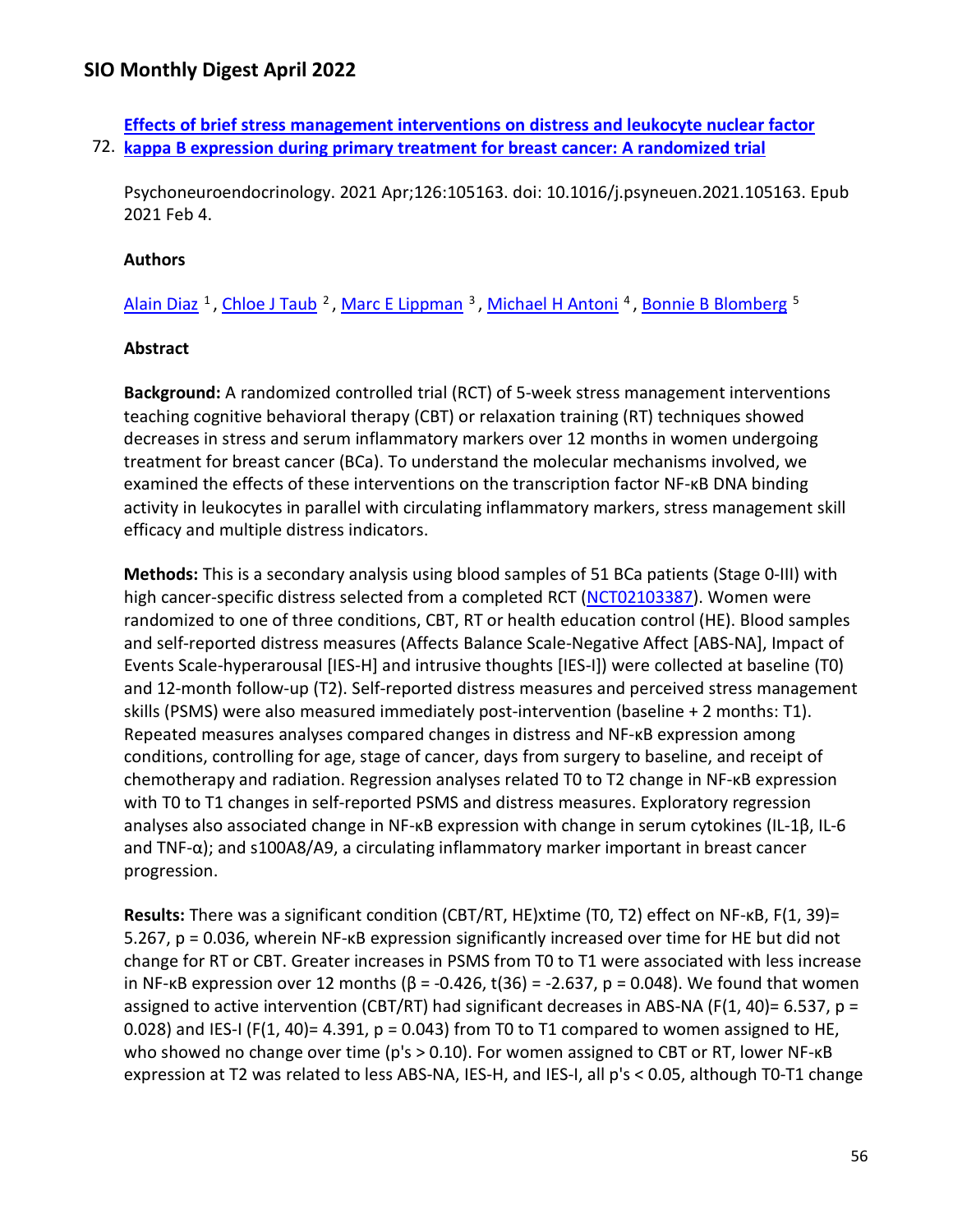72. **[Effects of brief stress management interventions on distress and leukocyte nuclear factor kappa B expression during primary treatment for breast cancer: A randomized trial]()**

Psychoneuroendocrinology. 2021 Apr;126:105163. doi: 10.1016/j.psyneuen.2021.105163. Epub 2021 Feb 4.

**Authors**

Alain Diaz [1], Chloe J Taub [2], Marc E Lippman [3], Michael H Antoni [4], Bonnie B Blomberg [5]

**Abstract**

**Background:** A randomized controlled trial (RCT) of 5-week stress management interventions teaching cognitive behavioral therapy (CBT) or relaxation training (RT) techniques showed decreases in stress and serum inflammatory markers over 12 months in women undergoing treatment for breast cancer (BCa). To understand the molecular mechanisms involved, we examined the effects of these interventions on the transcription factor NF-κB DNA binding activity in leukocytes in parallel with circulating inflammatory markers, stress management skill efficacy and multiple distress indicators.

**Methods:** This is a secondary analysis using blood samples of 51 BCa patients (Stage 0-III) with high cancer-specific distress selected from a completed RCT (NCT02103387). Women were randomized to one of three conditions, CBT, RT or health education control (HE). Blood samples and self-reported distress measures (Affects Balance Scale-Negative Affect [ABS-NA], Impact of Events Scale-hyperarousal [IES-H] and intrusive thoughts [IES-I]) were collected at baseline (T0) and 12-month follow-up (T2). Self-reported distress measures and perceived stress management skills (PSMS) were also measured immediately post-intervention (baseline + 2 months: T1). Repeated measures analyses compared changes in distress and NF-κB expression among conditions, controlling for age, stage of cancer, days from surgery to baseline, and receipt of chemotherapy and radiation. Regression analyses related T0 to T2 change in NF-κB expression with T0 to T1 changes in self-reported PSMS and distress measures. Exploratory regression analyses also associated change in NF-κB expression with change in serum cytokines (IL-1β, IL-6 and TNF-α); and s100A8/A9, a circulating inflammatory marker important in breast cancer progression.

**Results:** There was a significant condition (CBT/RT, HE)xtime (T0, T2) effect on NF-κB, $F(1, 39) = 5.267$, $p = 0.036$, wherein NF-κB expression significantly increased over time for HE but did not change for RT or CBT. Greater increases in PSMS from T0 to T1 were associated with less increase in NF-κB expression over 12 months ($\beta = -0.426$, $t(36) = -2.637$, $p = 0.048$). We found that women assigned to active intervention (CBT/RT) had significant decreases in ABS-NA ($F(1, 40) = 6.537$, $p = 0.028$) and IES-I ($F(1, 40) = 4.391$, $p = 0.043$) from T0 to T1 compared to women assigned to HE, who showed no change over time (p's > 0.10). For women assigned to CBT or RT, lower NF-κB expression at T2 was related to less ABS-NA, IES-H, and IES-I, all p's < 0.05, although T0-T1 change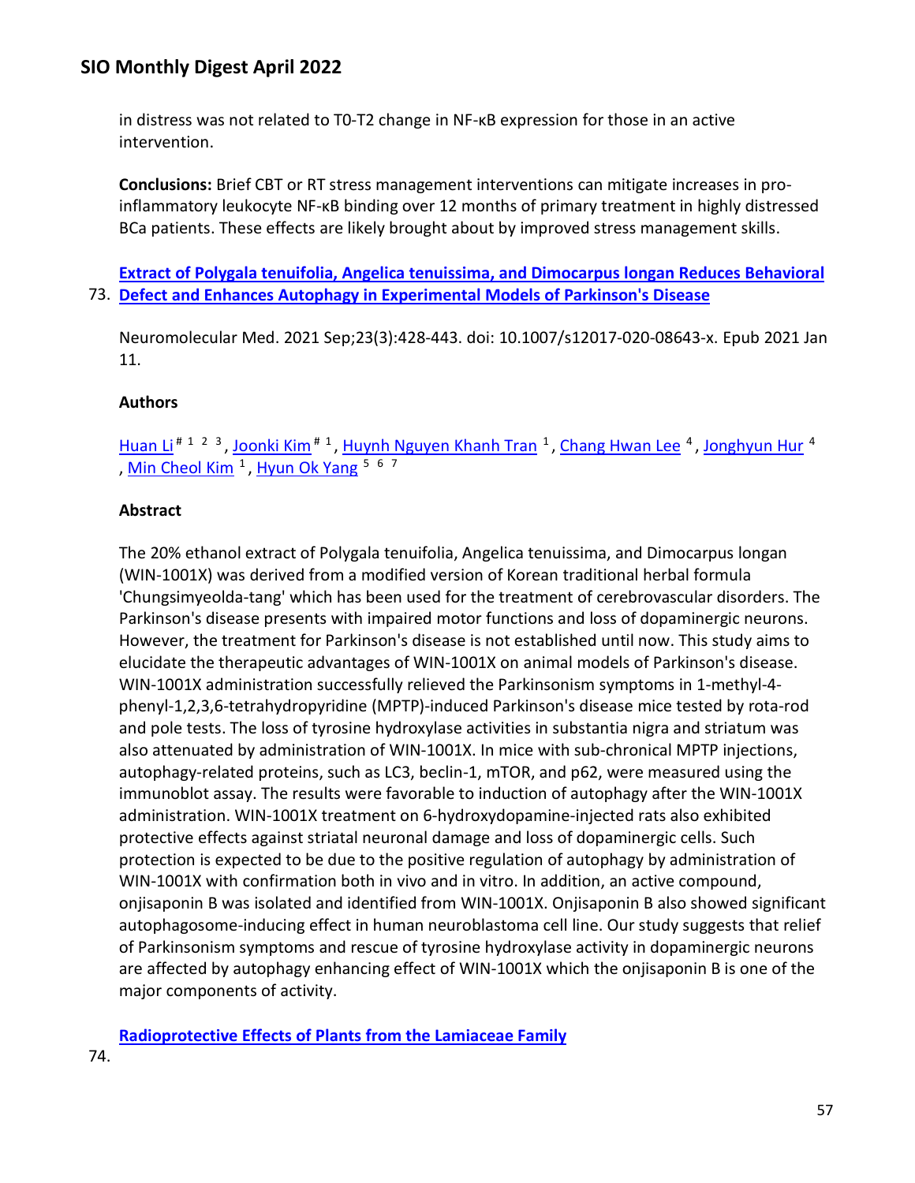in distress was not related to T0-T2 change in NF-κB expression for those in an active intervention.

**Conclusions:** Brief CBT or RT stress management interventions can mitigate increases in pro-inflammatory leukocyte NF-κB binding over 12 months of primary treatment in highly distressed BCa patients. These effects are likely brought about by improved stress management skills.

73. **Extract of Polygala tenuifolia, Angelica tenuissima, and Dimocarpus longan Reduces Behavioral Defect and Enhances Autophagy in Experimental Models of Parkinson's Disease**

Neuromolecular Med. 2021 Sep;23(3):428-443. doi: 10.1007/s12017-020-08643-x. Epub 2021 Jan 11.

**Authors**

Huan Li [#, 1, 2, 3], Joonki Kim [#, 1], Huynh Nguyen Khanh Tran [1], Chang Hwan Lee [4], Jonghyun Hur [4], Min Cheol Kim [1], Hyun Ok Yang [5, 6, 7]

**Abstract**

The 20% ethanol extract of Polygala tenuifolia, Angelica tenuissima, and Dimocarpus longan (WIN-1001X) was derived from a modified version of Korean traditional herbal formula 'Chungsimyeolda-tang' which has been used for the treatment of cerebrovascular disorders. The Parkinson's disease presents with impaired motor functions and loss of dopaminergic neurons. However, the treatment for Parkinson's disease is not established until now. This study aims to elucidate the therapeutic advantages of WIN-1001X on animal models of Parkinson's disease. WIN-1001X administration successfully relieved the Parkinsonism symptoms in 1-methyl-4-phenyl-1,2,3,6-tetrahydropyridine (MPTP)-induced Parkinson's disease mice tested by rota-rod and pole tests. The loss of tyrosine hydroxylase activities in substantia nigra and striatum was also attenuated by administration of WIN-1001X. In mice with sub-chronical MPTP injections, autophagy-related proteins, such as LC3, beclin-1, mTOR, and p62, were measured using the immunoblot assay. The results were favorable to induction of autophagy after the WIN-1001X administration. WIN-1001X treatment on 6-hydroxydopamine-injected rats also exhibited protective effects against striatal neuronal damage and loss of dopaminergic cells. Such protection is expected to be due to the positive regulation of autophagy by administration of WIN-1001X with confirmation both in vivo and in vitro. In addition, an active compound, onjisaponin B was isolated and identified from WIN-1001X. Onjisaponin B also showed significant autophagosome-inducing effect in human neuroblastoma cell line. Our study suggests that relief of Parkinsonism symptoms and rescue of tyrosine hydroxylase activity in dopaminergic neurons are affected by autophagy enhancing effect of WIN-1001X which the onjisaponin B is one of the major components of activity.

74. **Radioprotective Effects of Plants from the Lamiaceae Family**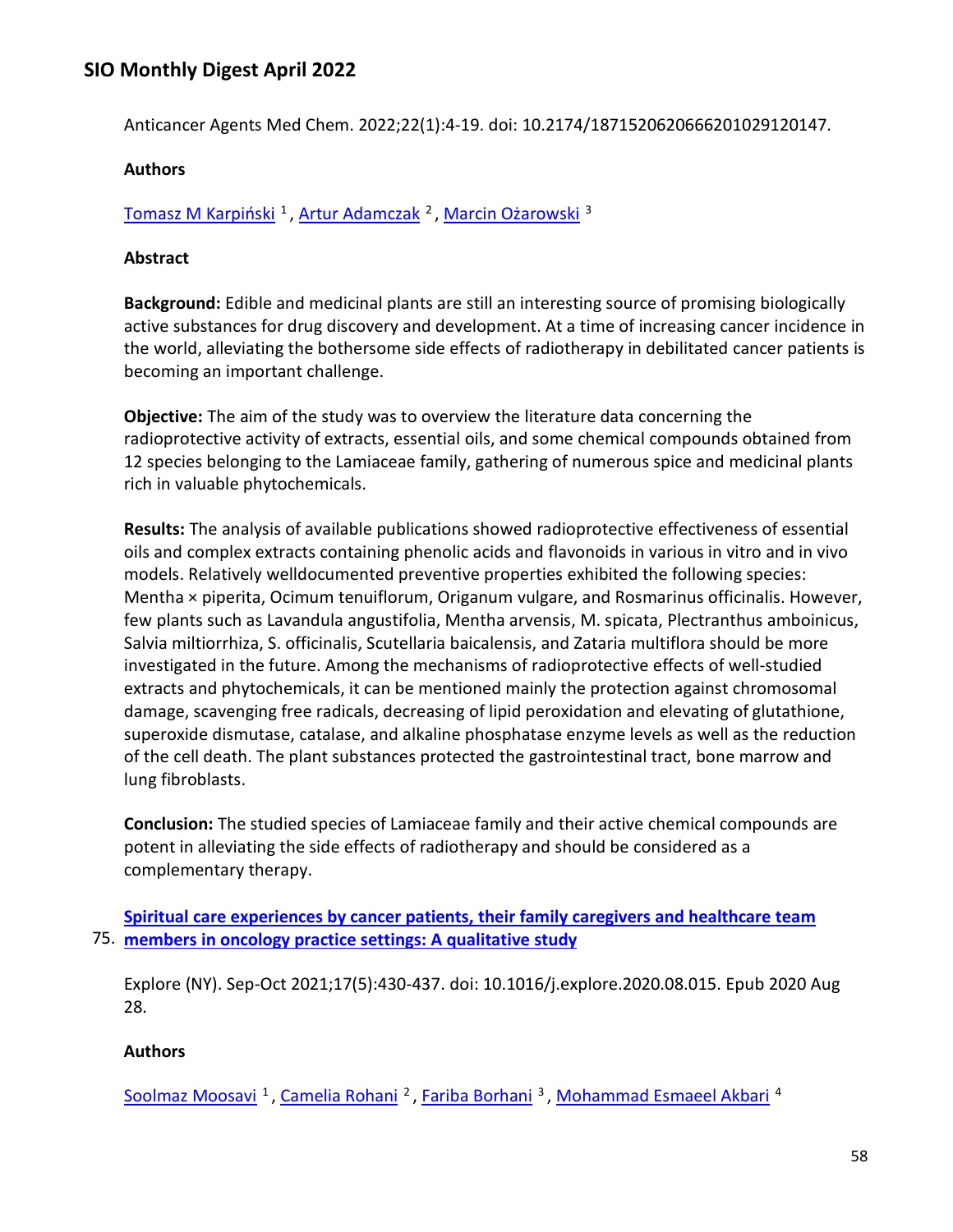Anticancer Agents Med Chem. 2022;22(1):4-19. doi: 10.2174/1871520620666201029120147.

**Authors**

Tomasz M Karpiński [1] , Artur Adamczak [2] , Marcin Ożarowski [3]

**Abstract**

**Background:** Edible and medicinal plants are still an interesting source of promising biologically active substances for drug discovery and development. At a time of increasing cancer incidence in the world, alleviating the bothersome side effects of radiotherapy in debilitated cancer patients is becoming an important challenge.

**Objective:** The aim of the study was to overview the literature data concerning the radioprotective activity of extracts, essential oils, and some chemical compounds obtained from 12 species belonging to the Lamiaceae family, gathering of numerous spice and medicinal plants rich in valuable phytochemicals.

**Results:** The analysis of available publications showed radioprotective effectiveness of essential oils and complex extracts containing phenolic acids and flavonoids in various in vitro and in vivo models. Relatively welldocumented preventive properties exhibited the following species: Mentha × piperita, Ocimum tenuiflorum, Origanum vulgare, and Rosmarinus officinalis. However, few plants such as Lavandula angustifolia, Mentha arvensis, M. spicata, Plectranthus amboinicus, Salvia miltiorrhiza, S. officinalis, Scutellaria baicalensis, and Zataria multiflora should be more investigated in the future. Among the mechanisms of radioprotective effects of well-studied extracts and phytochemicals, it can be mentioned mainly the protection against chromosomal damage, scavenging free radicals, decreasing of lipid peroxidation and elevating of glutathione, superoxide dismutase, catalase, and alkaline phosphatase enzyme levels as well as the reduction of the cell death. The plant substances protected the gastrointestinal tract, bone marrow and lung fibroblasts.

**Conclusion:** The studied species of Lamiaceae family and their active chemical compounds are potent in alleviating the side effects of radiotherapy and should be considered as a complementary therapy.

75. **Spiritual care experiences by cancer patients, their family caregivers and healthcare team members in oncology practice settings: A qualitative study**

Explore (NY). Sep-Oct 2021;17(5):430-437. doi: 10.1016/j.explore.2020.08.015. Epub 2020 Aug 28.

**Authors**

Soolmaz Moosavi [1] , Camelia Rohani [2] , Fariba Borhani [3] , Mohammad Esmaeel Akbari [4]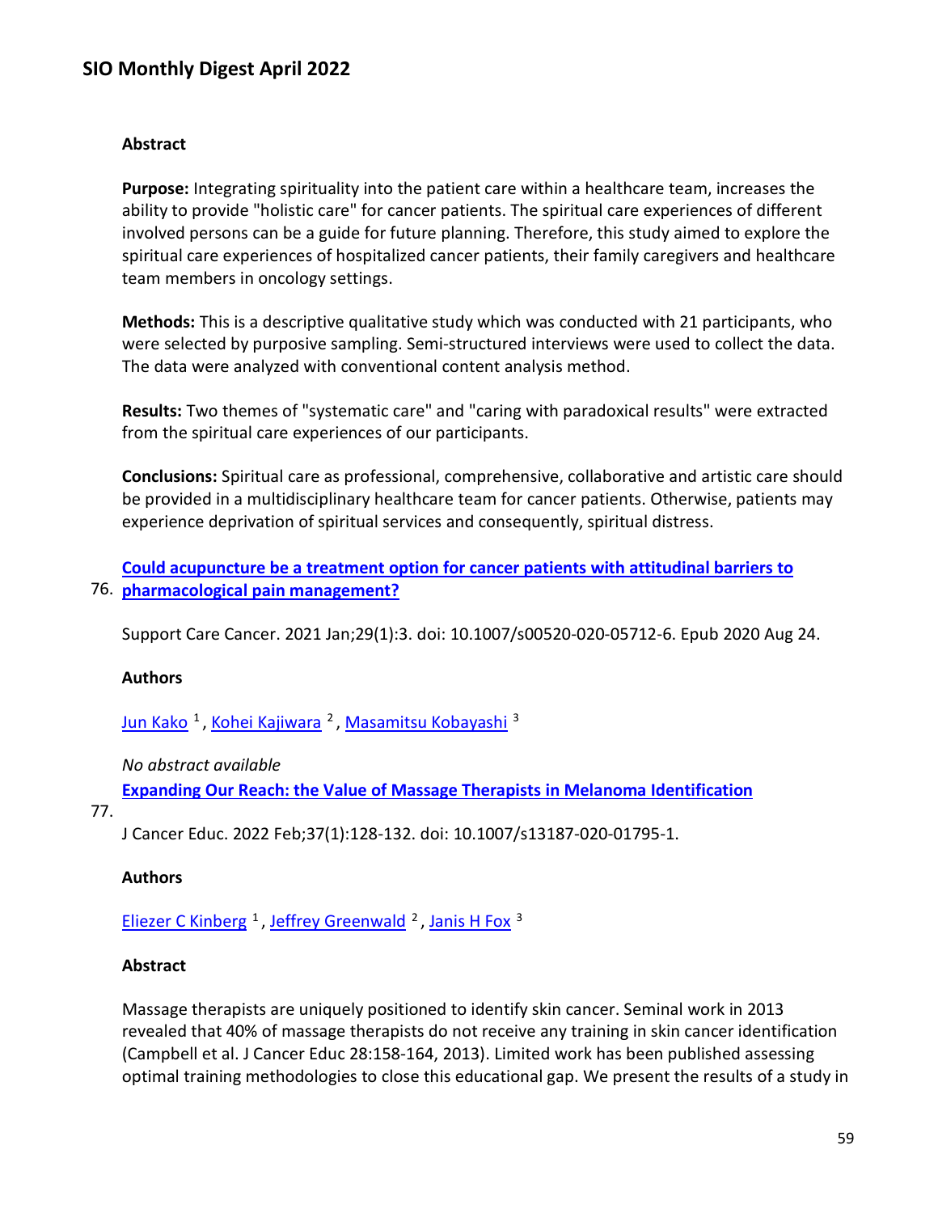**Abstract**

**Purpose:** Integrating spirituality into the patient care within a healthcare team, increases the ability to provide "holistic care" for cancer patients. The spiritual care experiences of different involved persons can be a guide for future planning. Therefore, this study aimed to explore the spiritual care experiences of hospitalized cancer patients, their family caregivers and healthcare team members in oncology settings.

**Methods:** This is a descriptive qualitative study which was conducted with 21 participants, who were selected by purposive sampling. Semi-structured interviews were used to collect the data. The data were analyzed with conventional content analysis method.

**Results:** Two themes of "systematic care" and "caring with paradoxical results" were extracted from the spiritual care experiences of our participants.

**Conclusions:** Spiritual care as professional, comprehensive, collaborative and artistic care should be provided in a multidisciplinary healthcare team for cancer patients. Otherwise, patients may experience deprivation of spiritual services and consequently, spiritual distress.

76. **Could acupuncture be a treatment option for cancer patients with attitudinal barriers to pharmacological pain management?**

Support Care Cancer. 2021 Jan;29(1):3. doi: 10.1007/s00520-020-05712-6. Epub 2020 Aug 24.

**Authors**

Jun Kako [1], Kohei Kajiwara [2], Masamitsu Kobayashi [3]

*No abstract available*

77. **Expanding Our Reach: the Value of Massage Therapists in Melanoma Identification**

J Cancer Educ. 2022 Feb;37(1):128-132. doi: 10.1007/s13187-020-01795-1.

**Authors**

Eliezer C Kinberg [1], Jeffrey Greenwald [2], Janis H Fox [3]

**Abstract**

Massage therapists are uniquely positioned to identify skin cancer. Seminal work in 2013 revealed that 40% of massage therapists do not receive any training in skin cancer identification (Campbell et al. J Cancer Educ 28:158-164, 2013). Limited work has been published assessing optimal training methodologies to close this educational gap. We present the results of a study in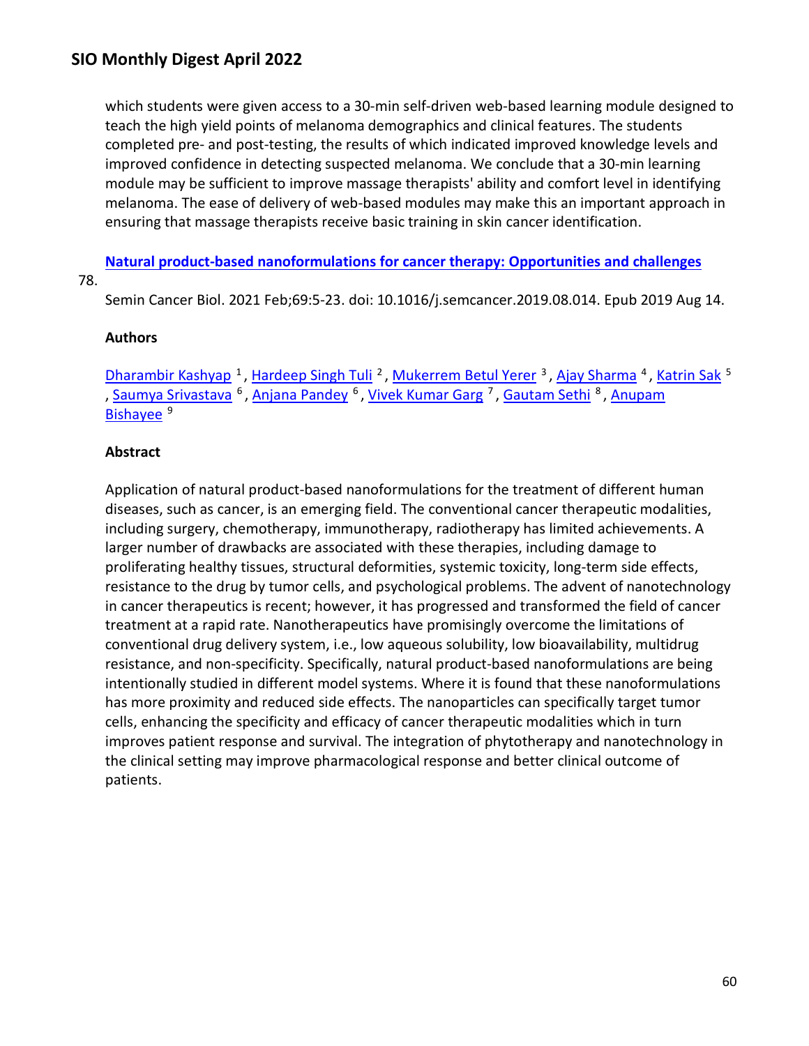which students were given access to a 30-min self-driven web-based learning module designed to teach the high yield points of melanoma demographics and clinical features. The students completed pre- and post-testing, the results of which indicated improved knowledge levels and improved confidence in detecting suspected melanoma. We conclude that a 30-min learning module may be sufficient to improve massage therapists' ability and comfort level in identifying melanoma. The ease of delivery of web-based modules may make this an important approach in ensuring that massage therapists receive basic training in skin cancer identification.

78. **Natural product-based nanoformulations for cancer therapy: Opportunities and challenges**

Semin Cancer Biol. 2021 Feb;69:5-23. doi: 10.1016/j.semcancer.2019.08.014. Epub 2019 Aug 14.

**Authors**

Dharambir Kashyap [1], Hardeep Singh Tuli [2], Mukerrem Betul Yerer [3], Ajay Sharma [4], Katrin Sak [5], Saumya Srivastava [6], Anjana Pandey [6], Vivek Kumar Garg [7], Gautam Sethi [8], Anupam Bishayee [9]

**Abstract**

Application of natural product-based nanoformulations for the treatment of different human diseases, such as cancer, is an emerging field. The conventional cancer therapeutic modalities, including surgery, chemotherapy, immunotherapy, radiotherapy has limited achievements. A larger number of drawbacks are associated with these therapies, including damage to proliferating healthy tissues, structural deformities, systemic toxicity, long-term side effects, resistance to the drug by tumor cells, and psychological problems. The advent of nanotechnology in cancer therapeutics is recent; however, it has progressed and transformed the field of cancer treatment at a rapid rate. Nanotherapeutics have promisingly overcome the limitations of conventional drug delivery system, i.e., low aqueous solubility, low bioavailability, multidrug resistance, and non-specificity. Specifically, natural product-based nanoformulations are being intentionally studied in different model systems. Where it is found that these nanoformulations has more proximity and reduced side effects. The nanoparticles can specifically target tumor cells, enhancing the specificity and efficacy of cancer therapeutic modalities which in turn improves patient response and survival. The integration of phytotherapy and nanotechnology in the clinical setting may improve pharmacological response and better clinical outcome of patients.